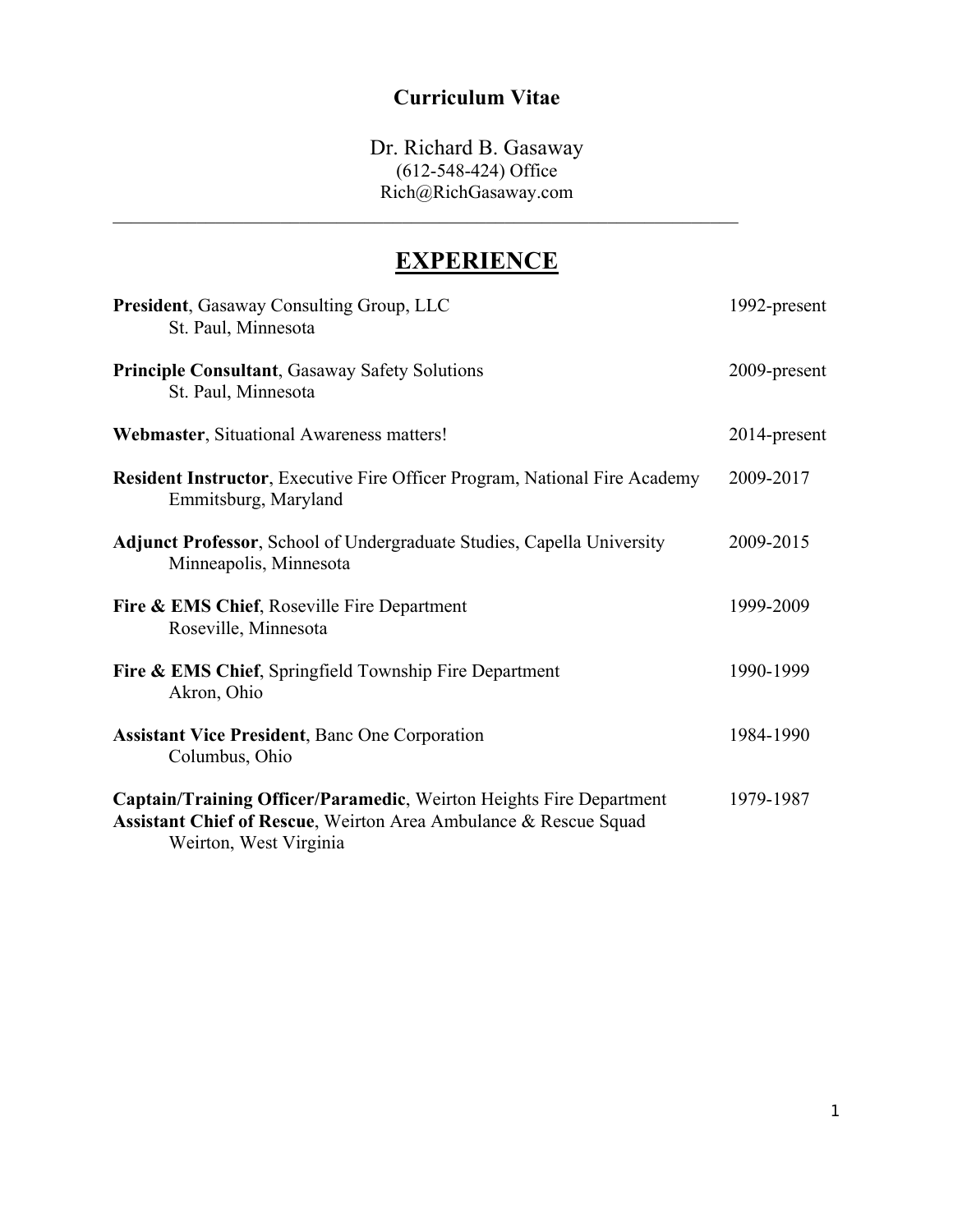# Curriculum Vitae

Dr. Richard B. Gasaway
(612-548-424) Office
Rich@RichGasaway.com

---

## EXPERIENCE

**President**, Gasaway Consulting Group, LLC — 1992-present
St. Paul, Minnesota

**Principle Consultant**, Gasaway Safety Solutions — 2009-present
St. Paul, Minnesota

**Webmaster**, Situational Awareness matters! — 2014-present

**Resident Instructor**, Executive Fire Officer Program, National Fire Academy — 2009-2017
Emmitsburg, Maryland

**Adjunct Professor**, School of Undergraduate Studies, Capella University — 2009-2015
Minneapolis, Minnesota

**Fire & EMS Chief**, Roseville Fire Department — 1999-2009
Roseville, Minnesota

**Fire & EMS Chief**, Springfield Township Fire Department — 1990-1999
Akron, Ohio

**Assistant Vice President**, Banc One Corporation — 1984-1990
Columbus, Ohio

**Captain/Training Officer/Paramedic**, Weirton Heights Fire Department — 1979-1987
**Assistant Chief of Rescue**, Weirton Area Ambulance & Rescue Squad
Weirton, West Virginia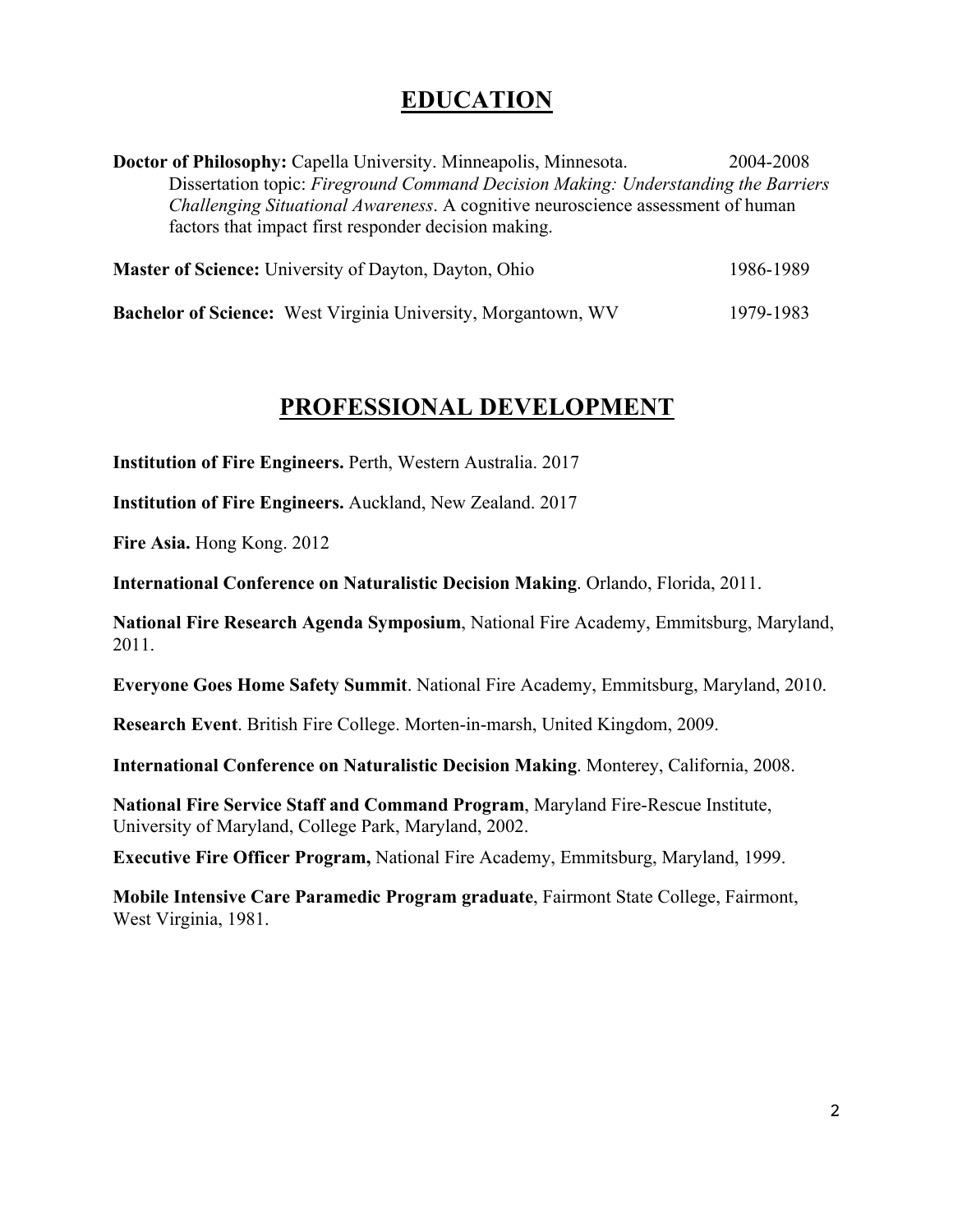## EDUCATION

**Doctor of Philosophy:** Capella University. Minneapolis, Minnesota. 2004-2008
Dissertation topic: *Fireground Command Decision Making: Understanding the Barriers Challenging Situational Awareness*. A cognitive neuroscience assessment of human factors that impact first responder decision making.

**Master of Science:** University of Dayton, Dayton, Ohio 1986-1989

**Bachelor of Science:** West Virginia University, Morgantown, WV 1979-1983

## PROFESSIONAL DEVELOPMENT

**Institution of Fire Engineers.** Perth, Western Australia. 2017

**Institution of Fire Engineers.** Auckland, New Zealand. 2017

**Fire Asia.** Hong Kong. 2012

**International Conference on Naturalistic Decision Making**. Orlando, Florida, 2011.

**National Fire Research Agenda Symposium**, National Fire Academy, Emmitsburg, Maryland, 2011.

**Everyone Goes Home Safety Summit**. National Fire Academy, Emmitsburg, Maryland, 2010.

**Research Event**. British Fire College. Morten-in-marsh, United Kingdom, 2009.

**International Conference on Naturalistic Decision Making**. Monterey, California, 2008.

**National Fire Service Staff and Command Program**, Maryland Fire-Rescue Institute, University of Maryland, College Park, Maryland, 2002.

**Executive Fire Officer Program,** National Fire Academy, Emmitsburg, Maryland, 1999.

**Mobile Intensive Care Paramedic Program graduate**, Fairmont State College, Fairmont, West Virginia, 1981.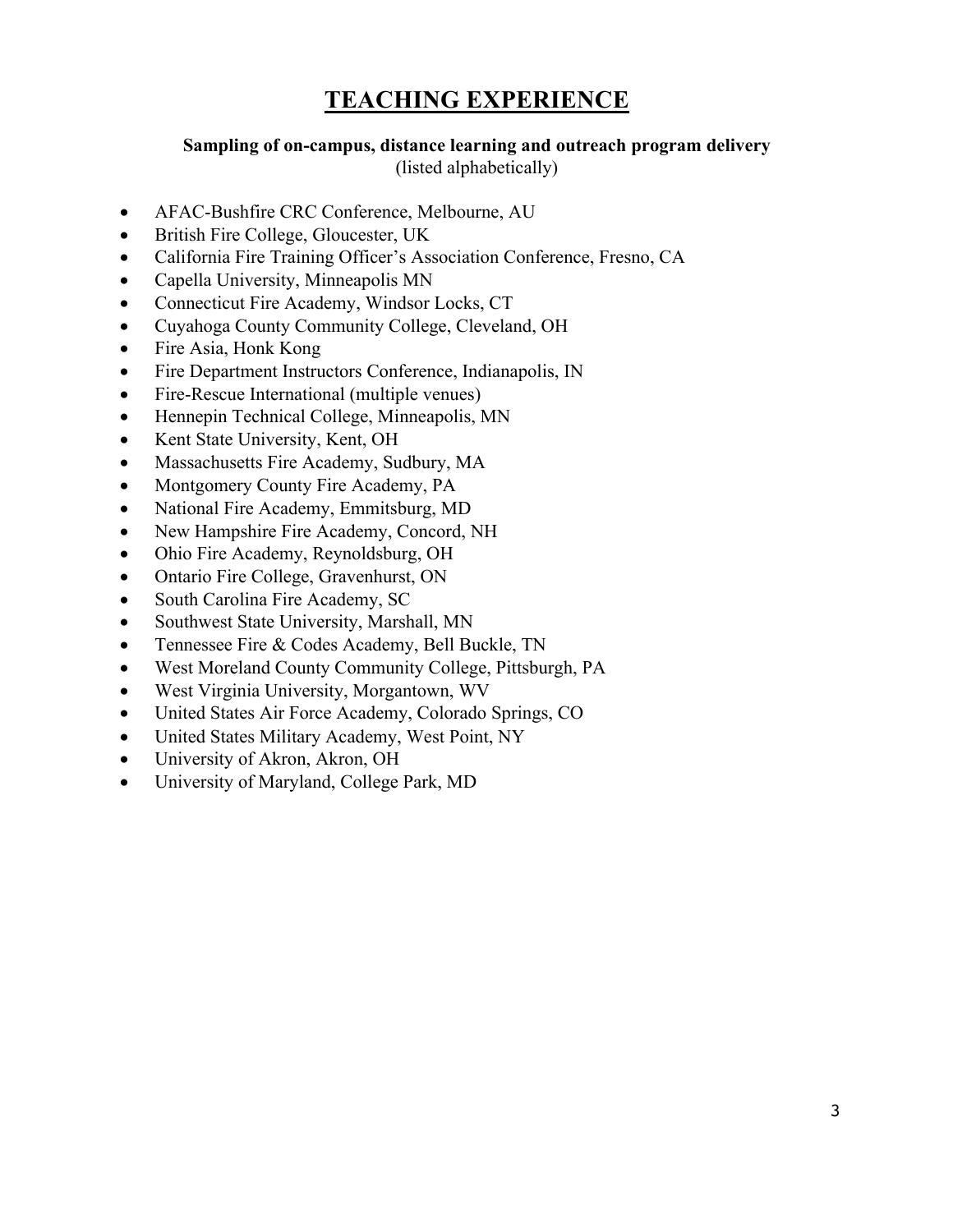# TEACHING EXPERIENCE

**Sampling of on-campus, distance learning and outreach program delivery**
(listed alphabetically)

- AFAC-Bushfire CRC Conference, Melbourne, AU
- British Fire College, Gloucester, UK
- California Fire Training Officer's Association Conference, Fresno, CA
- Capella University, Minneapolis MN
- Connecticut Fire Academy, Windsor Locks, CT
- Cuyahoga County Community College, Cleveland, OH
- Fire Asia, Honk Kong
- Fire Department Instructors Conference, Indianapolis, IN
- Fire-Rescue International (multiple venues)
- Hennepin Technical College, Minneapolis, MN
- Kent State University, Kent, OH
- Massachusetts Fire Academy, Sudbury, MA
- Montgomery County Fire Academy, PA
- National Fire Academy, Emmitsburg, MD
- New Hampshire Fire Academy, Concord, NH
- Ohio Fire Academy, Reynoldsburg, OH
- Ontario Fire College, Gravenhurst, ON
- South Carolina Fire Academy, SC
- Southwest State University, Marshall, MN
- Tennessee Fire & Codes Academy, Bell Buckle, TN
- West Moreland County Community College, Pittsburgh, PA
- West Virginia University, Morgantown, WV
- United States Air Force Academy, Colorado Springs, CO
- United States Military Academy, West Point, NY
- University of Akron, Akron, OH
- University of Maryland, College Park, MD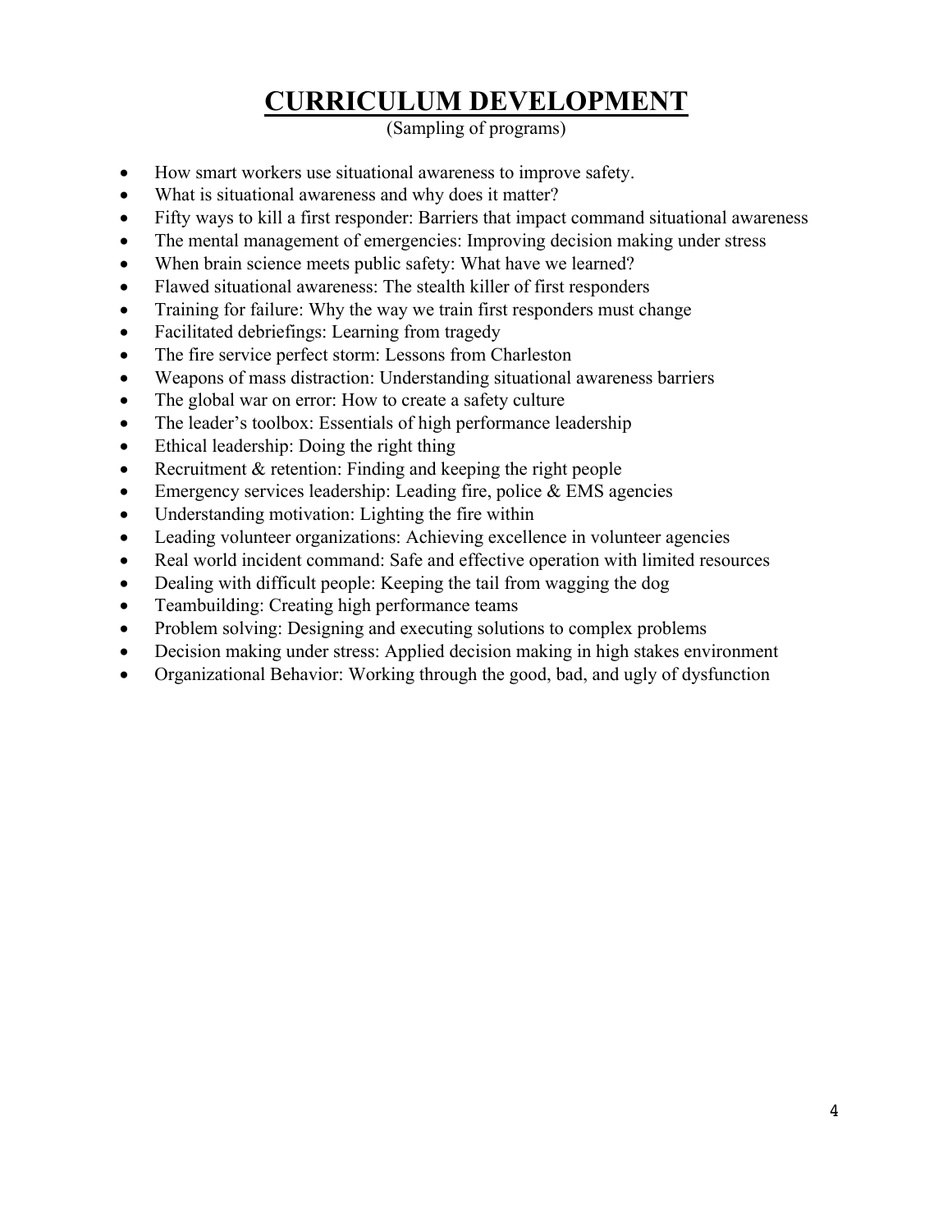# CURRICULUM DEVELOPMENT

(Sampling of programs)

- How smart workers use situational awareness to improve safety.
- What is situational awareness and why does it matter?
- Fifty ways to kill a first responder: Barriers that impact command situational awareness
- The mental management of emergencies: Improving decision making under stress
- When brain science meets public safety: What have we learned?
- Flawed situational awareness: The stealth killer of first responders
- Training for failure: Why the way we train first responders must change
- Facilitated debriefings: Learning from tragedy
- The fire service perfect storm: Lessons from Charleston
- Weapons of mass distraction: Understanding situational awareness barriers
- The global war on error: How to create a safety culture
- The leader's toolbox: Essentials of high performance leadership
- Ethical leadership: Doing the right thing
- Recruitment & retention: Finding and keeping the right people
- Emergency services leadership: Leading fire, police & EMS agencies
- Understanding motivation: Lighting the fire within
- Leading volunteer organizations: Achieving excellence in volunteer agencies
- Real world incident command: Safe and effective operation with limited resources
- Dealing with difficult people: Keeping the tail from wagging the dog
- Teambuilding: Creating high performance teams
- Problem solving: Designing and executing solutions to complex problems
- Decision making under stress: Applied decision making in high stakes environment
- Organizational Behavior: Working through the good, bad, and ugly of dysfunction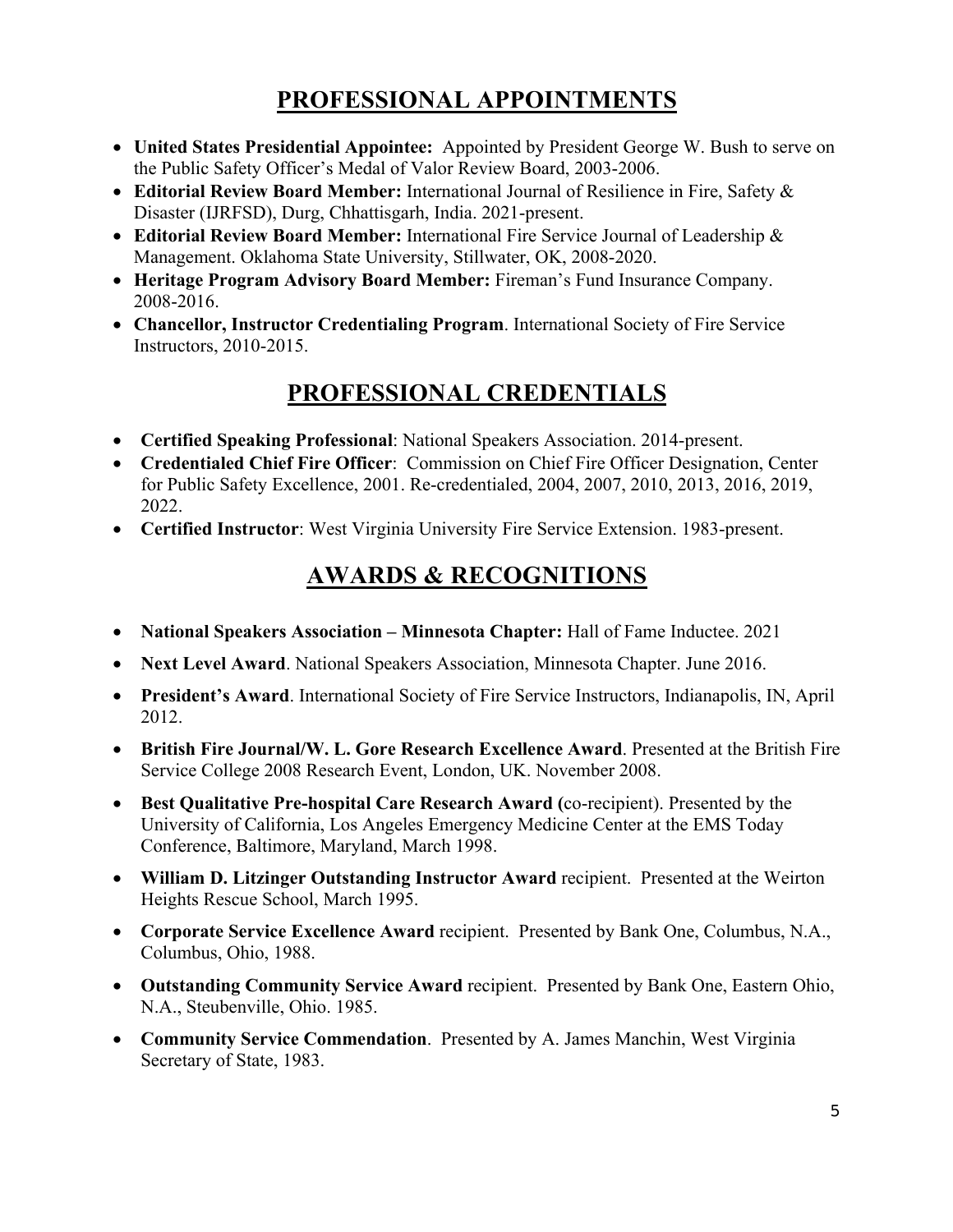## PROFESSIONAL APPOINTMENTS

- **United States Presidential Appointee:** Appointed by President George W. Bush to serve on the Public Safety Officer's Medal of Valor Review Board, 2003-2006.
- **Editorial Review Board Member:** International Journal of Resilience in Fire, Safety & Disaster (IJRFSD), Durg, Chhattisgarh, India. 2021-present.
- **Editorial Review Board Member:** International Fire Service Journal of Leadership & Management. Oklahoma State University, Stillwater, OK, 2008-2020.
- **Heritage Program Advisory Board Member:** Fireman's Fund Insurance Company. 2008-2016.
- **Chancellor, Instructor Credentialing Program**. International Society of Fire Service Instructors, 2010-2015.

## PROFESSIONAL CREDENTIALS

- **Certified Speaking Professional**: National Speakers Association. 2014-present.
- **Credentialed Chief Fire Officer**: Commission on Chief Fire Officer Designation, Center for Public Safety Excellence, 2001. Re-credentialed, 2004, 2007, 2010, 2013, 2016, 2019, 2022.
- **Certified Instructor**: West Virginia University Fire Service Extension. 1983-present.

## AWARDS & RECOGNITIONS

- **National Speakers Association – Minnesota Chapter:** Hall of Fame Inductee. 2021
- **Next Level Award**. National Speakers Association, Minnesota Chapter. June 2016.
- **President's Award**. International Society of Fire Service Instructors, Indianapolis, IN, April 2012.
- **British Fire Journal/W. L. Gore Research Excellence Award**. Presented at the British Fire Service College 2008 Research Event, London, UK. November 2008.
- **Best Qualitative Pre-hospital Care Research Award (**co-recipient). Presented by the University of California, Los Angeles Emergency Medicine Center at the EMS Today Conference, Baltimore, Maryland, March 1998.
- **William D. Litzinger Outstanding Instructor Award** recipient. Presented at the Weirton Heights Rescue School, March 1995.
- **Corporate Service Excellence Award** recipient. Presented by Bank One, Columbus, N.A., Columbus, Ohio, 1988.
- **Outstanding Community Service Award** recipient. Presented by Bank One, Eastern Ohio, N.A., Steubenville, Ohio. 1985.
- **Community Service Commendation**. Presented by A. James Manchin, West Virginia Secretary of State, 1983.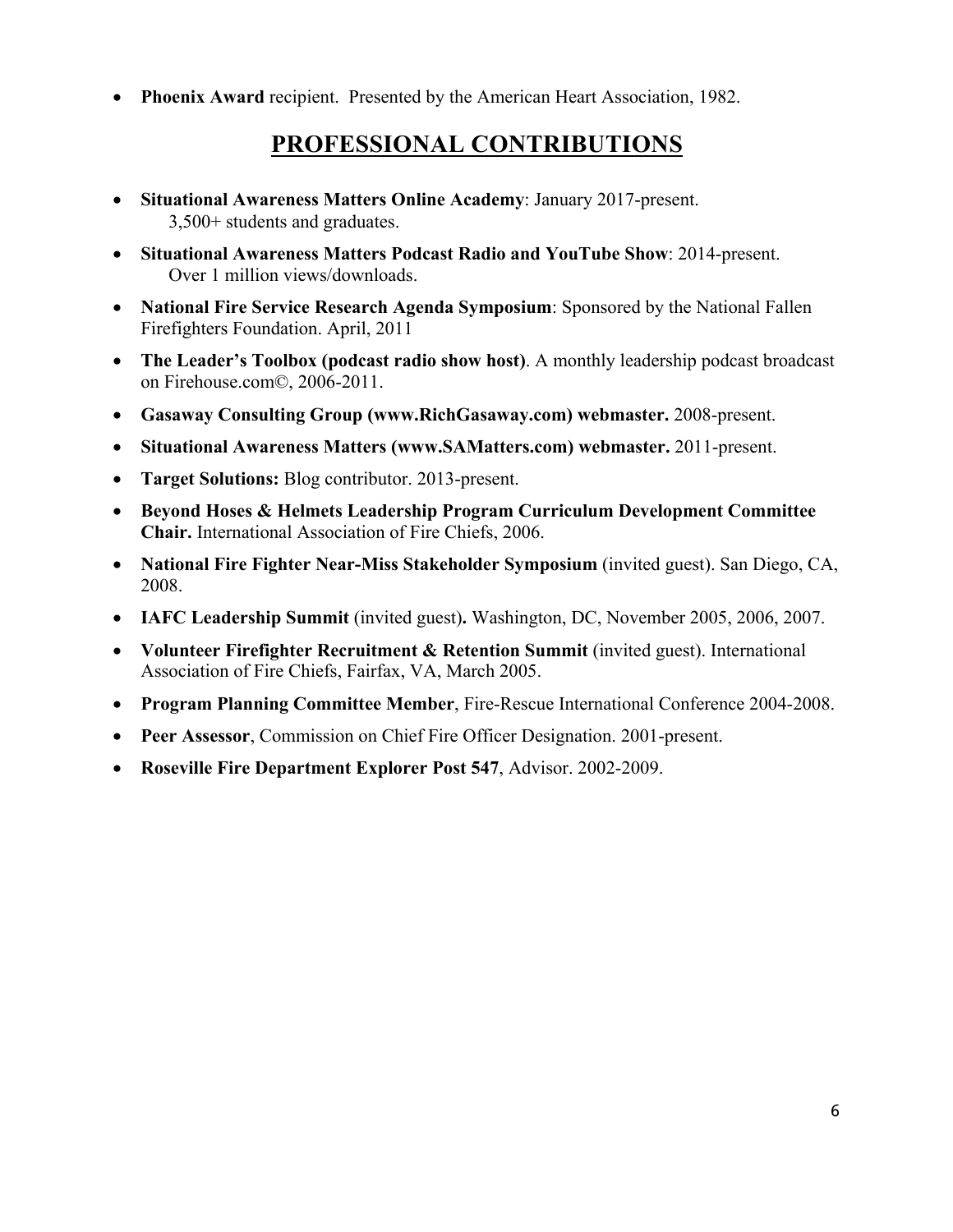- **Phoenix Award** recipient. Presented by the American Heart Association, 1982.

## PROFESSIONAL CONTRIBUTIONS

- **Situational Awareness Matters Online Academy**: January 2017-present.
  3,500+ students and graduates.
- **Situational Awareness Matters Podcast Radio and YouTube Show**: 2014-present.
  Over 1 million views/downloads.
- **National Fire Service Research Agenda Symposium**: Sponsored by the National Fallen Firefighters Foundation. April, 2011
- **The Leader's Toolbox (podcast radio show host)**. A monthly leadership podcast broadcast on Firehouse.com©, 2006-2011.
- **Gasaway Consulting Group (www.RichGasaway.com) webmaster.** 2008-present.
- **Situational Awareness Matters (www.SAMatters.com) webmaster.** 2011-present.
- **Target Solutions:** Blog contributor. 2013-present.
- **Beyond Hoses & Helmets Leadership Program Curriculum Development Committee Chair.** International Association of Fire Chiefs, 2006.
- **National Fire Fighter Near-Miss Stakeholder Symposium** (invited guest). San Diego, CA, 2008.
- **IAFC Leadership Summit** (invited guest)**.** Washington, DC, November 2005, 2006, 2007.
- **Volunteer Firefighter Recruitment & Retention Summit** (invited guest). International Association of Fire Chiefs, Fairfax, VA, March 2005.
- **Program Planning Committee Member**, Fire-Rescue International Conference 2004-2008.
- **Peer Assessor**, Commission on Chief Fire Officer Designation. 2001-present.
- **Roseville Fire Department Explorer Post 547**, Advisor. 2002-2009.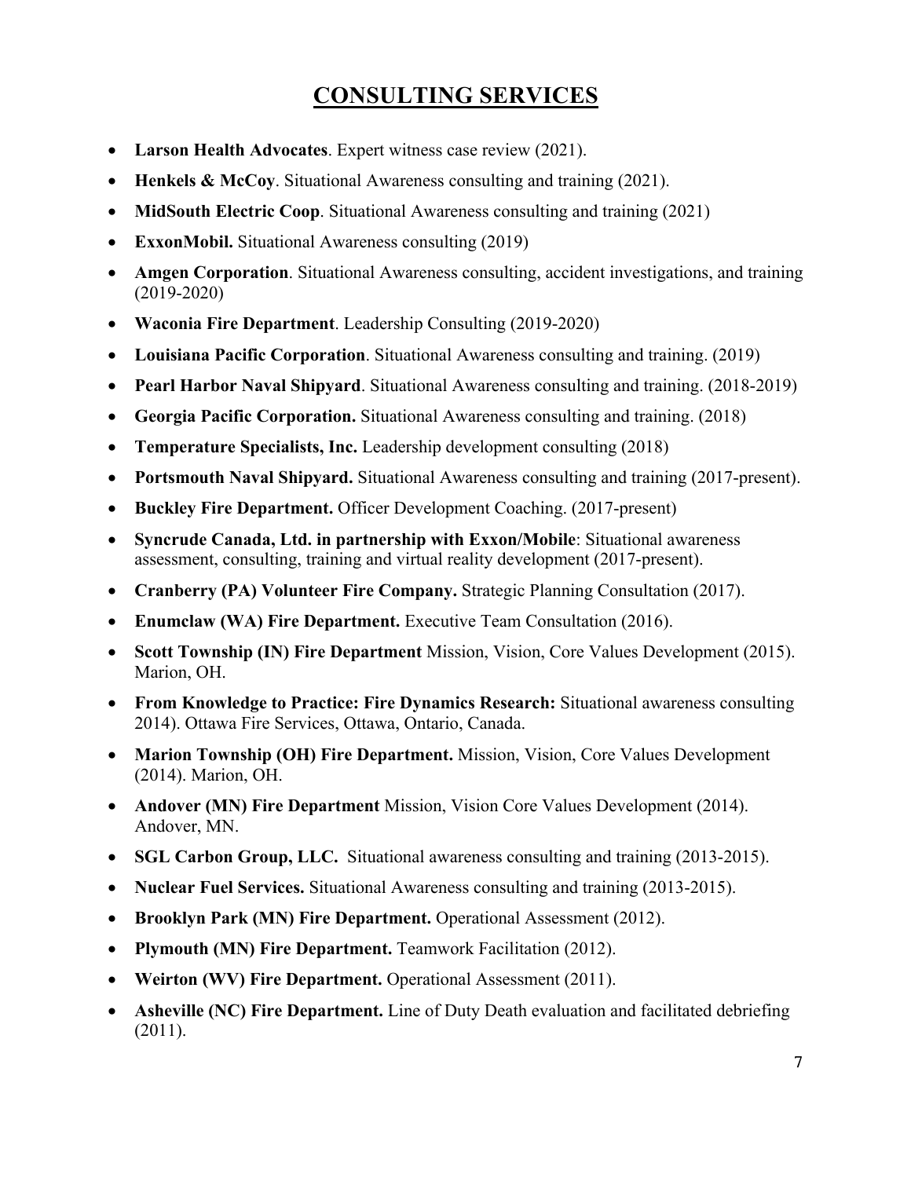# CONSULTING SERVICES

- **Larson Health Advocates**. Expert witness case review (2021).
- **Henkels & McCoy**. Situational Awareness consulting and training (2021).
- **MidSouth Electric Coop**. Situational Awareness consulting and training (2021)
- **ExxonMobil.** Situational Awareness consulting (2019)
- **Amgen Corporation**. Situational Awareness consulting, accident investigations, and training (2019-2020)
- **Waconia Fire Department**. Leadership Consulting (2019-2020)
- **Louisiana Pacific Corporation**. Situational Awareness consulting and training. (2019)
- **Pearl Harbor Naval Shipyard**. Situational Awareness consulting and training. (2018-2019)
- **Georgia Pacific Corporation.** Situational Awareness consulting and training. (2018)
- **Temperature Specialists, Inc.** Leadership development consulting (2018)
- **Portsmouth Naval Shipyard.** Situational Awareness consulting and training (2017-present).
- **Buckley Fire Department.** Officer Development Coaching. (2017-present)
- **Syncrude Canada, Ltd. in partnership with Exxon/Mobile**: Situational awareness assessment, consulting, training and virtual reality development (2017-present).
- **Cranberry (PA) Volunteer Fire Company.** Strategic Planning Consultation (2017).
- **Enumclaw (WA) Fire Department.** Executive Team Consultation (2016).
- **Scott Township (IN) Fire Department** Mission, Vision, Core Values Development (2015). Marion, OH.
- **From Knowledge to Practice: Fire Dynamics Research:** Situational awareness consulting 2014). Ottawa Fire Services, Ottawa, Ontario, Canada.
- **Marion Township (OH) Fire Department.** Mission, Vision, Core Values Development (2014). Marion, OH.
- **Andover (MN) Fire Department** Mission, Vision Core Values Development (2014). Andover, MN.
- **SGL Carbon Group, LLC.** Situational awareness consulting and training (2013-2015).
- **Nuclear Fuel Services.** Situational Awareness consulting and training (2013-2015).
- **Brooklyn Park (MN) Fire Department.** Operational Assessment (2012).
- **Plymouth (MN) Fire Department.** Teamwork Facilitation (2012).
- **Weirton (WV) Fire Department.** Operational Assessment (2011).
- **Asheville (NC) Fire Department.** Line of Duty Death evaluation and facilitated debriefing (2011).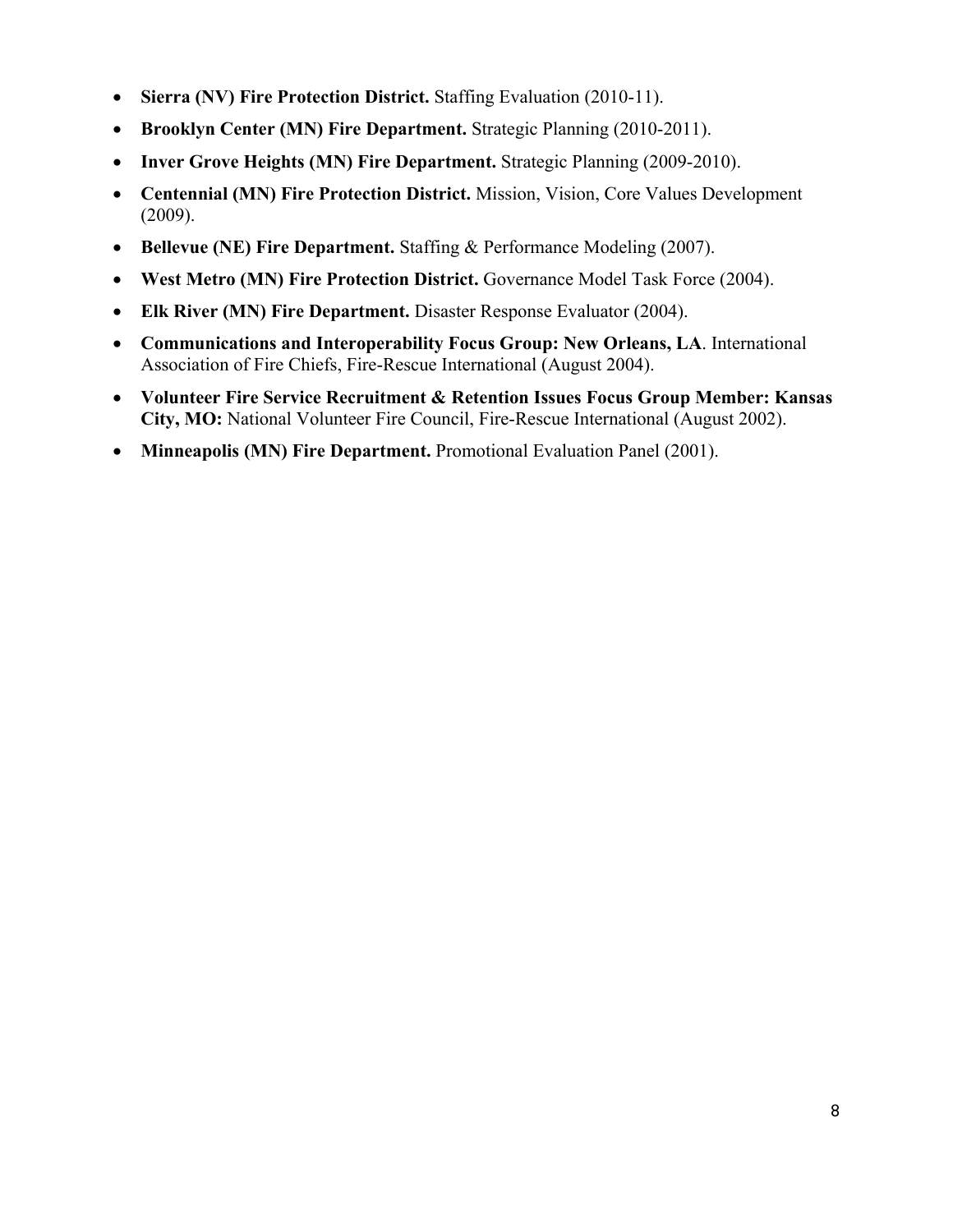- **Sierra (NV) Fire Protection District.** Staffing Evaluation (2010-11).
- **Brooklyn Center (MN) Fire Department.** Strategic Planning (2010-2011).
- **Inver Grove Heights (MN) Fire Department.** Strategic Planning (2009-2010).
- **Centennial (MN) Fire Protection District.** Mission, Vision, Core Values Development (2009).
- **Bellevue (NE) Fire Department.** Staffing & Performance Modeling (2007).
- **West Metro (MN) Fire Protection District.** Governance Model Task Force (2004).
- **Elk River (MN) Fire Department.** Disaster Response Evaluator (2004).
- **Communications and Interoperability Focus Group: New Orleans, LA**. International Association of Fire Chiefs, Fire-Rescue International (August 2004).
- **Volunteer Fire Service Recruitment & Retention Issues Focus Group Member: Kansas City, MO:** National Volunteer Fire Council, Fire-Rescue International (August 2002).
- **Minneapolis (MN) Fire Department.** Promotional Evaluation Panel (2001).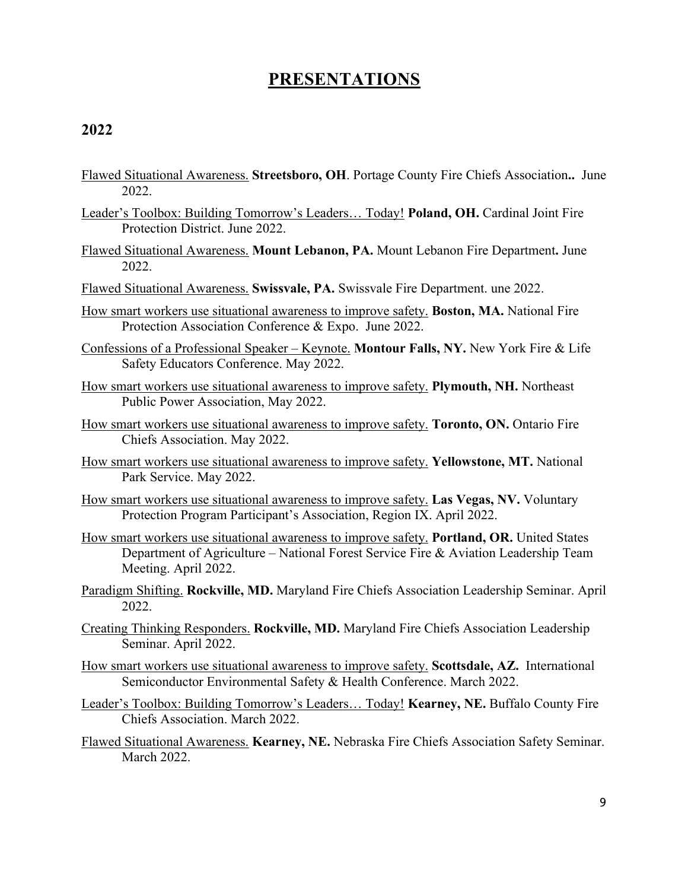# PRESENTATIONS

## 2022

<u>Flawed Situational Awareness.</u> **Streetsboro, OH**. Portage County Fire Chiefs Association**..** June 2022.

<u>Leader's Toolbox: Building Tomorrow's Leaders… Today!</u> **Poland, OH.** Cardinal Joint Fire Protection District. June 2022.

<u>Flawed Situational Awareness.</u> **Mount Lebanon, PA.** Mount Lebanon Fire Department**.** June 2022.

<u>Flawed Situational Awareness.</u> **Swissvale, PA.** Swissvale Fire Department. une 2022.

<u>How smart workers use situational awareness to improve safety.</u> **Boston, MA.** National Fire Protection Association Conference & Expo. June 2022.

<u>Confessions of a Professional Speaker – Keynote.</u> **Montour Falls, NY.** New York Fire & Life Safety Educators Conference. May 2022.

<u>How smart workers use situational awareness to improve safety.</u> **Plymouth, NH.** Northeast Public Power Association, May 2022.

<u>How smart workers use situational awareness to improve safety.</u> **Toronto, ON.** Ontario Fire Chiefs Association. May 2022.

<u>How smart workers use situational awareness to improve safety.</u> **Yellowstone, MT.** National Park Service. May 2022.

<u>How smart workers use situational awareness to improve safety.</u> **Las Vegas, NV.** Voluntary Protection Program Participant's Association, Region IX. April 2022.

<u>How smart workers use situational awareness to improve safety.</u> **Portland, OR.** United States Department of Agriculture – National Forest Service Fire & Aviation Leadership Team Meeting. April 2022.

<u>Paradigm Shifting.</u> **Rockville, MD.** Maryland Fire Chiefs Association Leadership Seminar. April 2022.

<u>Creating Thinking Responders.</u> **Rockville, MD.** Maryland Fire Chiefs Association Leadership Seminar. April 2022.

<u>How smart workers use situational awareness to improve safety.</u> **Scottsdale, AZ.** International Semiconductor Environmental Safety & Health Conference. March 2022.

<u>Leader's Toolbox: Building Tomorrow's Leaders… Today!</u> **Kearney, NE.** Buffalo County Fire Chiefs Association. March 2022.

<u>Flawed Situational Awareness.</u> **Kearney, NE.** Nebraska Fire Chiefs Association Safety Seminar. March 2022.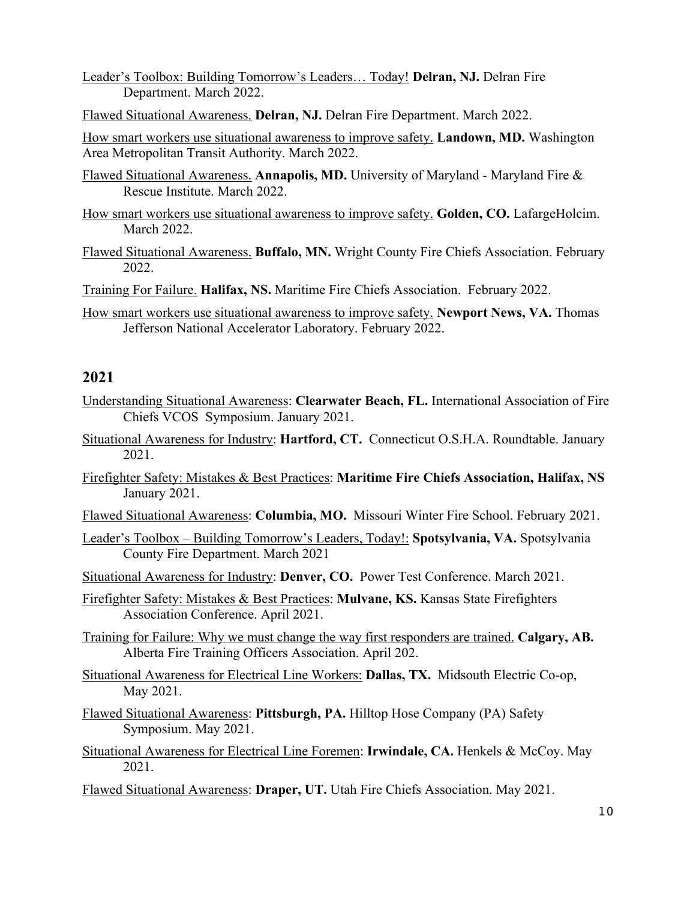<u>Leader's Toolbox: Building Tomorrow's Leaders… Today!</u> **Delran, NJ.** Delran Fire Department. March 2022.

<u>Flawed Situational Awareness.</u> **Delran, NJ.** Delran Fire Department. March 2022.

<u>How smart workers use situational awareness to improve safety.</u> **Landown, MD.** Washington Area Metropolitan Transit Authority. March 2022.

<u>Flawed Situational Awareness.</u> **Annapolis, MD.** University of Maryland - Maryland Fire & Rescue Institute. March 2022.

<u>How smart workers use situational awareness to improve safety.</u> **Golden, CO.** LafargeHolcim. March 2022.

<u>Flawed Situational Awareness.</u> **Buffalo, MN.** Wright County Fire Chiefs Association. February 2022.

<u>Training For Failure.</u> **Halifax, NS.** Maritime Fire Chiefs Association. February 2022.

<u>How smart workers use situational awareness to improve safety.</u> **Newport News, VA.** Thomas Jefferson National Accelerator Laboratory. February 2022.

## 2021

<u>Understanding Situational Awareness</u>: **Clearwater Beach, FL.** International Association of Fire Chiefs VCOS Symposium. January 2021.

<u>Situational Awareness for Industry</u>: **Hartford, CT.** Connecticut O.S.H.A. Roundtable. January 2021.

<u>Firefighter Safety: Mistakes & Best Practices</u>: **Maritime Fire Chiefs Association, Halifax, NS** January 2021.

<u>Flawed Situational Awareness</u>: **Columbia, MO.** Missouri Winter Fire School. February 2021.

<u>Leader's Toolbox – Building Tomorrow's Leaders, Today!:</u> **Spotsylvania, VA.** Spotsylvania County Fire Department. March 2021

<u>Situational Awareness for Industry</u>: **Denver, CO.** Power Test Conference. March 2021.

<u>Firefighter Safety: Mistakes & Best Practices</u>: **Mulvane, KS.** Kansas State Firefighters Association Conference. April 2021.

<u>Training for Failure: Why we must change the way first responders are trained.</u> **Calgary, AB.** Alberta Fire Training Officers Association. April 202.

<u>Situational Awareness for Electrical Line Workers:</u> **Dallas, TX.** Midsouth Electric Co-op, May 2021.

<u>Flawed Situational Awareness</u>: **Pittsburgh, PA.** Hilltop Hose Company (PA) Safety Symposium. May 2021.

<u>Situational Awareness for Electrical Line Foremen</u>: **Irwindale, CA.** Henkels & McCoy. May 2021.

<u>Flawed Situational Awareness</u>: **Draper, UT.** Utah Fire Chiefs Association. May 2021.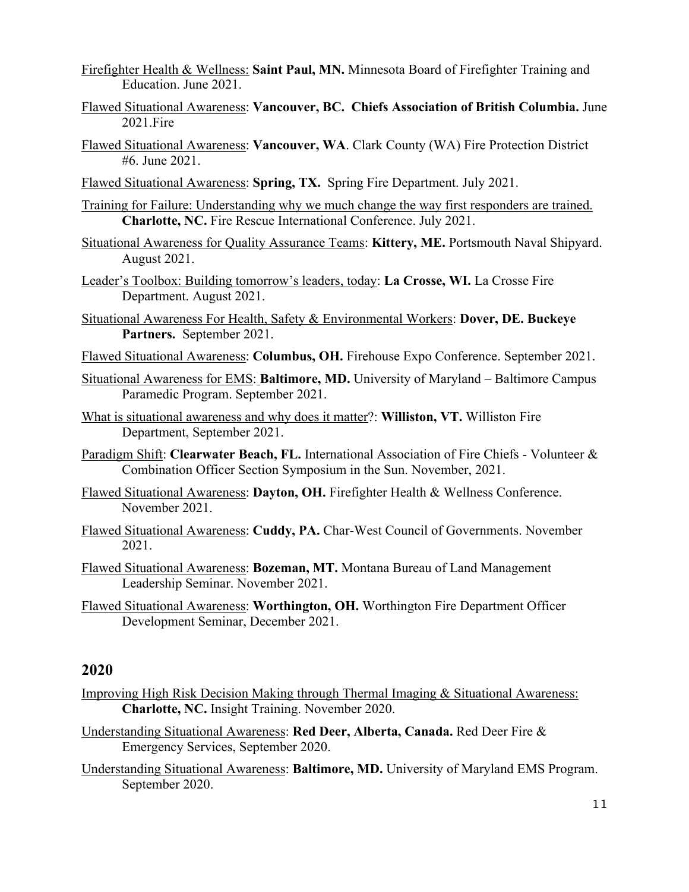Firefighter Health & Wellness: **Saint Paul, MN.** Minnesota Board of Firefighter Training and Education. June 2021.

Flawed Situational Awareness: **Vancouver, BC. Chiefs Association of British Columbia.** June 2021.Fire

Flawed Situational Awareness: **Vancouver, WA**. Clark County (WA) Fire Protection District #6. June 2021.

Flawed Situational Awareness: **Spring, TX.** Spring Fire Department. July 2021.

Training for Failure: Understanding why we much change the way first responders are trained. **Charlotte, NC.** Fire Rescue International Conference. July 2021.

Situational Awareness for Quality Assurance Teams: **Kittery, ME.** Portsmouth Naval Shipyard. August 2021.

Leader's Toolbox: Building tomorrow's leaders, today: **La Crosse, WI.** La Crosse Fire Department. August 2021.

Situational Awareness For Health, Safety & Environmental Workers: **Dover, DE. Buckeye Partners.** September 2021.

Flawed Situational Awareness: **Columbus, OH.** Firehouse Expo Conference. September 2021.

Situational Awareness for EMS: **Baltimore, MD.** University of Maryland – Baltimore Campus Paramedic Program. September 2021.

What is situational awareness and why does it matter?: **Williston, VT.** Williston Fire Department, September 2021.

Paradigm Shift: **Clearwater Beach, FL.** International Association of Fire Chiefs - Volunteer & Combination Officer Section Symposium in the Sun. November, 2021.

Flawed Situational Awareness: **Dayton, OH.** Firefighter Health & Wellness Conference. November 2021.

Flawed Situational Awareness: **Cuddy, PA.** Char-West Council of Governments. November 2021.

Flawed Situational Awareness: **Bozeman, MT.** Montana Bureau of Land Management Leadership Seminar. November 2021.

Flawed Situational Awareness: **Worthington, OH.** Worthington Fire Department Officer Development Seminar, December 2021.

## 2020

Improving High Risk Decision Making through Thermal Imaging & Situational Awareness: **Charlotte, NC.** Insight Training. November 2020.

Understanding Situational Awareness: **Red Deer, Alberta, Canada.** Red Deer Fire & Emergency Services, September 2020.

Understanding Situational Awareness: **Baltimore, MD.** University of Maryland EMS Program. September 2020.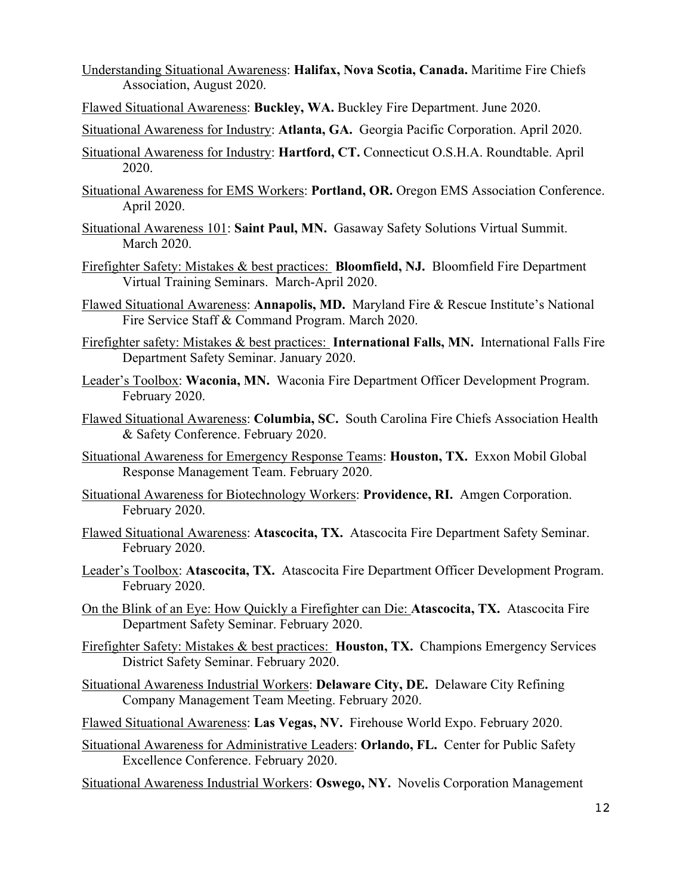Understanding Situational Awareness: **Halifax, Nova Scotia, Canada.** Maritime Fire Chiefs Association, August 2020.

Flawed Situational Awareness: **Buckley, WA.** Buckley Fire Department. June 2020.

Situational Awareness for Industry: **Atlanta, GA.** Georgia Pacific Corporation. April 2020.

Situational Awareness for Industry: **Hartford, CT.** Connecticut O.S.H.A. Roundtable. April 2020.

Situational Awareness for EMS Workers: **Portland, OR.** Oregon EMS Association Conference. April 2020.

Situational Awareness 101: **Saint Paul, MN.** Gasaway Safety Solutions Virtual Summit. March 2020.

Firefighter Safety: Mistakes & best practices: **Bloomfield, NJ.** Bloomfield Fire Department Virtual Training Seminars. March-April 2020.

Flawed Situational Awareness: **Annapolis, MD.** Maryland Fire & Rescue Institute's National Fire Service Staff & Command Program. March 2020.

Firefighter safety: Mistakes & best practices: **International Falls, MN.** International Falls Fire Department Safety Seminar. January 2020.

Leader's Toolbox: **Waconia, MN.** Waconia Fire Department Officer Development Program. February 2020.

Flawed Situational Awareness: **Columbia, SC.** South Carolina Fire Chiefs Association Health & Safety Conference. February 2020.

Situational Awareness for Emergency Response Teams: **Houston, TX.** Exxon Mobil Global Response Management Team. February 2020.

Situational Awareness for Biotechnology Workers: **Providence, RI.** Amgen Corporation. February 2020.

Flawed Situational Awareness: **Atascocita, TX.** Atascocita Fire Department Safety Seminar. February 2020.

Leader's Toolbox: **Atascocita, TX.** Atascocita Fire Department Officer Development Program. February 2020.

On the Blink of an Eye: How Quickly a Firefighter can Die: **Atascocita, TX.** Atascocita Fire Department Safety Seminar. February 2020.

Firefighter Safety: Mistakes & best practices: **Houston, TX.** Champions Emergency Services District Safety Seminar. February 2020.

Situational Awareness Industrial Workers: **Delaware City, DE.** Delaware City Refining Company Management Team Meeting. February 2020.

Flawed Situational Awareness: **Las Vegas, NV.** Firehouse World Expo. February 2020.

Situational Awareness for Administrative Leaders: **Orlando, FL.** Center for Public Safety Excellence Conference. February 2020.

Situational Awareness Industrial Workers: **Oswego, NY.** Novelis Corporation Management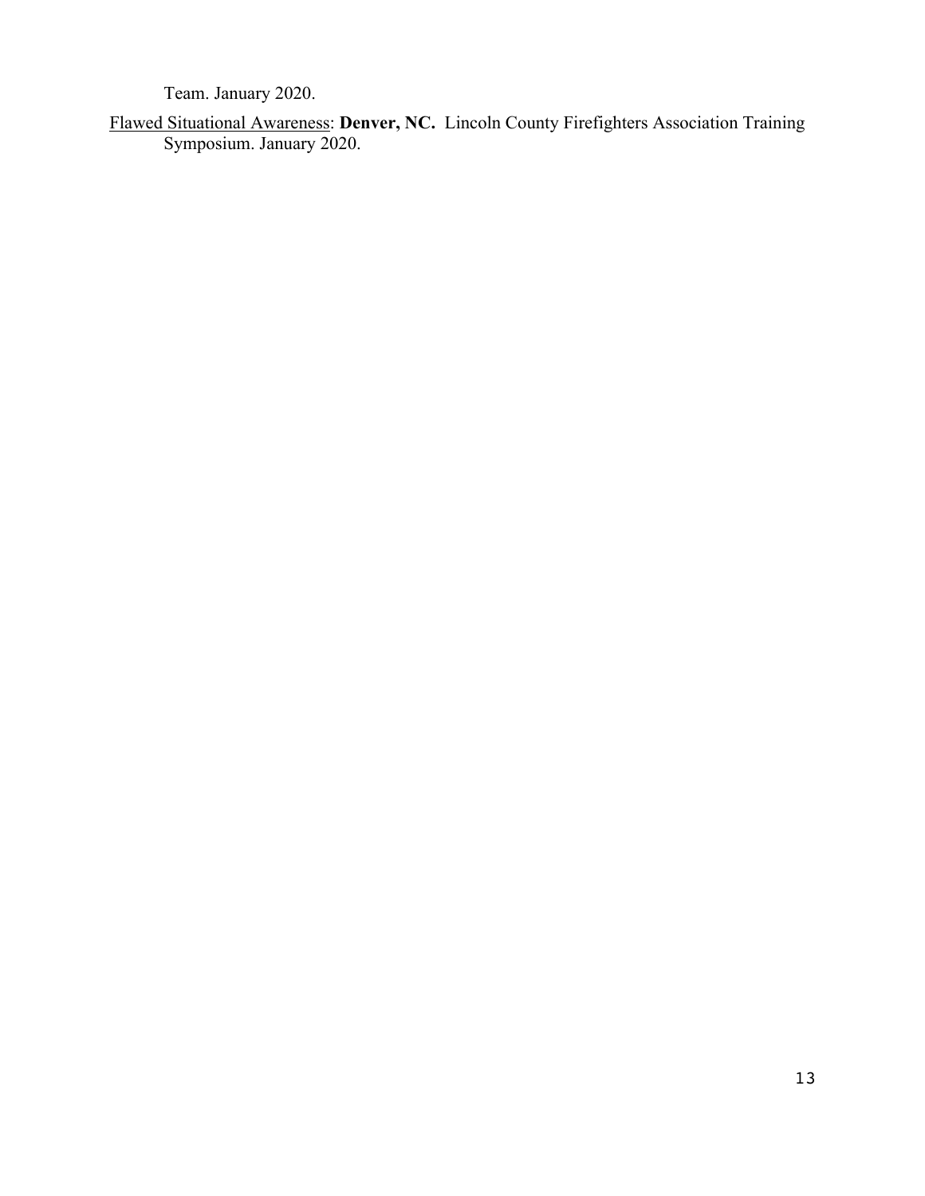Team. January 2020.

<u>Flawed Situational Awareness</u>: **Denver, NC.** Lincoln County Firefighters Association Training Symposium. January 2020.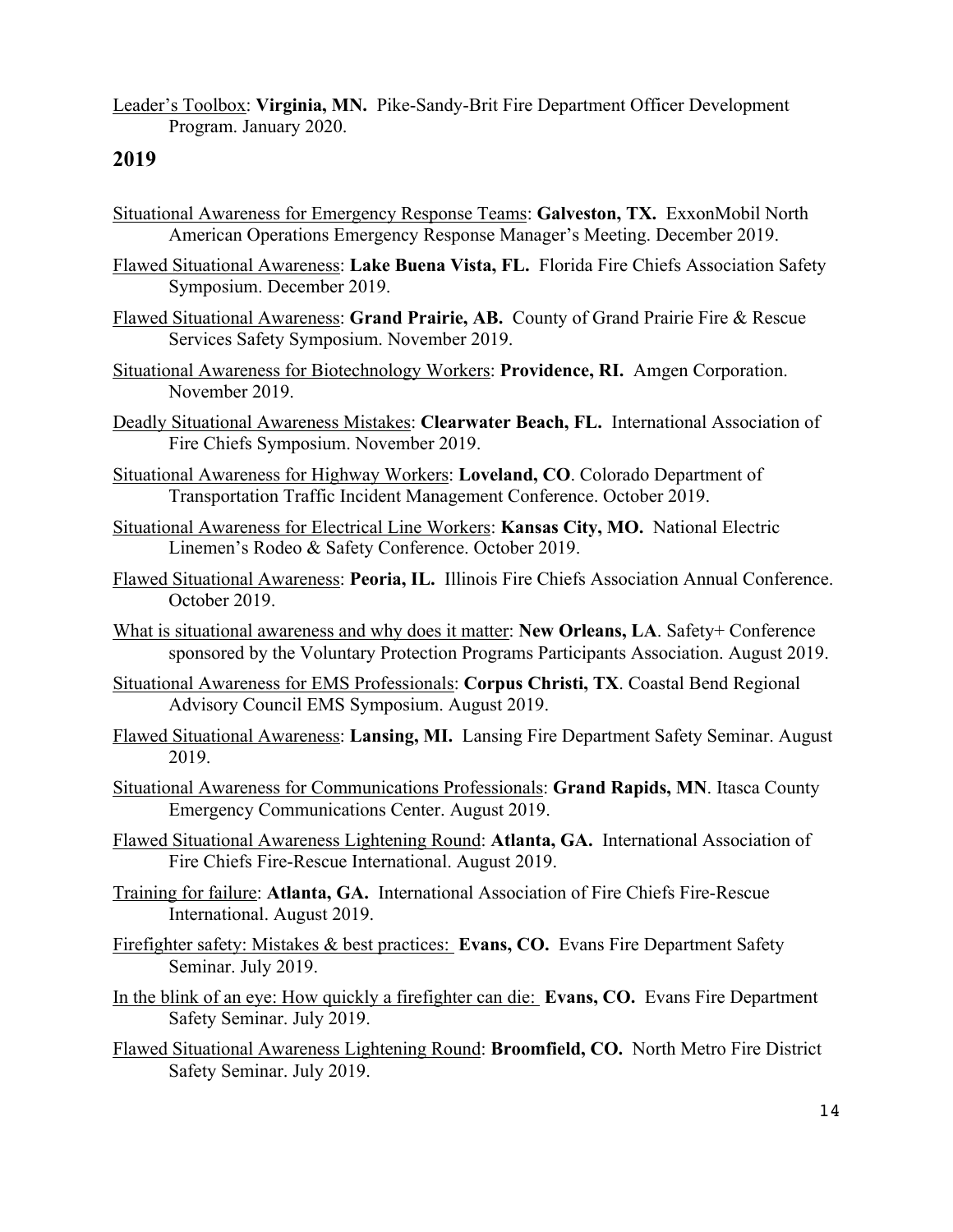<u>Leader's Toolbox</u>: **Virginia, MN.** Pike-Sandy-Brit Fire Department Officer Development Program. January 2020.

## 2019

<u>Situational Awareness for Emergency Response Teams</u>: **Galveston, TX.** ExxonMobil North American Operations Emergency Response Manager's Meeting. December 2019.

<u>Flawed Situational Awareness</u>: **Lake Buena Vista, FL.** Florida Fire Chiefs Association Safety Symposium. December 2019.

<u>Flawed Situational Awareness</u>: **Grand Prairie, AB.** County of Grand Prairie Fire & Rescue Services Safety Symposium. November 2019.

<u>Situational Awareness for Biotechnology Workers</u>: **Providence, RI.** Amgen Corporation. November 2019.

<u>Deadly Situational Awareness Mistakes</u>: **Clearwater Beach, FL.** International Association of Fire Chiefs Symposium. November 2019.

<u>Situational Awareness for Highway Workers</u>: **Loveland, CO**. Colorado Department of Transportation Traffic Incident Management Conference. October 2019.

<u>Situational Awareness for Electrical Line Workers</u>: **Kansas City, MO.** National Electric Linemen's Rodeo & Safety Conference. October 2019.

<u>Flawed Situational Awareness</u>: **Peoria, IL.** Illinois Fire Chiefs Association Annual Conference. October 2019.

<u>What is situational awareness and why does it matter</u>: **New Orleans, LA**. Safety+ Conference sponsored by the Voluntary Protection Programs Participants Association. August 2019.

<u>Situational Awareness for EMS Professionals</u>: **Corpus Christi, TX**. Coastal Bend Regional Advisory Council EMS Symposium. August 2019.

<u>Flawed Situational Awareness</u>: **Lansing, MI.** Lansing Fire Department Safety Seminar. August 2019.

<u>Situational Awareness for Communications Professionals</u>: **Grand Rapids, MN**. Itasca County Emergency Communications Center. August 2019.

<u>Flawed Situational Awareness Lightening Round</u>: **Atlanta, GA.** International Association of Fire Chiefs Fire-Rescue International. August 2019.

<u>Training for failure</u>: **Atlanta, GA.** International Association of Fire Chiefs Fire-Rescue International. August 2019.

<u>Firefighter safety: Mistakes & best practices:</u> **Evans, CO.** Evans Fire Department Safety Seminar. July 2019.

<u>In the blink of an eye: How quickly a firefighter can die:</u> **Evans, CO.** Evans Fire Department Safety Seminar. July 2019.

<u>Flawed Situational Awareness Lightening Round</u>: **Broomfield, CO.** North Metro Fire District Safety Seminar. July 2019.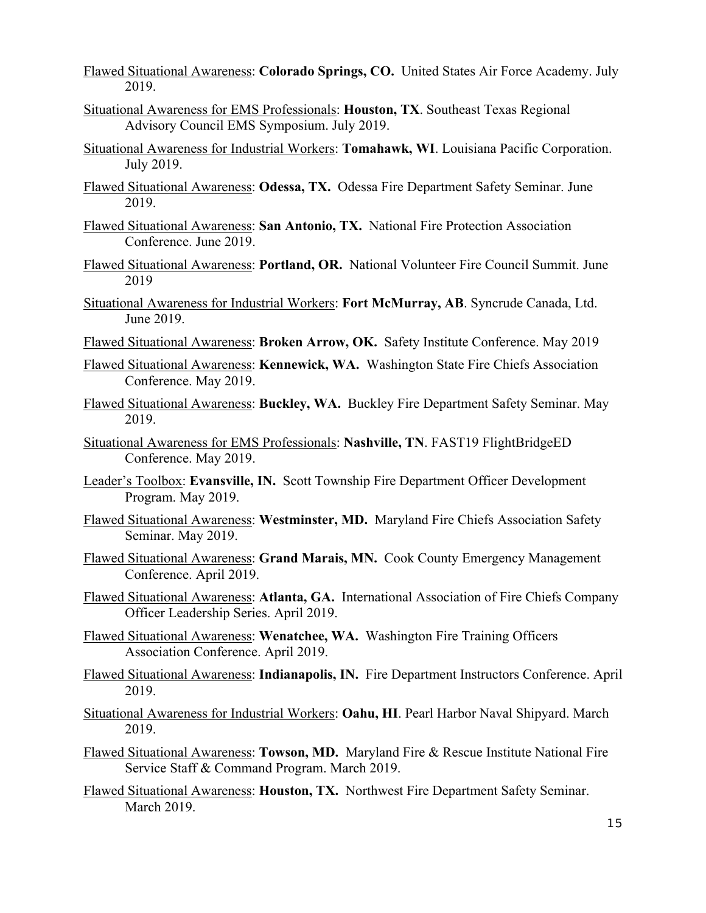<u>Flawed Situational Awareness</u>: **Colorado Springs, CO.** United States Air Force Academy. July 2019.

<u>Situational Awareness for EMS Professionals</u>: **Houston, TX**. Southeast Texas Regional Advisory Council EMS Symposium. July 2019.

<u>Situational Awareness for Industrial Workers</u>: **Tomahawk, WI**. Louisiana Pacific Corporation. July 2019.

<u>Flawed Situational Awareness</u>: **Odessa, TX.** Odessa Fire Department Safety Seminar. June 2019.

<u>Flawed Situational Awareness</u>: **San Antonio, TX.** National Fire Protection Association Conference. June 2019.

<u>Flawed Situational Awareness</u>: **Portland, OR.** National Volunteer Fire Council Summit. June 2019

<u>Situational Awareness for Industrial Workers</u>: **Fort McMurray, AB**. Syncrude Canada, Ltd. June 2019.

<u>Flawed Situational Awareness</u>: **Broken Arrow, OK.** Safety Institute Conference. May 2019

<u>Flawed Situational Awareness</u>: **Kennewick, WA.** Washington State Fire Chiefs Association Conference. May 2019.

<u>Flawed Situational Awareness</u>: **Buckley, WA.** Buckley Fire Department Safety Seminar. May 2019.

<u>Situational Awareness for EMS Professionals</u>: **Nashville, TN**. FAST19 FlightBridgeED Conference. May 2019.

<u>Leader's Toolbox</u>: **Evansville, IN.** Scott Township Fire Department Officer Development Program. May 2019.

<u>Flawed Situational Awareness</u>: **Westminster, MD.** Maryland Fire Chiefs Association Safety Seminar. May 2019.

<u>Flawed Situational Awareness</u>: **Grand Marais, MN.** Cook County Emergency Management Conference. April 2019.

<u>Flawed Situational Awareness</u>: **Atlanta, GA.** International Association of Fire Chiefs Company Officer Leadership Series. April 2019.

<u>Flawed Situational Awareness</u>: **Wenatchee, WA.** Washington Fire Training Officers Association Conference. April 2019.

<u>Flawed Situational Awareness</u>: **Indianapolis, IN.** Fire Department Instructors Conference. April 2019.

<u>Situational Awareness for Industrial Workers</u>: **Oahu, HI**. Pearl Harbor Naval Shipyard. March 2019.

<u>Flawed Situational Awareness</u>: **Towson, MD.** Maryland Fire & Rescue Institute National Fire Service Staff & Command Program. March 2019.

<u>Flawed Situational Awareness</u>: **Houston, TX.** Northwest Fire Department Safety Seminar. March 2019.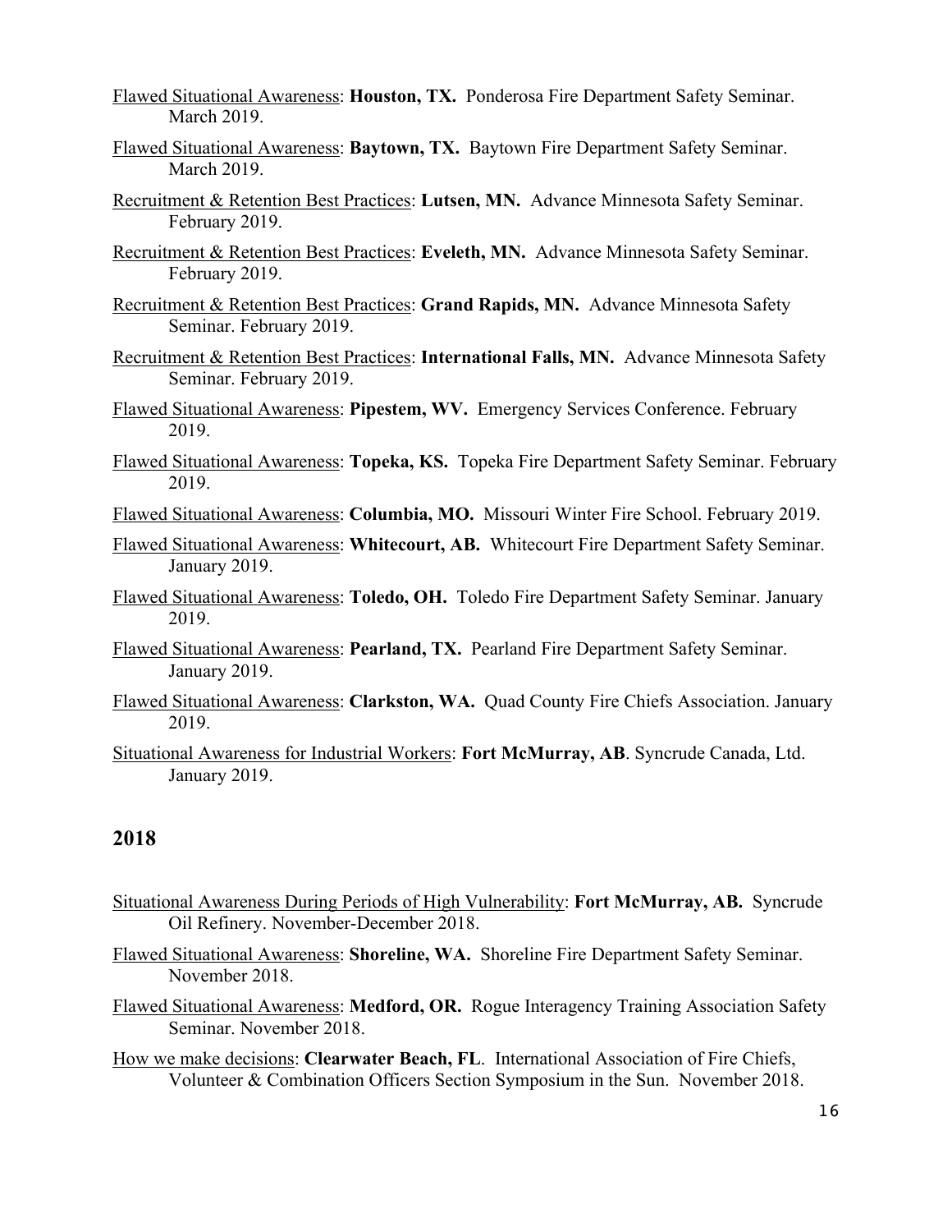Flawed Situational Awareness: **Houston, TX.** Ponderosa Fire Department Safety Seminar. March 2019.

Flawed Situational Awareness: **Baytown, TX.** Baytown Fire Department Safety Seminar. March 2019.

Recruitment & Retention Best Practices: **Lutsen, MN.** Advance Minnesota Safety Seminar. February 2019.

Recruitment & Retention Best Practices: **Eveleth, MN.** Advance Minnesota Safety Seminar. February 2019.

Recruitment & Retention Best Practices: **Grand Rapids, MN.** Advance Minnesota Safety Seminar. February 2019.

Recruitment & Retention Best Practices: **International Falls, MN.** Advance Minnesota Safety Seminar. February 2019.

Flawed Situational Awareness: **Pipestem, WV.** Emergency Services Conference. February 2019.

Flawed Situational Awareness: **Topeka, KS.** Topeka Fire Department Safety Seminar. February 2019.

Flawed Situational Awareness: **Columbia, MO.** Missouri Winter Fire School. February 2019.

Flawed Situational Awareness: **Whitecourt, AB.** Whitecourt Fire Department Safety Seminar. January 2019.

Flawed Situational Awareness: **Toledo, OH.** Toledo Fire Department Safety Seminar. January 2019.

Flawed Situational Awareness: **Pearland, TX.** Pearland Fire Department Safety Seminar. January 2019.

Flawed Situational Awareness: **Clarkston, WA.** Quad County Fire Chiefs Association. January 2019.

Situational Awareness for Industrial Workers: **Fort McMurray, AB**. Syncrude Canada, Ltd. January 2019.

## 2018

Situational Awareness During Periods of High Vulnerability: **Fort McMurray, AB.** Syncrude Oil Refinery. November-December 2018.

Flawed Situational Awareness: **Shoreline, WA.** Shoreline Fire Department Safety Seminar. November 2018.

Flawed Situational Awareness: **Medford, OR.** Rogue Interagency Training Association Safety Seminar. November 2018.

How we make decisions: **Clearwater Beach, FL**. International Association of Fire Chiefs, Volunteer & Combination Officers Section Symposium in the Sun. November 2018.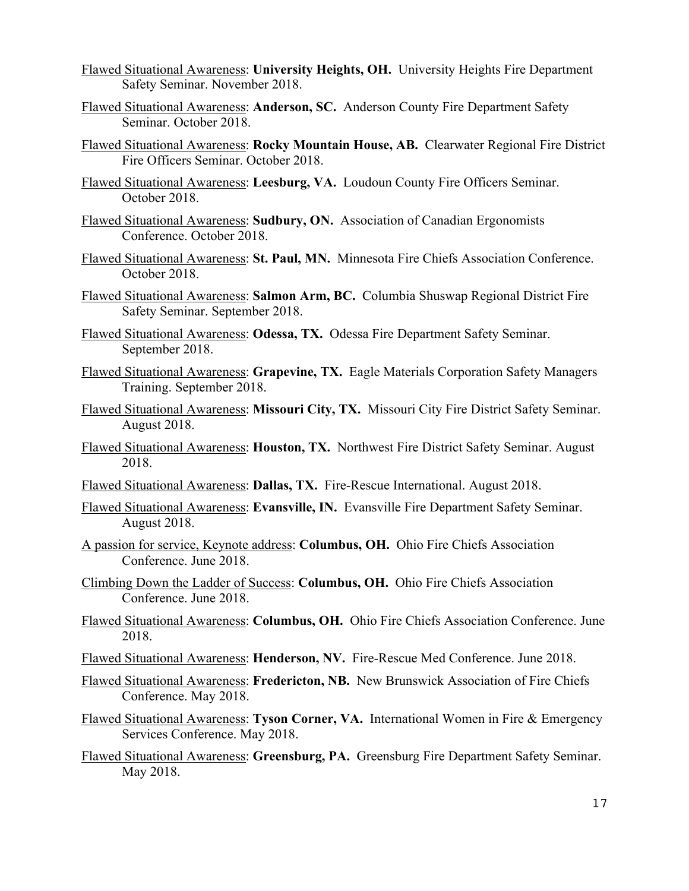<u>Flawed Situational Awareness</u>: **University Heights, OH.** University Heights Fire Department Safety Seminar. November 2018.

<u>Flawed Situational Awareness</u>: **Anderson, SC.** Anderson County Fire Department Safety Seminar. October 2018.

<u>Flawed Situational Awareness</u>: **Rocky Mountain House, AB.** Clearwater Regional Fire District Fire Officers Seminar. October 2018.

<u>Flawed Situational Awareness</u>: **Leesburg, VA.** Loudoun County Fire Officers Seminar. October 2018.

<u>Flawed Situational Awareness</u>: **Sudbury, ON.** Association of Canadian Ergonomists Conference. October 2018.

<u>Flawed Situational Awareness</u>: **St. Paul, MN.** Minnesota Fire Chiefs Association Conference. October 2018.

<u>Flawed Situational Awareness</u>: **Salmon Arm, BC.** Columbia Shuswap Regional District Fire Safety Seminar. September 2018.

<u>Flawed Situational Awareness</u>: **Odessa, TX.** Odessa Fire Department Safety Seminar. September 2018.

<u>Flawed Situational Awareness</u>: **Grapevine, TX.** Eagle Materials Corporation Safety Managers Training. September 2018.

<u>Flawed Situational Awareness</u>: **Missouri City, TX.** Missouri City Fire District Safety Seminar. August 2018.

<u>Flawed Situational Awareness</u>: **Houston, TX.** Northwest Fire District Safety Seminar. August 2018.

<u>Flawed Situational Awareness</u>: **Dallas, TX.** Fire-Rescue International. August 2018.

<u>Flawed Situational Awareness</u>: **Evansville, IN.** Evansville Fire Department Safety Seminar. August 2018.

<u>A passion for service, Keynote address</u>: **Columbus, OH.** Ohio Fire Chiefs Association Conference. June 2018.

<u>Climbing Down the Ladder of Success</u>: **Columbus, OH.** Ohio Fire Chiefs Association Conference. June 2018.

<u>Flawed Situational Awareness</u>: **Columbus, OH.** Ohio Fire Chiefs Association Conference. June 2018.

<u>Flawed Situational Awareness</u>: **Henderson, NV.** Fire-Rescue Med Conference. June 2018.

<u>Flawed Situational Awareness</u>: **Fredericton, NB.** New Brunswick Association of Fire Chiefs Conference. May 2018.

<u>Flawed Situational Awareness</u>: **Tyson Corner, VA.** International Women in Fire & Emergency Services Conference. May 2018.

<u>Flawed Situational Awareness</u>: **Greensburg, PA.** Greensburg Fire Department Safety Seminar. May 2018.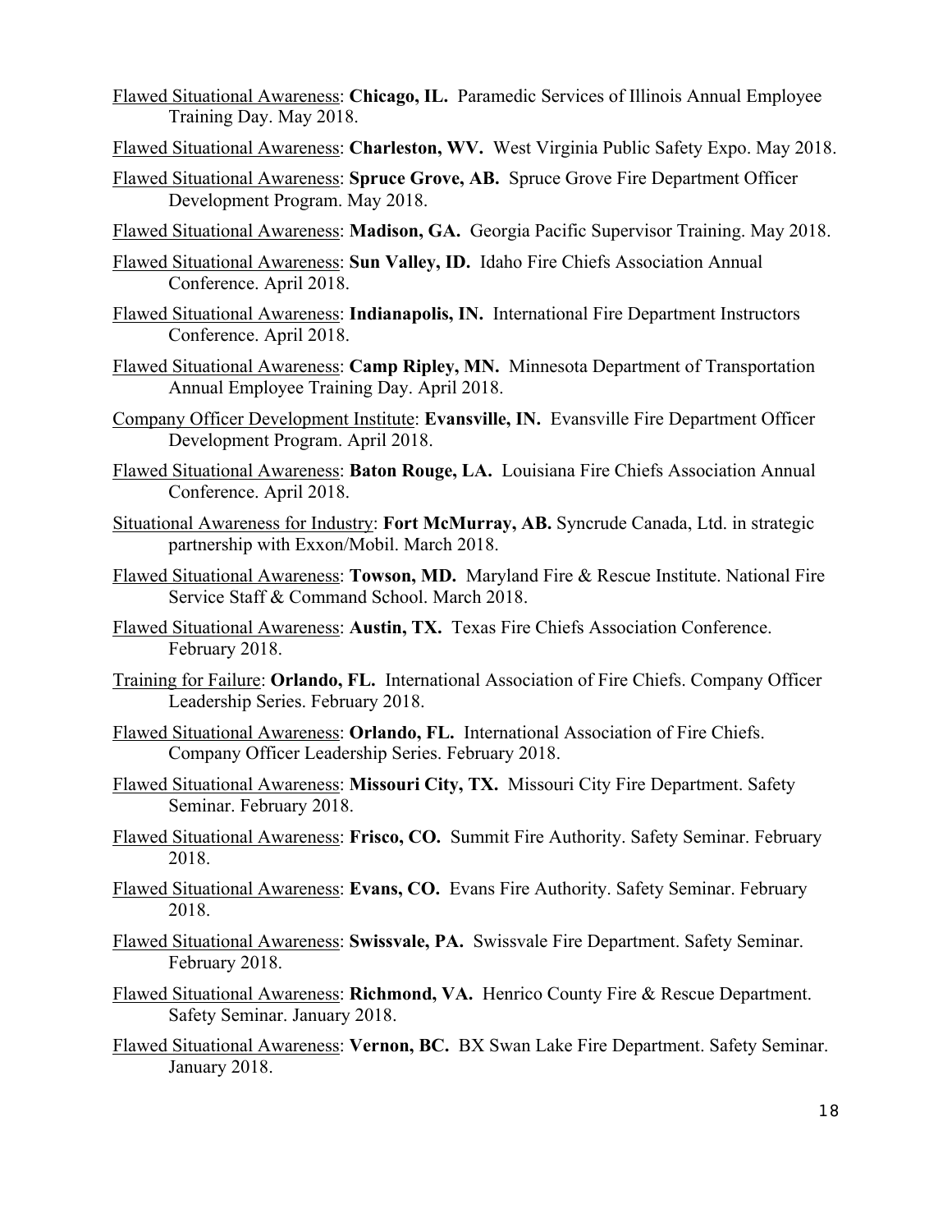<u>Flawed Situational Awareness</u>: **Chicago, IL.** Paramedic Services of Illinois Annual Employee Training Day. May 2018.

<u>Flawed Situational Awareness</u>: **Charleston, WV.** West Virginia Public Safety Expo. May 2018.

<u>Flawed Situational Awareness</u>: **Spruce Grove, AB.** Spruce Grove Fire Department Officer Development Program. May 2018.

<u>Flawed Situational Awareness</u>: **Madison, GA.** Georgia Pacific Supervisor Training. May 2018.

<u>Flawed Situational Awareness</u>: **Sun Valley, ID.** Idaho Fire Chiefs Association Annual Conference. April 2018.

<u>Flawed Situational Awareness</u>: **Indianapolis, IN.** International Fire Department Instructors Conference. April 2018.

<u>Flawed Situational Awareness</u>: **Camp Ripley, MN.** Minnesota Department of Transportation Annual Employee Training Day. April 2018.

<u>Company Officer Development Institute</u>: **Evansville, IN.** Evansville Fire Department Officer Development Program. April 2018.

<u>Flawed Situational Awareness</u>: **Baton Rouge, LA.** Louisiana Fire Chiefs Association Annual Conference. April 2018.

<u>Situational Awareness for Industry</u>: **Fort McMurray, AB.** Syncrude Canada, Ltd. in strategic partnership with Exxon/Mobil. March 2018.

<u>Flawed Situational Awareness</u>: **Towson, MD.** Maryland Fire & Rescue Institute. National Fire Service Staff & Command School. March 2018.

<u>Flawed Situational Awareness</u>: **Austin, TX.** Texas Fire Chiefs Association Conference. February 2018.

<u>Training for Failure</u>: **Orlando, FL.** International Association of Fire Chiefs. Company Officer Leadership Series. February 2018.

<u>Flawed Situational Awareness</u>: **Orlando, FL.** International Association of Fire Chiefs. Company Officer Leadership Series. February 2018.

<u>Flawed Situational Awareness</u>: **Missouri City, TX.** Missouri City Fire Department. Safety Seminar. February 2018.

<u>Flawed Situational Awareness</u>: **Frisco, CO.** Summit Fire Authority. Safety Seminar. February 2018.

<u>Flawed Situational Awareness</u>: **Evans, CO.** Evans Fire Authority. Safety Seminar. February 2018.

<u>Flawed Situational Awareness</u>: **Swissvale, PA.** Swissvale Fire Department. Safety Seminar. February 2018.

<u>Flawed Situational Awareness</u>: **Richmond, VA.** Henrico County Fire & Rescue Department. Safety Seminar. January 2018.

<u>Flawed Situational Awareness</u>: **Vernon, BC.** BX Swan Lake Fire Department. Safety Seminar. January 2018.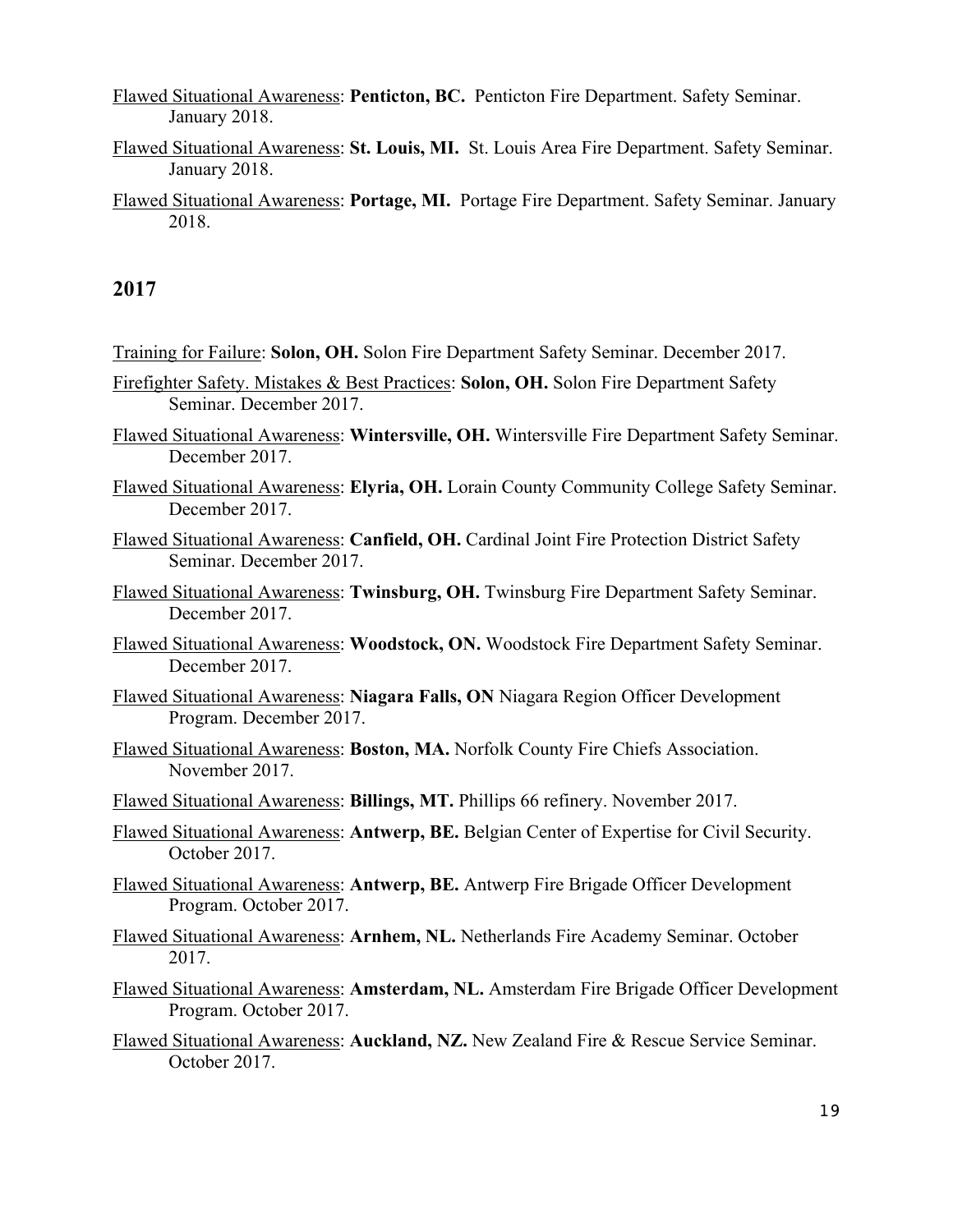<u>Flawed Situational Awareness</u>: **Penticton, BC.** Penticton Fire Department. Safety Seminar. January 2018.

<u>Flawed Situational Awareness</u>: **St. Louis, MI.** St. Louis Area Fire Department. Safety Seminar. January 2018.

<u>Flawed Situational Awareness</u>: **Portage, MI.** Portage Fire Department. Safety Seminar. January 2018.

## 2017

<u>Training for Failure</u>: **Solon, OH.** Solon Fire Department Safety Seminar. December 2017.

<u>Firefighter Safety. Mistakes & Best Practices</u>: **Solon, OH.** Solon Fire Department Safety Seminar. December 2017.

<u>Flawed Situational Awareness</u>: **Wintersville, OH.** Wintersville Fire Department Safety Seminar. December 2017.

<u>Flawed Situational Awareness</u>: **Elyria, OH.** Lorain County Community College Safety Seminar. December 2017.

<u>Flawed Situational Awareness</u>: **Canfield, OH.** Cardinal Joint Fire Protection District Safety Seminar. December 2017.

<u>Flawed Situational Awareness</u>: **Twinsburg, OH.** Twinsburg Fire Department Safety Seminar. December 2017.

<u>Flawed Situational Awareness</u>: **Woodstock, ON.** Woodstock Fire Department Safety Seminar. December 2017.

<u>Flawed Situational Awareness</u>: **Niagara Falls, ON** Niagara Region Officer Development Program. December 2017.

<u>Flawed Situational Awareness</u>: **Boston, MA.** Norfolk County Fire Chiefs Association. November 2017.

<u>Flawed Situational Awareness</u>: **Billings, MT.** Phillips 66 refinery. November 2017.

<u>Flawed Situational Awareness</u>: **Antwerp, BE.** Belgian Center of Expertise for Civil Security. October 2017.

<u>Flawed Situational Awareness</u>: **Antwerp, BE.** Antwerp Fire Brigade Officer Development Program. October 2017.

<u>Flawed Situational Awareness</u>: **Arnhem, NL.** Netherlands Fire Academy Seminar. October 2017.

<u>Flawed Situational Awareness</u>: **Amsterdam, NL.** Amsterdam Fire Brigade Officer Development Program. October 2017.

<u>Flawed Situational Awareness</u>: **Auckland, NZ.** New Zealand Fire & Rescue Service Seminar. October 2017.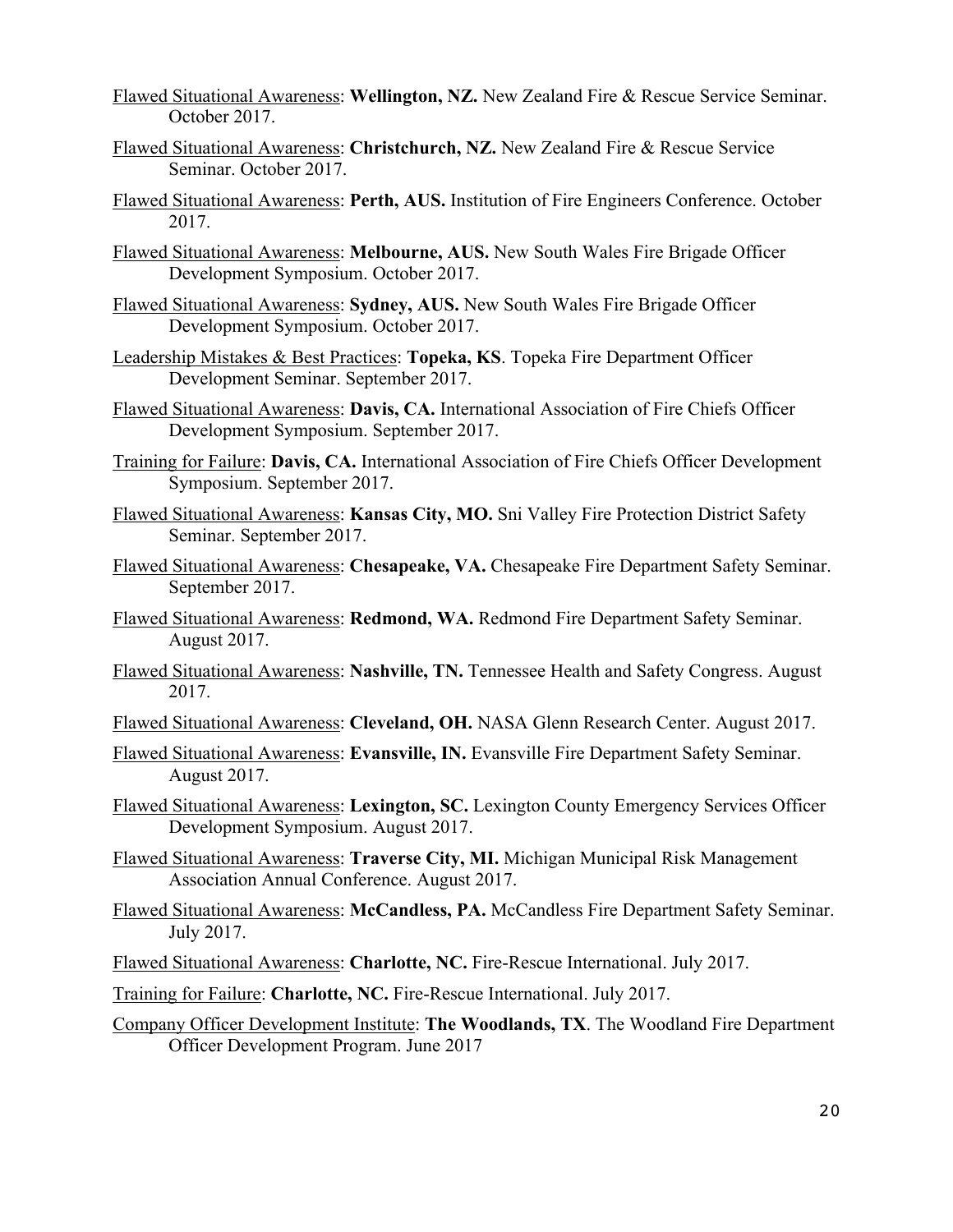<u>Flawed Situational Awareness</u>: **Wellington, NZ.** New Zealand Fire & Rescue Service Seminar. October 2017.

<u>Flawed Situational Awareness</u>: **Christchurch, NZ.** New Zealand Fire & Rescue Service Seminar. October 2017.

<u>Flawed Situational Awareness</u>: **Perth, AUS.** Institution of Fire Engineers Conference. October 2017.

<u>Flawed Situational Awareness</u>: **Melbourne, AUS.** New South Wales Fire Brigade Officer Development Symposium. October 2017.

<u>Flawed Situational Awareness</u>: **Sydney, AUS.** New South Wales Fire Brigade Officer Development Symposium. October 2017.

<u>Leadership Mistakes & Best Practices</u>: **Topeka, KS**. Topeka Fire Department Officer Development Seminar. September 2017.

<u>Flawed Situational Awareness</u>: **Davis, CA.** International Association of Fire Chiefs Officer Development Symposium. September 2017.

<u>Training for Failure</u>: **Davis, CA.** International Association of Fire Chiefs Officer Development Symposium. September 2017.

<u>Flawed Situational Awareness</u>: **Kansas City, MO.** Sni Valley Fire Protection District Safety Seminar. September 2017.

<u>Flawed Situational Awareness</u>: **Chesapeake, VA.** Chesapeake Fire Department Safety Seminar. September 2017.

<u>Flawed Situational Awareness</u>: **Redmond, WA.** Redmond Fire Department Safety Seminar. August 2017.

<u>Flawed Situational Awareness</u>: **Nashville, TN.** Tennessee Health and Safety Congress. August 2017.

<u>Flawed Situational Awareness</u>: **Cleveland, OH.** NASA Glenn Research Center. August 2017.

<u>Flawed Situational Awareness</u>: **Evansville, IN.** Evansville Fire Department Safety Seminar. August 2017.

<u>Flawed Situational Awareness</u>: **Lexington, SC.** Lexington County Emergency Services Officer Development Symposium. August 2017.

<u>Flawed Situational Awareness</u>: **Traverse City, MI.** Michigan Municipal Risk Management Association Annual Conference. August 2017.

<u>Flawed Situational Awareness</u>: **McCandless, PA.** McCandless Fire Department Safety Seminar. July 2017.

<u>Flawed Situational Awareness</u>: **Charlotte, NC.** Fire-Rescue International. July 2017.

<u>Training for Failure</u>: **Charlotte, NC.** Fire-Rescue International. July 2017.

<u>Company Officer Development Institute</u>: **The Woodlands, TX**. The Woodland Fire Department Officer Development Program. June 2017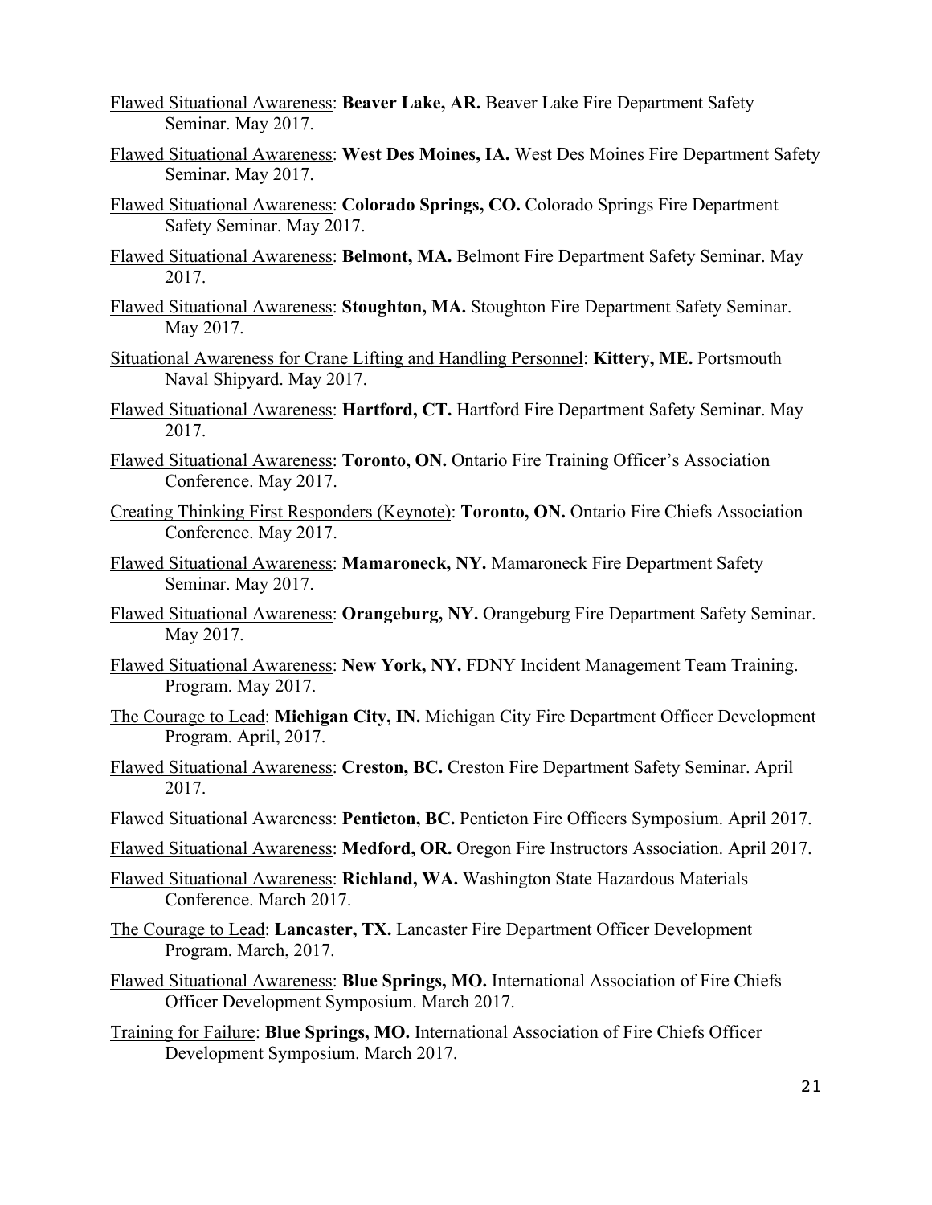<u>Flawed Situational Awareness</u>: **Beaver Lake, AR.** Beaver Lake Fire Department Safety Seminar. May 2017.

<u>Flawed Situational Awareness</u>: **West Des Moines, IA.** West Des Moines Fire Department Safety Seminar. May 2017.

<u>Flawed Situational Awareness</u>: **Colorado Springs, CO.** Colorado Springs Fire Department Safety Seminar. May 2017.

<u>Flawed Situational Awareness</u>: **Belmont, MA.** Belmont Fire Department Safety Seminar. May 2017.

<u>Flawed Situational Awareness</u>: **Stoughton, MA.** Stoughton Fire Department Safety Seminar. May 2017.

<u>Situational Awareness for Crane Lifting and Handling Personnel</u>: **Kittery, ME.** Portsmouth Naval Shipyard. May 2017.

<u>Flawed Situational Awareness</u>: **Hartford, CT.** Hartford Fire Department Safety Seminar. May 2017.

<u>Flawed Situational Awareness</u>: **Toronto, ON.** Ontario Fire Training Officer's Association Conference. May 2017.

<u>Creating Thinking First Responders (Keynote)</u>: **Toronto, ON.** Ontario Fire Chiefs Association Conference. May 2017.

<u>Flawed Situational Awareness</u>: **Mamaroneck, NY.** Mamaroneck Fire Department Safety Seminar. May 2017.

<u>Flawed Situational Awareness</u>: **Orangeburg, NY.** Orangeburg Fire Department Safety Seminar. May 2017.

<u>Flawed Situational Awareness</u>: **New York, NY.** FDNY Incident Management Team Training. Program. May 2017.

<u>The Courage to Lead</u>: **Michigan City, IN.** Michigan City Fire Department Officer Development Program. April, 2017.

<u>Flawed Situational Awareness</u>: **Creston, BC.** Creston Fire Department Safety Seminar. April 2017.

<u>Flawed Situational Awareness</u>: **Penticton, BC.** Penticton Fire Officers Symposium. April 2017.

<u>Flawed Situational Awareness</u>: **Medford, OR.** Oregon Fire Instructors Association. April 2017.

<u>Flawed Situational Awareness</u>: **Richland, WA.** Washington State Hazardous Materials Conference. March 2017.

<u>The Courage to Lead</u>: **Lancaster, TX.** Lancaster Fire Department Officer Development Program. March, 2017.

<u>Flawed Situational Awareness</u>: **Blue Springs, MO.** International Association of Fire Chiefs Officer Development Symposium. March 2017.

<u>Training for Failure</u>: **Blue Springs, MO.** International Association of Fire Chiefs Officer Development Symposium. March 2017.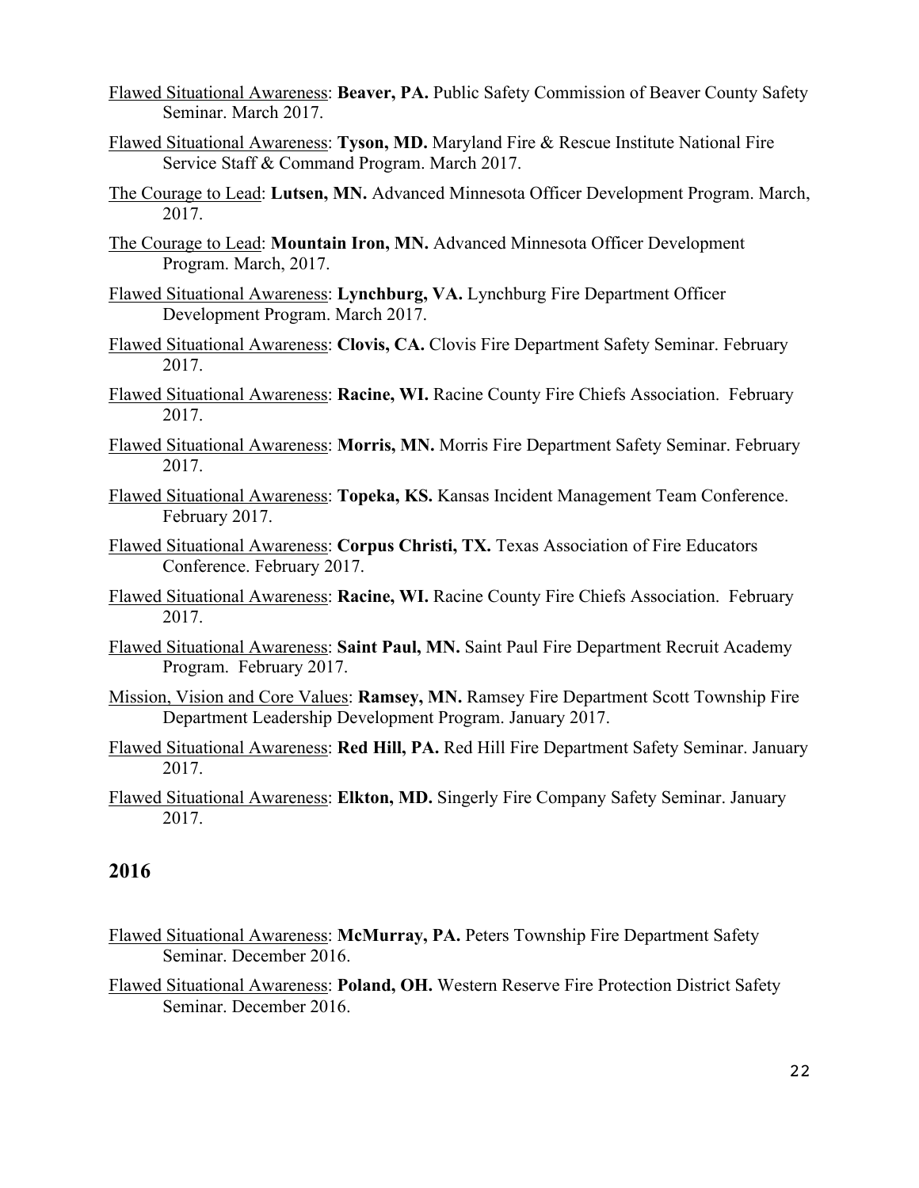Flawed Situational Awareness: **Beaver, PA.** Public Safety Commission of Beaver County Safety Seminar. March 2017.

Flawed Situational Awareness: **Tyson, MD.** Maryland Fire & Rescue Institute National Fire Service Staff & Command Program. March 2017.

The Courage to Lead: **Lutsen, MN.** Advanced Minnesota Officer Development Program. March, 2017.

The Courage to Lead: **Mountain Iron, MN.** Advanced Minnesota Officer Development Program. March, 2017.

Flawed Situational Awareness: **Lynchburg, VA.** Lynchburg Fire Department Officer Development Program. March 2017.

Flawed Situational Awareness: **Clovis, CA.** Clovis Fire Department Safety Seminar. February 2017.

Flawed Situational Awareness: **Racine, WI.** Racine County Fire Chiefs Association. February 2017.

Flawed Situational Awareness: **Morris, MN.** Morris Fire Department Safety Seminar. February 2017.

Flawed Situational Awareness: **Topeka, KS.** Kansas Incident Management Team Conference. February 2017.

Flawed Situational Awareness: **Corpus Christi, TX.** Texas Association of Fire Educators Conference. February 2017.

Flawed Situational Awareness: **Racine, WI.** Racine County Fire Chiefs Association. February 2017.

Flawed Situational Awareness: **Saint Paul, MN.** Saint Paul Fire Department Recruit Academy Program. February 2017.

Mission, Vision and Core Values: **Ramsey, MN.** Ramsey Fire Department Scott Township Fire Department Leadership Development Program. January 2017.

Flawed Situational Awareness: **Red Hill, PA.** Red Hill Fire Department Safety Seminar. January 2017.

Flawed Situational Awareness: **Elkton, MD.** Singerly Fire Company Safety Seminar. January 2017.

## 2016

Flawed Situational Awareness: **McMurray, PA.** Peters Township Fire Department Safety Seminar. December 2016.

Flawed Situational Awareness: **Poland, OH.** Western Reserve Fire Protection District Safety Seminar. December 2016.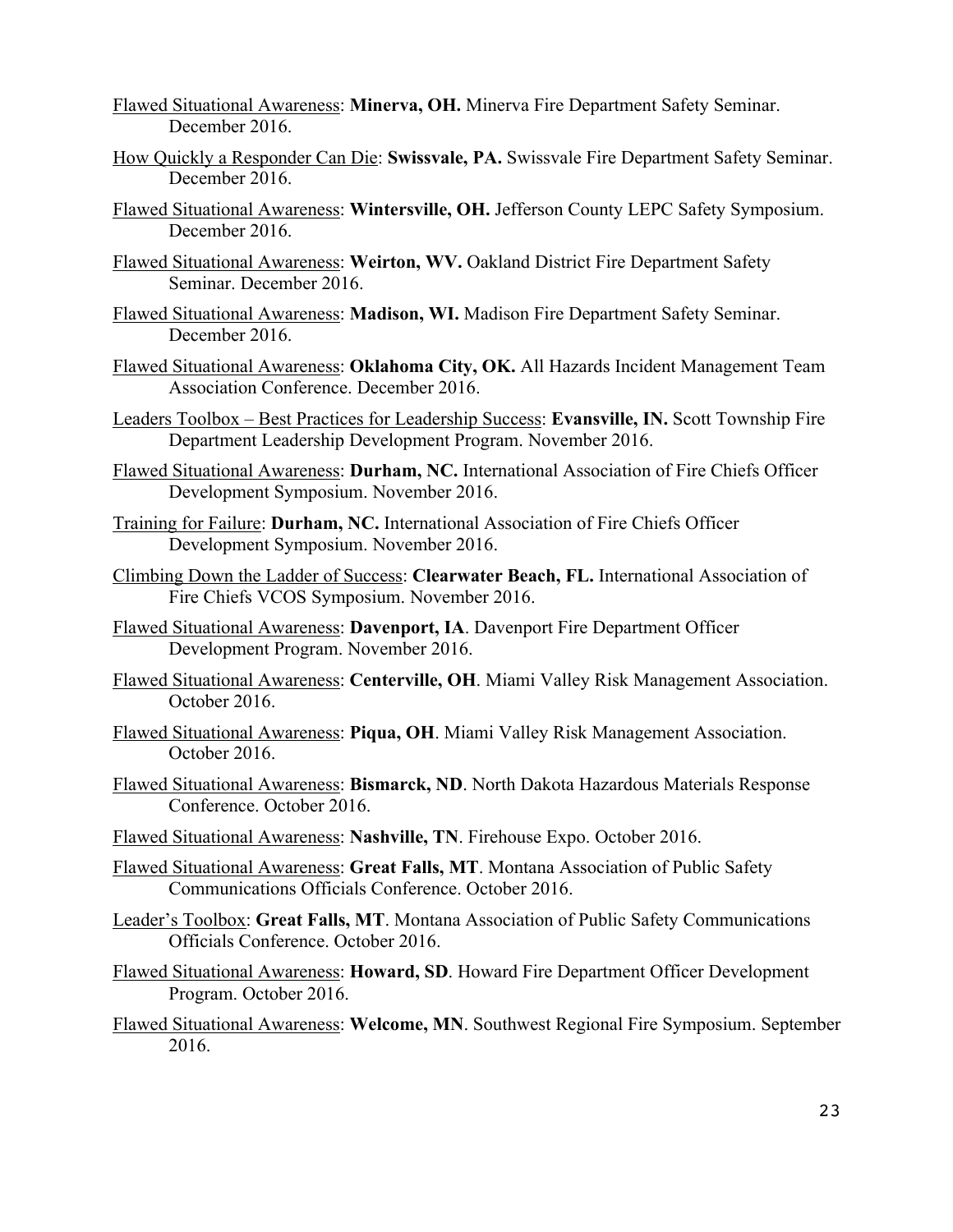<u>Flawed Situational Awareness</u>: **Minerva, OH.** Minerva Fire Department Safety Seminar. December 2016.

<u>How Quickly a Responder Can Die</u>: **Swissvale, PA.** Swissvale Fire Department Safety Seminar. December 2016.

<u>Flawed Situational Awareness</u>: **Wintersville, OH.** Jefferson County LEPC Safety Symposium. December 2016.

<u>Flawed Situational Awareness</u>: **Weirton, WV.** Oakland District Fire Department Safety Seminar. December 2016.

<u>Flawed Situational Awareness</u>: **Madison, WI.** Madison Fire Department Safety Seminar. December 2016.

<u>Flawed Situational Awareness</u>: **Oklahoma City, OK.** All Hazards Incident Management Team Association Conference. December 2016.

<u>Leaders Toolbox – Best Practices for Leadership Success</u>: **Evansville, IN.** Scott Township Fire Department Leadership Development Program. November 2016.

<u>Flawed Situational Awareness</u>: **Durham, NC.** International Association of Fire Chiefs Officer Development Symposium. November 2016.

<u>Training for Failure</u>: **Durham, NC.** International Association of Fire Chiefs Officer Development Symposium. November 2016.

<u>Climbing Down the Ladder of Success</u>: **Clearwater Beach, FL.** International Association of Fire Chiefs VCOS Symposium. November 2016.

<u>Flawed Situational Awareness</u>: **Davenport, IA**. Davenport Fire Department Officer Development Program. November 2016.

<u>Flawed Situational Awareness</u>: **Centerville, OH**. Miami Valley Risk Management Association. October 2016.

<u>Flawed Situational Awareness</u>: **Piqua, OH**. Miami Valley Risk Management Association. October 2016.

<u>Flawed Situational Awareness</u>: **Bismarck, ND**. North Dakota Hazardous Materials Response Conference. October 2016.

<u>Flawed Situational Awareness</u>: **Nashville, TN**. Firehouse Expo. October 2016.

<u>Flawed Situational Awareness</u>: **Great Falls, MT**. Montana Association of Public Safety Communications Officials Conference. October 2016.

<u>Leader's Toolbox</u>: **Great Falls, MT**. Montana Association of Public Safety Communications Officials Conference. October 2016.

<u>Flawed Situational Awareness</u>: **Howard, SD**. Howard Fire Department Officer Development Program. October 2016.

<u>Flawed Situational Awareness</u>: **Welcome, MN**. Southwest Regional Fire Symposium. September 2016.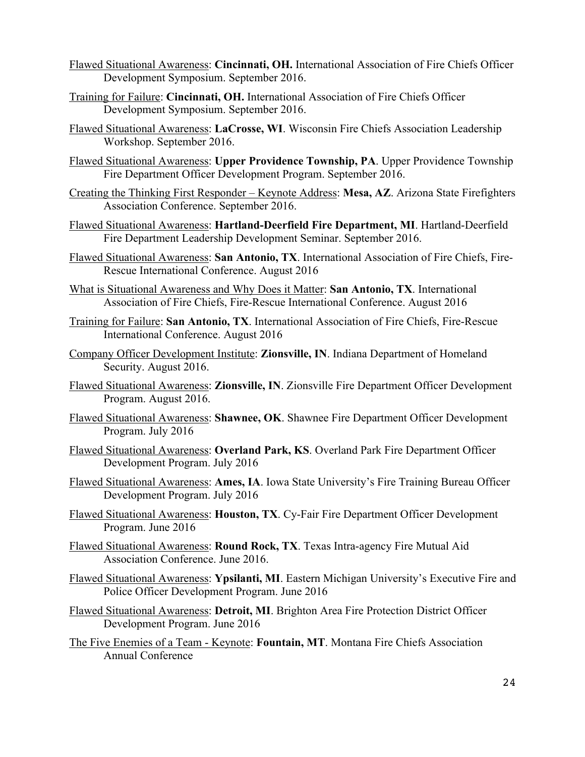Flawed Situational Awareness: **Cincinnati, OH.** International Association of Fire Chiefs Officer Development Symposium. September 2016.

Training for Failure: **Cincinnati, OH.** International Association of Fire Chiefs Officer Development Symposium. September 2016.

Flawed Situational Awareness: **LaCrosse, WI**. Wisconsin Fire Chiefs Association Leadership Workshop. September 2016.

Flawed Situational Awareness: **Upper Providence Township, PA**. Upper Providence Township Fire Department Officer Development Program. September 2016.

Creating the Thinking First Responder – Keynote Address: **Mesa, AZ**. Arizona State Firefighters Association Conference. September 2016.

Flawed Situational Awareness: **Hartland-Deerfield Fire Department, MI**. Hartland-Deerfield Fire Department Leadership Development Seminar. September 2016.

Flawed Situational Awareness: **San Antonio, TX**. International Association of Fire Chiefs, Fire-Rescue International Conference. August 2016

What is Situational Awareness and Why Does it Matter: **San Antonio, TX**. International Association of Fire Chiefs, Fire-Rescue International Conference. August 2016

Training for Failure: **San Antonio, TX**. International Association of Fire Chiefs, Fire-Rescue International Conference. August 2016

Company Officer Development Institute: **Zionsville, IN**. Indiana Department of Homeland Security. August 2016.

Flawed Situational Awareness: **Zionsville, IN**. Zionsville Fire Department Officer Development Program. August 2016.

Flawed Situational Awareness: **Shawnee, OK**. Shawnee Fire Department Officer Development Program. July 2016

Flawed Situational Awareness: **Overland Park, KS**. Overland Park Fire Department Officer Development Program. July 2016

Flawed Situational Awareness: **Ames, IA**. Iowa State University's Fire Training Bureau Officer Development Program. July 2016

Flawed Situational Awareness: **Houston, TX**. Cy-Fair Fire Department Officer Development Program. June 2016

Flawed Situational Awareness: **Round Rock, TX**. Texas Intra-agency Fire Mutual Aid Association Conference. June 2016.

Flawed Situational Awareness: **Ypsilanti, MI**. Eastern Michigan University's Executive Fire and Police Officer Development Program. June 2016

Flawed Situational Awareness: **Detroit, MI**. Brighton Area Fire Protection District Officer Development Program. June 2016

The Five Enemies of a Team - Keynote: **Fountain, MT**. Montana Fire Chiefs Association Annual Conference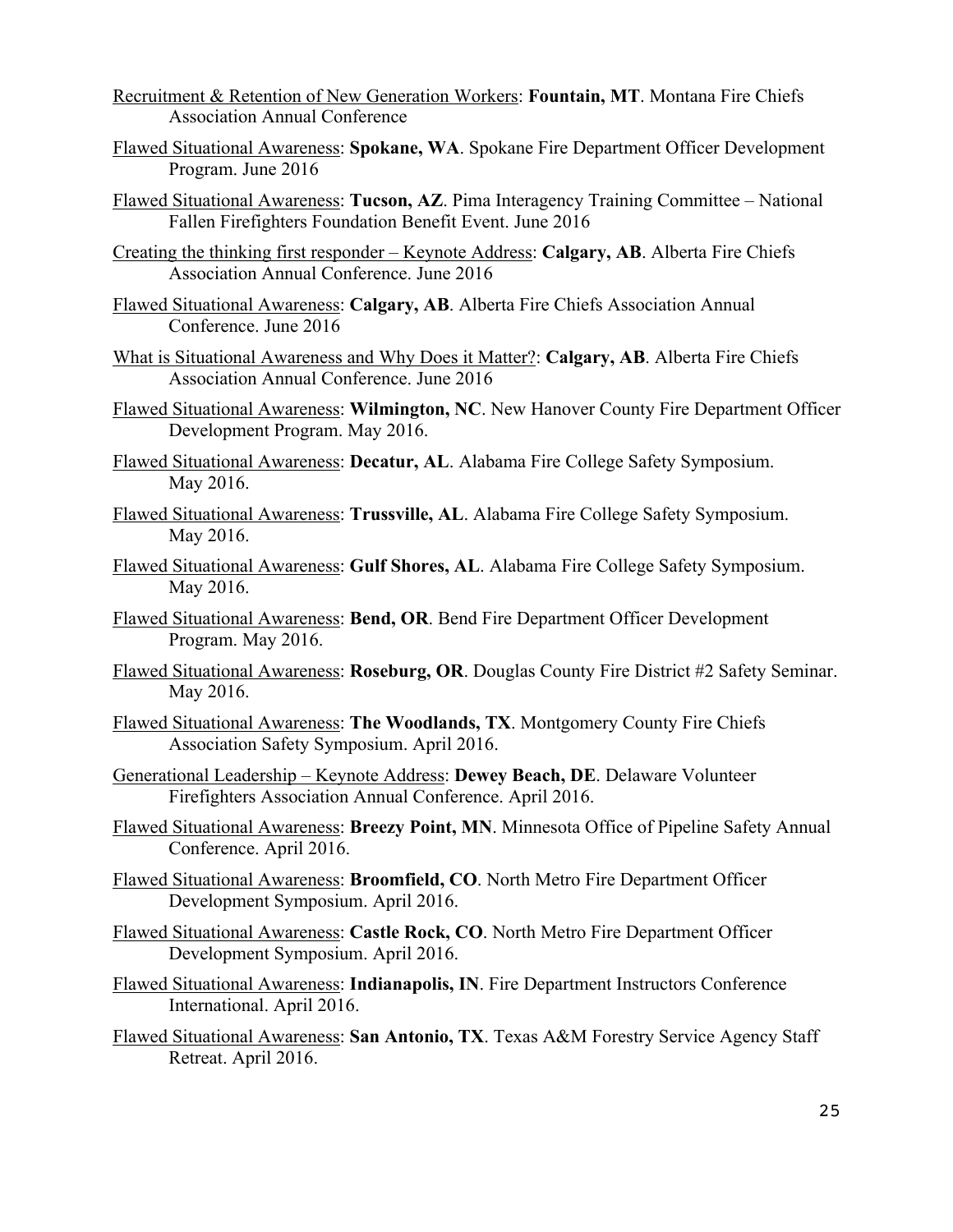<u>Recruitment & Retention of New Generation Workers</u>: **Fountain, MT**. Montana Fire Chiefs Association Annual Conference

<u>Flawed Situational Awareness</u>: **Spokane, WA**. Spokane Fire Department Officer Development Program. June 2016

<u>Flawed Situational Awareness</u>: **Tucson, AZ**. Pima Interagency Training Committee – National Fallen Firefighters Foundation Benefit Event. June 2016

<u>Creating the thinking first responder – Keynote Address</u>: **Calgary, AB**. Alberta Fire Chiefs Association Annual Conference. June 2016

<u>Flawed Situational Awareness</u>: **Calgary, AB**. Alberta Fire Chiefs Association Annual Conference. June 2016

<u>What is Situational Awareness and Why Does it Matter?</u>: **Calgary, AB**. Alberta Fire Chiefs Association Annual Conference. June 2016

<u>Flawed Situational Awareness</u>: **Wilmington, NC**. New Hanover County Fire Department Officer Development Program. May 2016.

<u>Flawed Situational Awareness</u>: **Decatur, AL**. Alabama Fire College Safety Symposium. May 2016.

<u>Flawed Situational Awareness</u>: **Trussville, AL**. Alabama Fire College Safety Symposium. May 2016.

<u>Flawed Situational Awareness</u>: **Gulf Shores, AL**. Alabama Fire College Safety Symposium. May 2016.

<u>Flawed Situational Awareness</u>: **Bend, OR**. Bend Fire Department Officer Development Program. May 2016.

<u>Flawed Situational Awareness</u>: **Roseburg, OR**. Douglas County Fire District #2 Safety Seminar. May 2016.

<u>Flawed Situational Awareness</u>: **The Woodlands, TX**. Montgomery County Fire Chiefs Association Safety Symposium. April 2016.

<u>Generational Leadership – Keynote Address</u>: **Dewey Beach, DE**. Delaware Volunteer Firefighters Association Annual Conference. April 2016.

<u>Flawed Situational Awareness</u>: **Breezy Point, MN**. Minnesota Office of Pipeline Safety Annual Conference. April 2016.

<u>Flawed Situational Awareness</u>: **Broomfield, CO**. North Metro Fire Department Officer Development Symposium. April 2016.

<u>Flawed Situational Awareness</u>: **Castle Rock, CO**. North Metro Fire Department Officer Development Symposium. April 2016.

<u>Flawed Situational Awareness</u>: **Indianapolis, IN**. Fire Department Instructors Conference International. April 2016.

<u>Flawed Situational Awareness</u>: **San Antonio, TX**. Texas A&M Forestry Service Agency Staff Retreat. April 2016.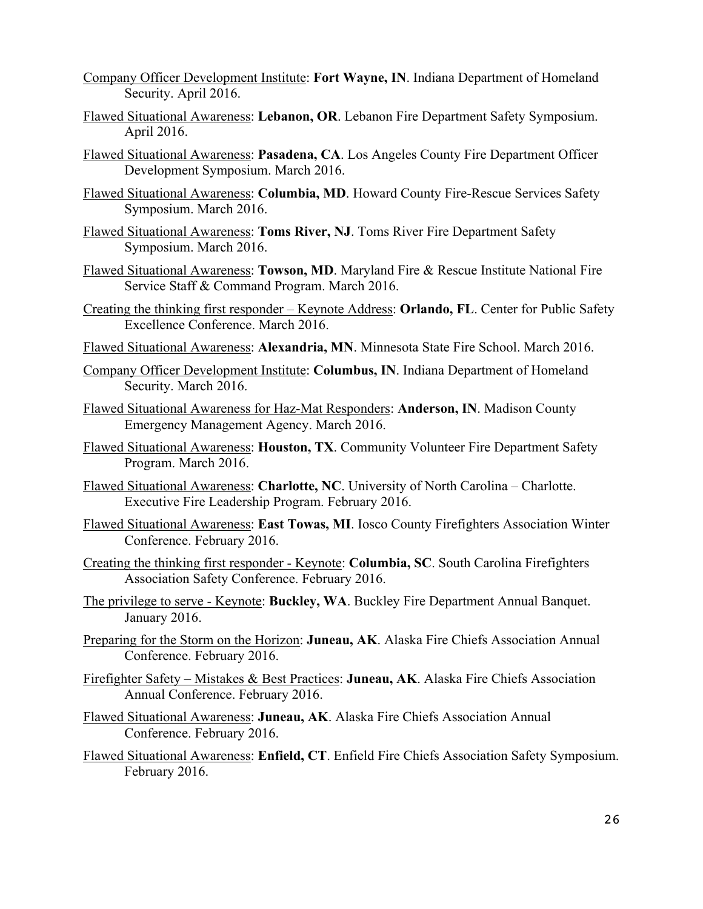<u>Company Officer Development Institute</u>: **Fort Wayne, IN**. Indiana Department of Homeland Security. April 2016.

<u>Flawed Situational Awareness</u>: **Lebanon, OR**. Lebanon Fire Department Safety Symposium. April 2016.

<u>Flawed Situational Awareness</u>: **Pasadena, CA**. Los Angeles County Fire Department Officer Development Symposium. March 2016.

<u>Flawed Situational Awareness</u>: **Columbia, MD**. Howard County Fire-Rescue Services Safety Symposium. March 2016.

<u>Flawed Situational Awareness</u>: **Toms River, NJ**. Toms River Fire Department Safety Symposium. March 2016.

<u>Flawed Situational Awareness</u>: **Towson, MD**. Maryland Fire & Rescue Institute National Fire Service Staff & Command Program. March 2016.

<u>Creating the thinking first responder – Keynote Address</u>: **Orlando, FL**. Center for Public Safety Excellence Conference. March 2016.

<u>Flawed Situational Awareness</u>: **Alexandria, MN**. Minnesota State Fire School. March 2016.

<u>Company Officer Development Institute</u>: **Columbus, IN**. Indiana Department of Homeland Security. March 2016.

<u>Flawed Situational Awareness for Haz-Mat Responders</u>: **Anderson, IN**. Madison County Emergency Management Agency. March 2016.

<u>Flawed Situational Awareness</u>: **Houston, TX**. Community Volunteer Fire Department Safety Program. March 2016.

<u>Flawed Situational Awareness</u>: **Charlotte, NC**. University of North Carolina – Charlotte. Executive Fire Leadership Program. February 2016.

<u>Flawed Situational Awareness</u>: **East Towas, MI**. Iosco County Firefighters Association Winter Conference. February 2016.

<u>Creating the thinking first responder - Keynote</u>: **Columbia, SC**. South Carolina Firefighters Association Safety Conference. February 2016.

<u>The privilege to serve - Keynote</u>: **Buckley, WA**. Buckley Fire Department Annual Banquet. January 2016.

<u>Preparing for the Storm on the Horizon</u>: **Juneau, AK**. Alaska Fire Chiefs Association Annual Conference. February 2016.

<u>Firefighter Safety – Mistakes & Best Practices</u>: **Juneau, AK**. Alaska Fire Chiefs Association Annual Conference. February 2016.

<u>Flawed Situational Awareness</u>: **Juneau, AK**. Alaska Fire Chiefs Association Annual Conference. February 2016.

<u>Flawed Situational Awareness</u>: **Enfield, CT**. Enfield Fire Chiefs Association Safety Symposium. February 2016.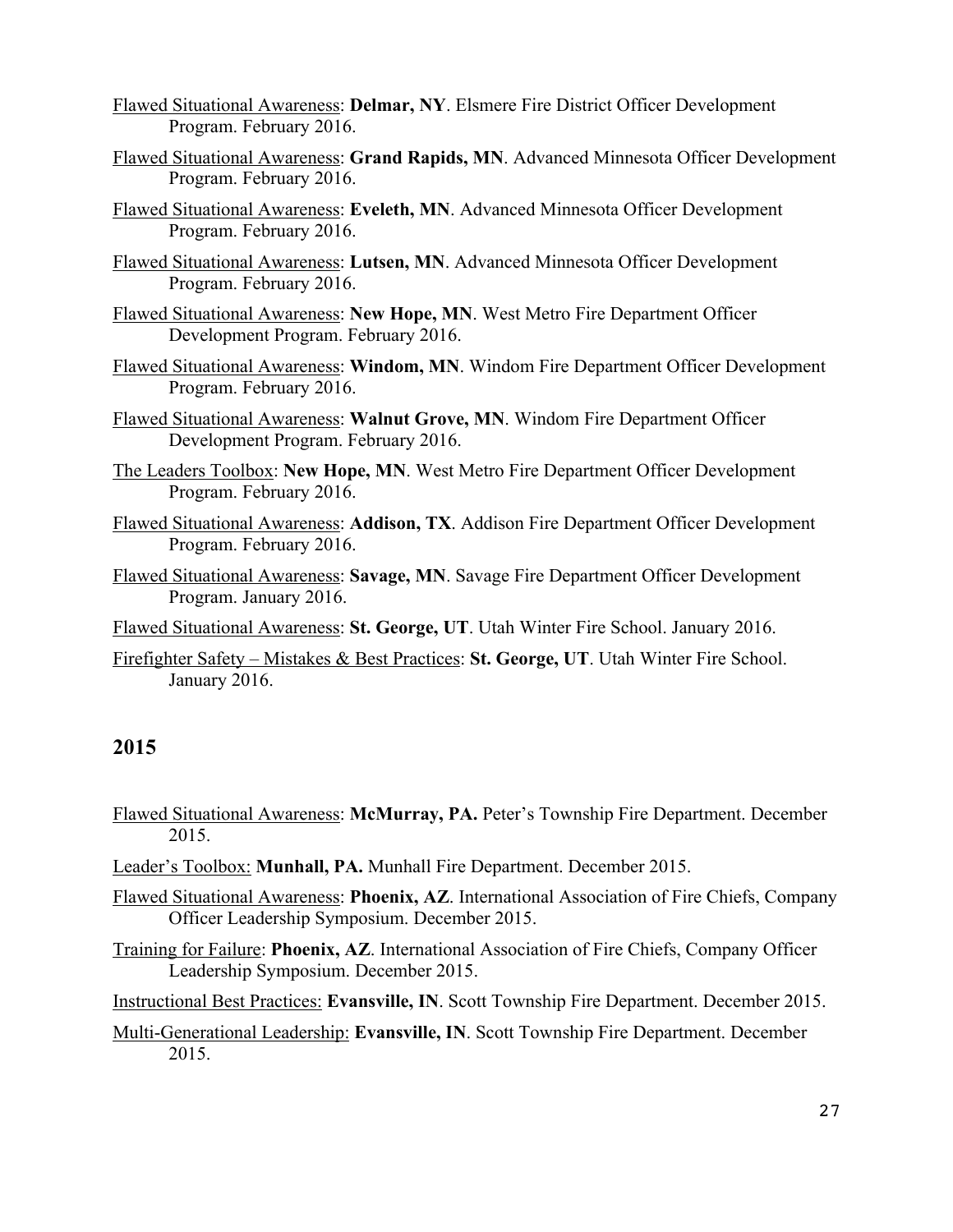Flawed Situational Awareness: **Delmar, NY**. Elsmere Fire District Officer Development Program. February 2016.

Flawed Situational Awareness: **Grand Rapids, MN**. Advanced Minnesota Officer Development Program. February 2016.

Flawed Situational Awareness: **Eveleth, MN**. Advanced Minnesota Officer Development Program. February 2016.

Flawed Situational Awareness: **Lutsen, MN**. Advanced Minnesota Officer Development Program. February 2016.

Flawed Situational Awareness: **New Hope, MN**. West Metro Fire Department Officer Development Program. February 2016.

Flawed Situational Awareness: **Windom, MN**. Windom Fire Department Officer Development Program. February 2016.

Flawed Situational Awareness: **Walnut Grove, MN**. Windom Fire Department Officer Development Program. February 2016.

The Leaders Toolbox: **New Hope, MN**. West Metro Fire Department Officer Development Program. February 2016.

Flawed Situational Awareness: **Addison, TX**. Addison Fire Department Officer Development Program. February 2016.

Flawed Situational Awareness: **Savage, MN**. Savage Fire Department Officer Development Program. January 2016.

Flawed Situational Awareness: **St. George, UT**. Utah Winter Fire School. January 2016.

Firefighter Safety – Mistakes & Best Practices: **St. George, UT**. Utah Winter Fire School. January 2016.

## 2015

Flawed Situational Awareness: **McMurray, PA.** Peter's Township Fire Department. December 2015.

Leader's Toolbox: **Munhall, PA.** Munhall Fire Department. December 2015.

Flawed Situational Awareness: **Phoenix, AZ**. International Association of Fire Chiefs, Company Officer Leadership Symposium. December 2015.

Training for Failure: **Phoenix, AZ**. International Association of Fire Chiefs, Company Officer Leadership Symposium. December 2015.

Instructional Best Practices: **Evansville, IN**. Scott Township Fire Department. December 2015.

Multi-Generational Leadership: **Evansville, IN**. Scott Township Fire Department. December 2015.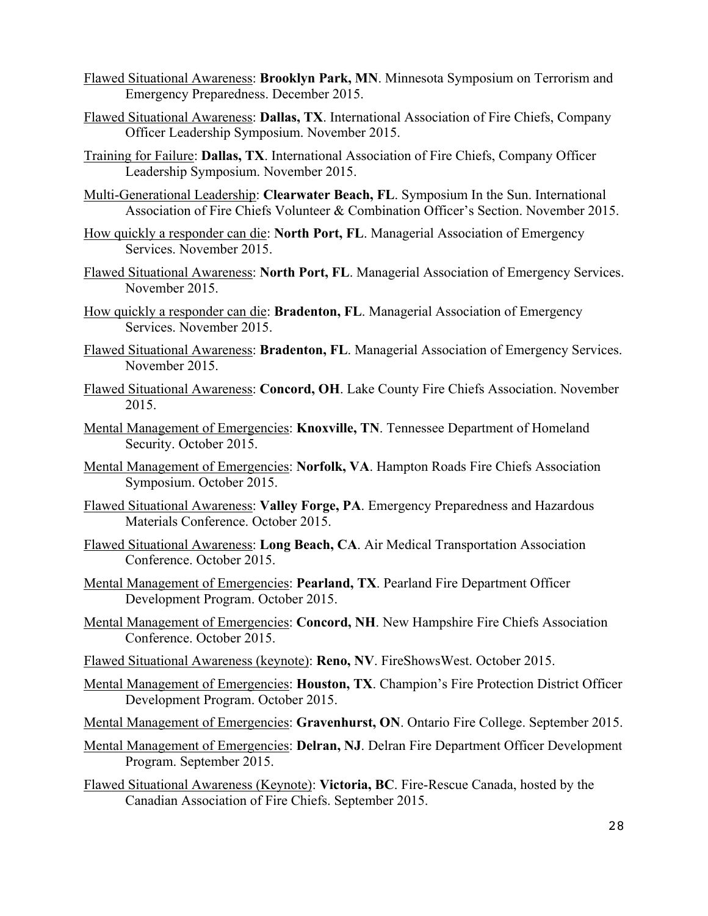<u>Flawed Situational Awareness</u>: **Brooklyn Park, MN**. Minnesota Symposium on Terrorism and Emergency Preparedness. December 2015.

<u>Flawed Situational Awareness</u>: **Dallas, TX**. International Association of Fire Chiefs, Company Officer Leadership Symposium. November 2015.

<u>Training for Failure</u>: **Dallas, TX**. International Association of Fire Chiefs, Company Officer Leadership Symposium. November 2015.

<u>Multi-Generational Leadership</u>: **Clearwater Beach, FL**. Symposium In the Sun. International Association of Fire Chiefs Volunteer & Combination Officer's Section. November 2015.

<u>How quickly a responder can die</u>: **North Port, FL**. Managerial Association of Emergency Services. November 2015.

<u>Flawed Situational Awareness</u>: **North Port, FL**. Managerial Association of Emergency Services. November 2015.

<u>How quickly a responder can die</u>: **Bradenton, FL**. Managerial Association of Emergency Services. November 2015.

<u>Flawed Situational Awareness</u>: **Bradenton, FL**. Managerial Association of Emergency Services. November 2015.

<u>Flawed Situational Awareness</u>: **Concord, OH**. Lake County Fire Chiefs Association. November 2015.

<u>Mental Management of Emergencies</u>: **Knoxville, TN**. Tennessee Department of Homeland Security. October 2015.

<u>Mental Management of Emergencies</u>: **Norfolk, VA**. Hampton Roads Fire Chiefs Association Symposium. October 2015.

<u>Flawed Situational Awareness</u>: **Valley Forge, PA**. Emergency Preparedness and Hazardous Materials Conference. October 2015.

<u>Flawed Situational Awareness</u>: **Long Beach, CA**. Air Medical Transportation Association Conference. October 2015.

<u>Mental Management of Emergencies</u>: **Pearland, TX**. Pearland Fire Department Officer Development Program. October 2015.

<u>Mental Management of Emergencies</u>: **Concord, NH**. New Hampshire Fire Chiefs Association Conference. October 2015.

<u>Flawed Situational Awareness (keynote)</u>: **Reno, NV**. FireShowsWest. October 2015.

<u>Mental Management of Emergencies</u>: **Houston, TX**. Champion's Fire Protection District Officer Development Program. October 2015.

<u>Mental Management of Emergencies</u>: **Gravenhurst, ON**. Ontario Fire College. September 2015.

<u>Mental Management of Emergencies</u>: **Delran, NJ**. Delran Fire Department Officer Development Program. September 2015.

<u>Flawed Situational Awareness (Keynote)</u>: **Victoria, BC**. Fire-Rescue Canada, hosted by the Canadian Association of Fire Chiefs. September 2015.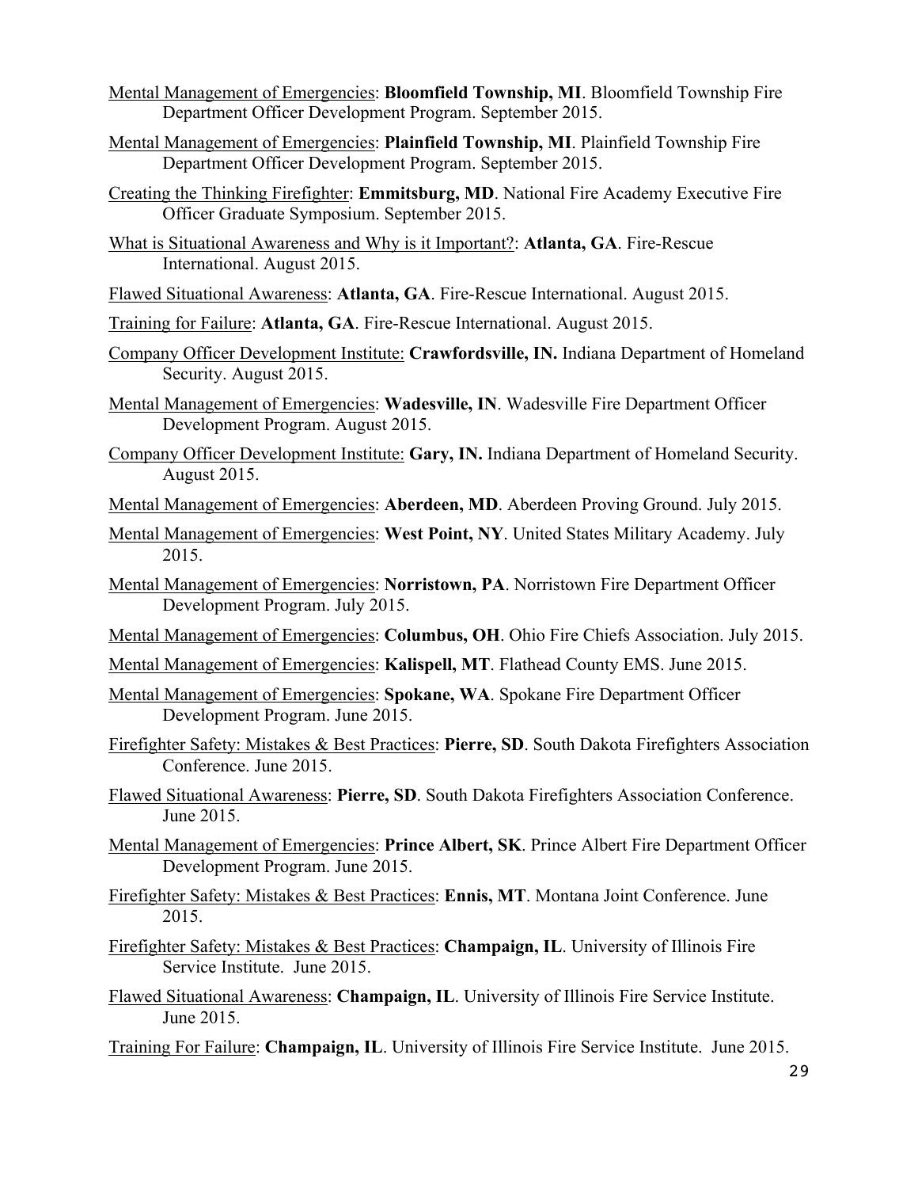Mental Management of Emergencies: **Bloomfield Township, MI**. Bloomfield Township Fire Department Officer Development Program. September 2015.

Mental Management of Emergencies: **Plainfield Township, MI**. Plainfield Township Fire Department Officer Development Program. September 2015.

Creating the Thinking Firefighter: **Emmitsburg, MD**. National Fire Academy Executive Fire Officer Graduate Symposium. September 2015.

What is Situational Awareness and Why is it Important?: **Atlanta, GA**. Fire-Rescue International. August 2015.

Flawed Situational Awareness: **Atlanta, GA**. Fire-Rescue International. August 2015.

Training for Failure: **Atlanta, GA**. Fire-Rescue International. August 2015.

Company Officer Development Institute: **Crawfordsville, IN.** Indiana Department of Homeland Security. August 2015.

Mental Management of Emergencies: **Wadesville, IN**. Wadesville Fire Department Officer Development Program. August 2015.

Company Officer Development Institute: **Gary, IN.** Indiana Department of Homeland Security. August 2015.

Mental Management of Emergencies: **Aberdeen, MD**. Aberdeen Proving Ground. July 2015.

Mental Management of Emergencies: **West Point, NY**. United States Military Academy. July 2015.

Mental Management of Emergencies: **Norristown, PA**. Norristown Fire Department Officer Development Program. July 2015.

Mental Management of Emergencies: **Columbus, OH**. Ohio Fire Chiefs Association. July 2015.

Mental Management of Emergencies: **Kalispell, MT**. Flathead County EMS. June 2015.

Mental Management of Emergencies: **Spokane, WA**. Spokane Fire Department Officer Development Program. June 2015.

Firefighter Safety: Mistakes & Best Practices: **Pierre, SD**. South Dakota Firefighters Association Conference. June 2015.

Flawed Situational Awareness: **Pierre, SD**. South Dakota Firefighters Association Conference. June 2015.

Mental Management of Emergencies: **Prince Albert, SK**. Prince Albert Fire Department Officer Development Program. June 2015.

Firefighter Safety: Mistakes & Best Practices: **Ennis, MT**. Montana Joint Conference. June 2015.

Firefighter Safety: Mistakes & Best Practices: **Champaign, IL**. University of Illinois Fire Service Institute. June 2015.

Flawed Situational Awareness: **Champaign, IL**. University of Illinois Fire Service Institute. June 2015.

Training For Failure: **Champaign, IL**. University of Illinois Fire Service Institute. June 2015.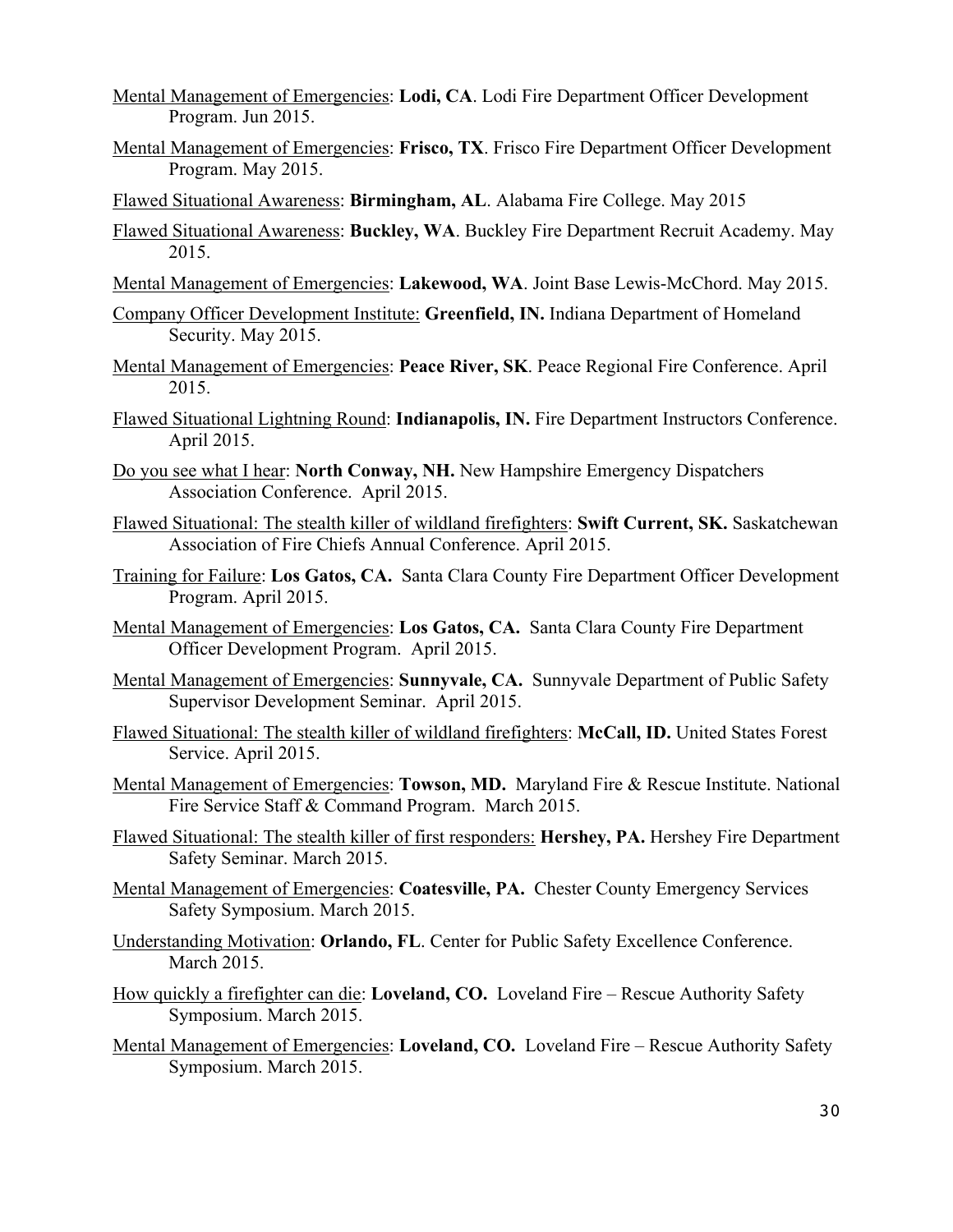Mental Management of Emergencies: **Lodi, CA**. Lodi Fire Department Officer Development Program. Jun 2015.

Mental Management of Emergencies: **Frisco, TX**. Frisco Fire Department Officer Development Program. May 2015.

Flawed Situational Awareness: **Birmingham, AL**. Alabama Fire College. May 2015

Flawed Situational Awareness: **Buckley, WA**. Buckley Fire Department Recruit Academy. May 2015.

Mental Management of Emergencies: **Lakewood, WA**. Joint Base Lewis-McChord. May 2015.

Company Officer Development Institute: **Greenfield, IN.** Indiana Department of Homeland Security. May 2015.

Mental Management of Emergencies: **Peace River, SK**. Peace Regional Fire Conference. April 2015.

Flawed Situational Lightning Round: **Indianapolis, IN.** Fire Department Instructors Conference. April 2015.

Do you see what I hear: **North Conway, NH.** New Hampshire Emergency Dispatchers Association Conference. April 2015.

Flawed Situational: The stealth killer of wildland firefighters: **Swift Current, SK.** Saskatchewan Association of Fire Chiefs Annual Conference. April 2015.

Training for Failure: **Los Gatos, CA.** Santa Clara County Fire Department Officer Development Program. April 2015.

Mental Management of Emergencies: **Los Gatos, CA.** Santa Clara County Fire Department Officer Development Program. April 2015.

Mental Management of Emergencies: **Sunnyvale, CA.** Sunnyvale Department of Public Safety Supervisor Development Seminar. April 2015.

Flawed Situational: The stealth killer of wildland firefighters: **McCall, ID.** United States Forest Service. April 2015.

Mental Management of Emergencies: **Towson, MD.** Maryland Fire & Rescue Institute. National Fire Service Staff & Command Program. March 2015.

Flawed Situational: The stealth killer of first responders: **Hershey, PA.** Hershey Fire Department Safety Seminar. March 2015.

Mental Management of Emergencies: **Coatesville, PA.** Chester County Emergency Services Safety Symposium. March 2015.

Understanding Motivation: **Orlando, FL**. Center for Public Safety Excellence Conference. March 2015.

How quickly a firefighter can die: **Loveland, CO.** Loveland Fire – Rescue Authority Safety Symposium. March 2015.

Mental Management of Emergencies: **Loveland, CO.** Loveland Fire – Rescue Authority Safety Symposium. March 2015.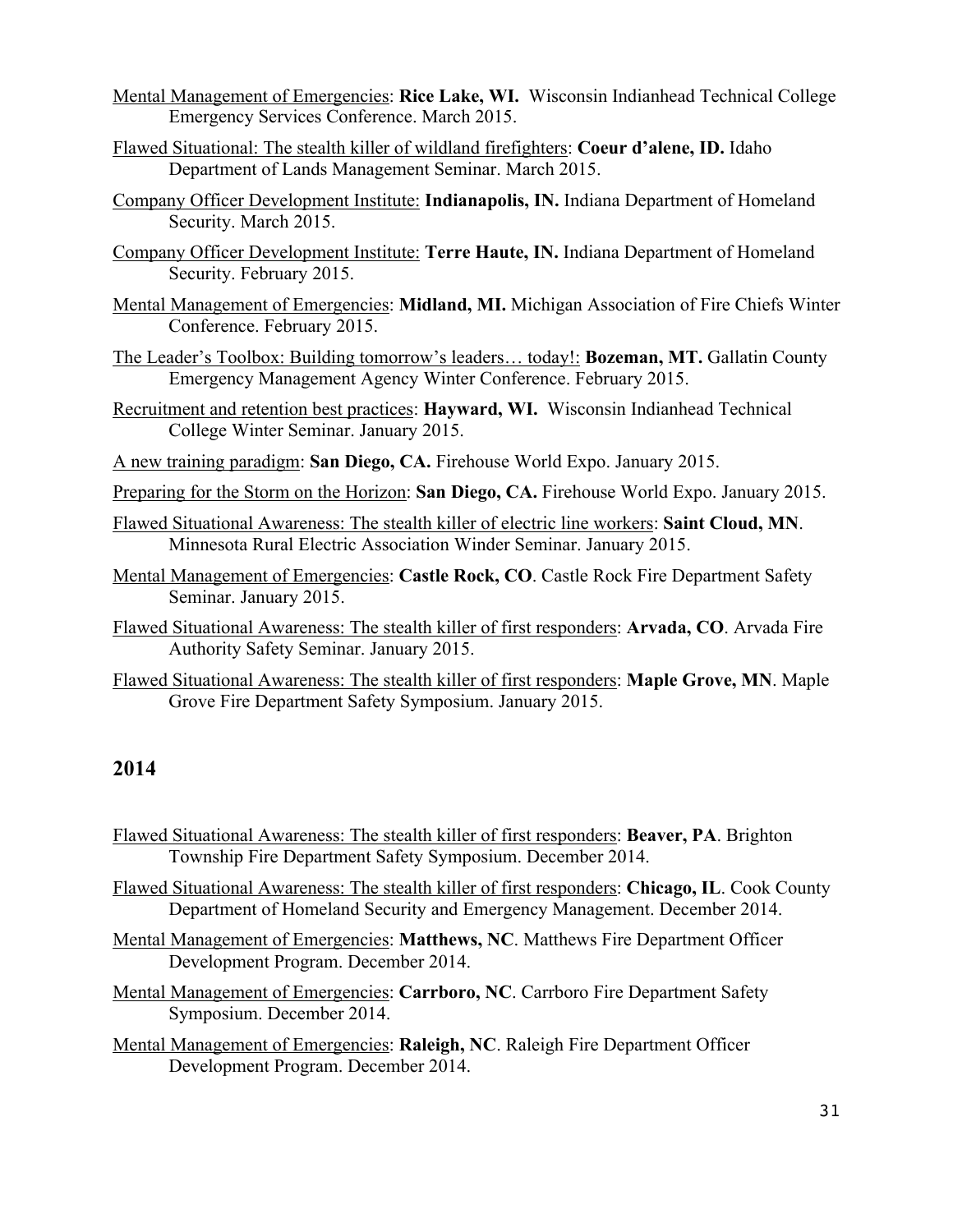Mental Management of Emergencies: **Rice Lake, WI.** Wisconsin Indianhead Technical College Emergency Services Conference. March 2015.

Flawed Situational: The stealth killer of wildland firefighters: **Coeur d'alene, ID.** Idaho Department of Lands Management Seminar. March 2015.

Company Officer Development Institute: **Indianapolis, IN.** Indiana Department of Homeland Security. March 2015.

Company Officer Development Institute: **Terre Haute, IN.** Indiana Department of Homeland Security. February 2015.

Mental Management of Emergencies: **Midland, MI.** Michigan Association of Fire Chiefs Winter Conference. February 2015.

The Leader's Toolbox: Building tomorrow's leaders… today!: **Bozeman, MT.** Gallatin County Emergency Management Agency Winter Conference. February 2015.

Recruitment and retention best practices: **Hayward, WI.** Wisconsin Indianhead Technical College Winter Seminar. January 2015.

A new training paradigm: **San Diego, CA.** Firehouse World Expo. January 2015.

Preparing for the Storm on the Horizon: **San Diego, CA.** Firehouse World Expo. January 2015.

Flawed Situational Awareness: The stealth killer of electric line workers: **Saint Cloud, MN**. Minnesota Rural Electric Association Winder Seminar. January 2015.

Mental Management of Emergencies: **Castle Rock, CO**. Castle Rock Fire Department Safety Seminar. January 2015.

Flawed Situational Awareness: The stealth killer of first responders: **Arvada, CO**. Arvada Fire Authority Safety Seminar. January 2015.

Flawed Situational Awareness: The stealth killer of first responders: **Maple Grove, MN**. Maple Grove Fire Department Safety Symposium. January 2015.

## 2014

Flawed Situational Awareness: The stealth killer of first responders: **Beaver, PA**. Brighton Township Fire Department Safety Symposium. December 2014.

Flawed Situational Awareness: The stealth killer of first responders: **Chicago, IL**. Cook County Department of Homeland Security and Emergency Management. December 2014.

Mental Management of Emergencies: **Matthews, NC**. Matthews Fire Department Officer Development Program. December 2014.

Mental Management of Emergencies: **Carrboro, NC**. Carrboro Fire Department Safety Symposium. December 2014.

Mental Management of Emergencies: **Raleigh, NC**. Raleigh Fire Department Officer Development Program. December 2014.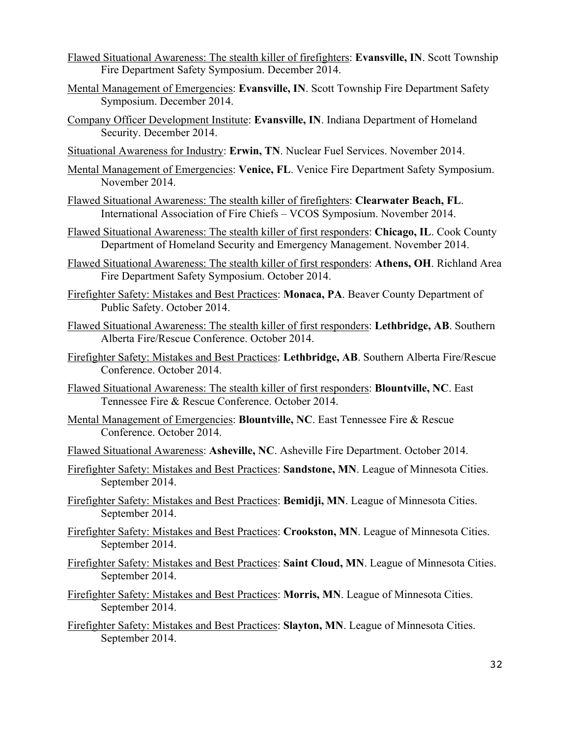<u>Flawed Situational Awareness: The stealth killer of firefighters</u>: **Evansville, IN**. Scott Township Fire Department Safety Symposium. December 2014.

<u>Mental Management of Emergencies</u>: **Evansville, IN**. Scott Township Fire Department Safety Symposium. December 2014.

<u>Company Officer Development Institute</u>: **Evansville, IN**. Indiana Department of Homeland Security. December 2014.

<u>Situational Awareness for Industry</u>: **Erwin, TN**. Nuclear Fuel Services. November 2014.

<u>Mental Management of Emergencies</u>: **Venice, FL**. Venice Fire Department Safety Symposium. November 2014.

<u>Flawed Situational Awareness: The stealth killer of firefighters</u>: **Clearwater Beach, FL**. International Association of Fire Chiefs – VCOS Symposium. November 2014.

<u>Flawed Situational Awareness: The stealth killer of first responders</u>: **Chicago, IL**. Cook County Department of Homeland Security and Emergency Management. November 2014.

<u>Flawed Situational Awareness: The stealth killer of first responders</u>: **Athens, OH**. Richland Area Fire Department Safety Symposium. October 2014.

<u>Firefighter Safety: Mistakes and Best Practices</u>: **Monaca, PA**. Beaver County Department of Public Safety. October 2014.

<u>Flawed Situational Awareness: The stealth killer of first responders</u>: **Lethbridge, AB**. Southern Alberta Fire/Rescue Conference. October 2014.

<u>Firefighter Safety: Mistakes and Best Practices</u>: **Lethbridge, AB**. Southern Alberta Fire/Rescue Conference. October 2014.

<u>Flawed Situational Awareness: The stealth killer of first responders</u>: **Blountville, NC**. East Tennessee Fire & Rescue Conference. October 2014.

<u>Mental Management of Emergencies</u>: **Blountville, NC**. East Tennessee Fire & Rescue Conference. October 2014.

<u>Flawed Situational Awareness</u>: **Asheville, NC**. Asheville Fire Department. October 2014.

<u>Firefighter Safety: Mistakes and Best Practices</u>: **Sandstone, MN**. League of Minnesota Cities. September 2014.

<u>Firefighter Safety: Mistakes and Best Practices</u>: **Bemidji, MN**. League of Minnesota Cities. September 2014.

<u>Firefighter Safety: Mistakes and Best Practices</u>: **Crookston, MN**. League of Minnesota Cities. September 2014.

<u>Firefighter Safety: Mistakes and Best Practices</u>: **Saint Cloud, MN**. League of Minnesota Cities. September 2014.

<u>Firefighter Safety: Mistakes and Best Practices</u>: **Morris, MN**. League of Minnesota Cities. September 2014.

<u>Firefighter Safety: Mistakes and Best Practices</u>: **Slayton, MN**. League of Minnesota Cities. September 2014.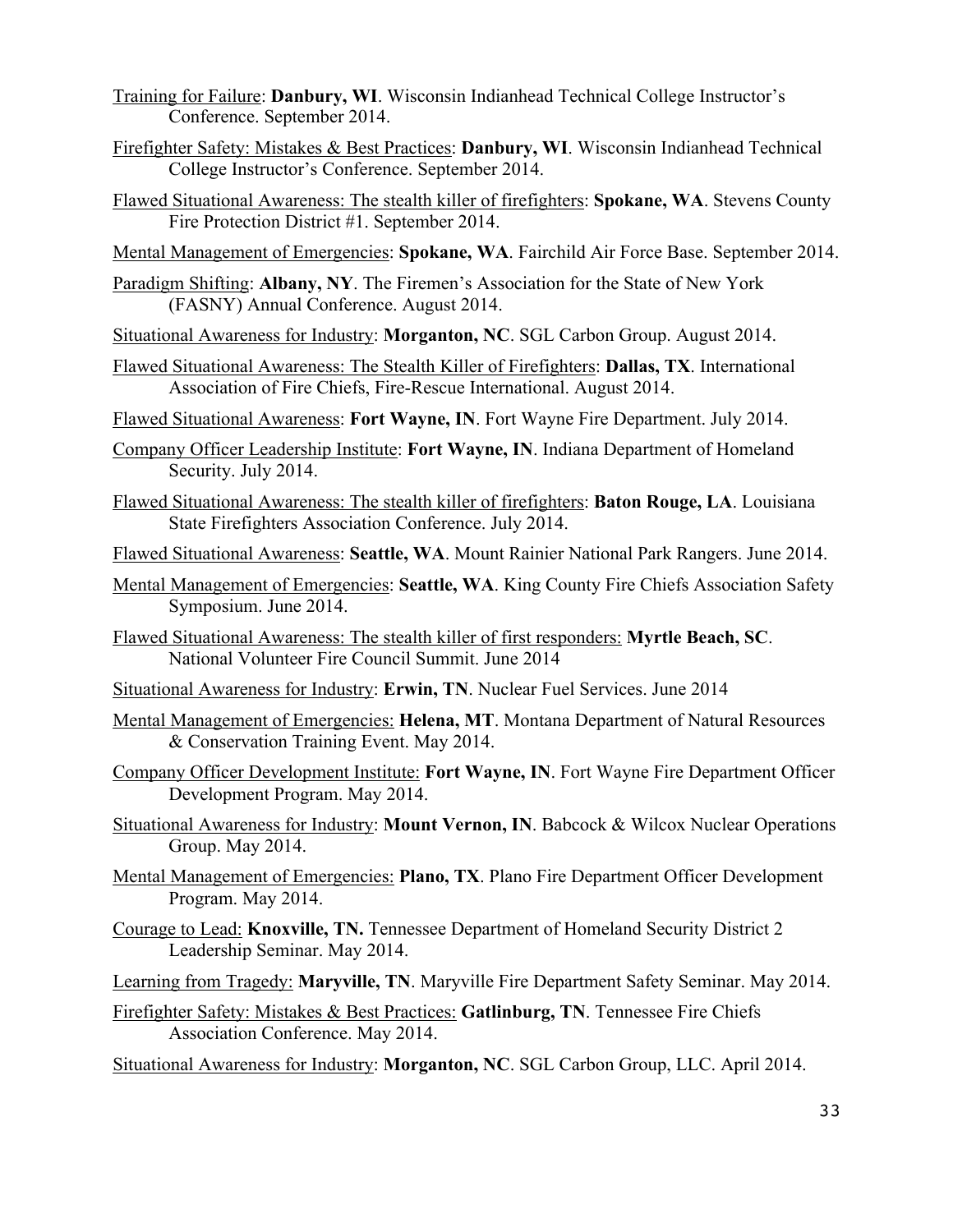<u>Training for Failure</u>: **Danbury, WI**. Wisconsin Indianhead Technical College Instructor's Conference. September 2014.

<u>Firefighter Safety: Mistakes & Best Practices</u>: **Danbury, WI**. Wisconsin Indianhead Technical College Instructor's Conference. September 2014.

<u>Flawed Situational Awareness: The stealth killer of firefighters</u>: **Spokane, WA**. Stevens County Fire Protection District #1. September 2014.

<u>Mental Management of Emergencies</u>: **Spokane, WA**. Fairchild Air Force Base. September 2014.

<u>Paradigm Shifting</u>: **Albany, NY**. The Firemen's Association for the State of New York (FASNY) Annual Conference. August 2014.

<u>Situational Awareness for Industry</u>: **Morganton, NC**. SGL Carbon Group. August 2014.

<u>Flawed Situational Awareness: The Stealth Killer of Firefighters</u>: **Dallas, TX**. International Association of Fire Chiefs, Fire-Rescue International. August 2014.

<u>Flawed Situational Awareness</u>: **Fort Wayne, IN**. Fort Wayne Fire Department. July 2014.

<u>Company Officer Leadership Institute</u>: **Fort Wayne, IN**. Indiana Department of Homeland Security. July 2014.

<u>Flawed Situational Awareness: The stealth killer of firefighters</u>: **Baton Rouge, LA**. Louisiana State Firefighters Association Conference. July 2014.

<u>Flawed Situational Awareness</u>: **Seattle, WA**. Mount Rainier National Park Rangers. June 2014.

<u>Mental Management of Emergencies</u>: **Seattle, WA**. King County Fire Chiefs Association Safety Symposium. June 2014.

<u>Flawed Situational Awareness: The stealth killer of first responders:</u> **Myrtle Beach, SC**. National Volunteer Fire Council Summit. June 2014

<u>Situational Awareness for Industry</u>: **Erwin, TN**. Nuclear Fuel Services. June 2014

<u>Mental Management of Emergencies:</u> **Helena, MT**. Montana Department of Natural Resources & Conservation Training Event. May 2014.

<u>Company Officer Development Institute:</u> **Fort Wayne, IN**. Fort Wayne Fire Department Officer Development Program. May 2014.

<u>Situational Awareness for Industry</u>: **Mount Vernon, IN**. Babcock & Wilcox Nuclear Operations Group. May 2014.

<u>Mental Management of Emergencies:</u> **Plano, TX**. Plano Fire Department Officer Development Program. May 2014.

<u>Courage to Lead:</u> **Knoxville, TN.** Tennessee Department of Homeland Security District 2 Leadership Seminar. May 2014.

<u>Learning from Tragedy:</u> **Maryville, TN**. Maryville Fire Department Safety Seminar. May 2014.

<u>Firefighter Safety: Mistakes & Best Practices:</u> **Gatlinburg, TN**. Tennessee Fire Chiefs Association Conference. May 2014.

<u>Situational Awareness for Industry</u>: **Morganton, NC**. SGL Carbon Group, LLC. April 2014.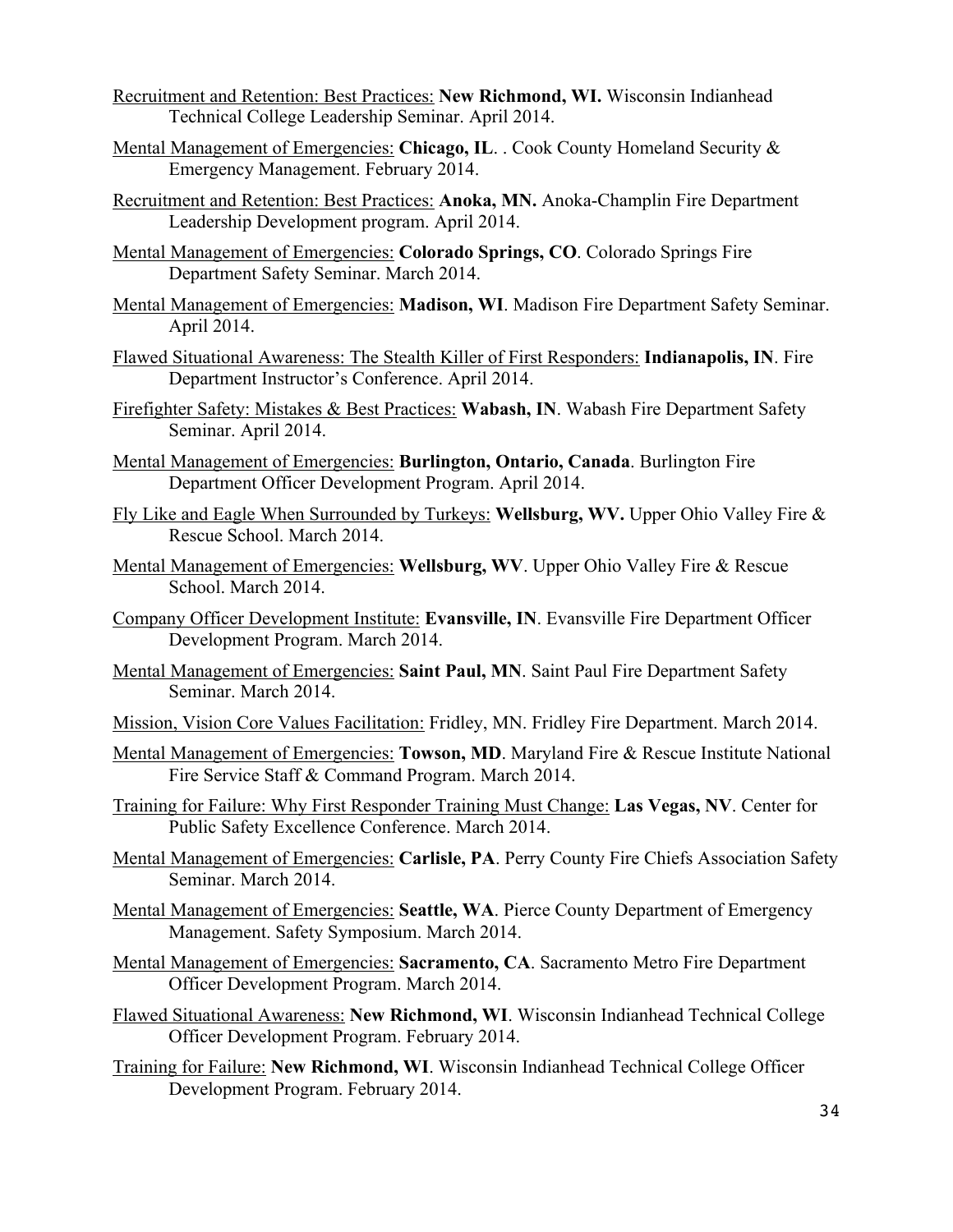<u>Recruitment and Retention: Best Practices:</u> **New Richmond, WI.** Wisconsin Indianhead Technical College Leadership Seminar. April 2014.

<u>Mental Management of Emergencies:</u> **Chicago, IL**. . Cook County Homeland Security & Emergency Management. February 2014.

<u>Recruitment and Retention: Best Practices:</u> **Anoka, MN.** Anoka-Champlin Fire Department Leadership Development program. April 2014.

<u>Mental Management of Emergencies:</u> **Colorado Springs, CO**. Colorado Springs Fire Department Safety Seminar. March 2014.

<u>Mental Management of Emergencies:</u> **Madison, WI**. Madison Fire Department Safety Seminar. April 2014.

<u>Flawed Situational Awareness: The Stealth Killer of First Responders:</u> **Indianapolis, IN**. Fire Department Instructor's Conference. April 2014.

<u>Firefighter Safety: Mistakes & Best Practices:</u> **Wabash, IN**. Wabash Fire Department Safety Seminar. April 2014.

<u>Mental Management of Emergencies:</u> **Burlington, Ontario, Canada**. Burlington Fire Department Officer Development Program. April 2014.

<u>Fly Like and Eagle When Surrounded by Turkeys:</u> **Wellsburg, WV.** Upper Ohio Valley Fire & Rescue School. March 2014.

<u>Mental Management of Emergencies:</u> **Wellsburg, WV**. Upper Ohio Valley Fire & Rescue School. March 2014.

<u>Company Officer Development Institute:</u> **Evansville, IN**. Evansville Fire Department Officer Development Program. March 2014.

<u>Mental Management of Emergencies:</u> **Saint Paul, MN**. Saint Paul Fire Department Safety Seminar. March 2014.

<u>Mission, Vision Core Values Facilitation:</u> Fridley, MN. Fridley Fire Department. March 2014.

<u>Mental Management of Emergencies:</u> **Towson, MD**. Maryland Fire & Rescue Institute National Fire Service Staff & Command Program. March 2014.

<u>Training for Failure: Why First Responder Training Must Change:</u> **Las Vegas, NV**. Center for Public Safety Excellence Conference. March 2014.

<u>Mental Management of Emergencies:</u> **Carlisle, PA**. Perry County Fire Chiefs Association Safety Seminar. March 2014.

<u>Mental Management of Emergencies:</u> **Seattle, WA**. Pierce County Department of Emergency Management. Safety Symposium. March 2014.

<u>Mental Management of Emergencies:</u> **Sacramento, CA**. Sacramento Metro Fire Department Officer Development Program. March 2014.

<u>Flawed Situational Awareness:</u> **New Richmond, WI**. Wisconsin Indianhead Technical College Officer Development Program. February 2014.

<u>Training for Failure:</u> **New Richmond, WI**. Wisconsin Indianhead Technical College Officer Development Program. February 2014.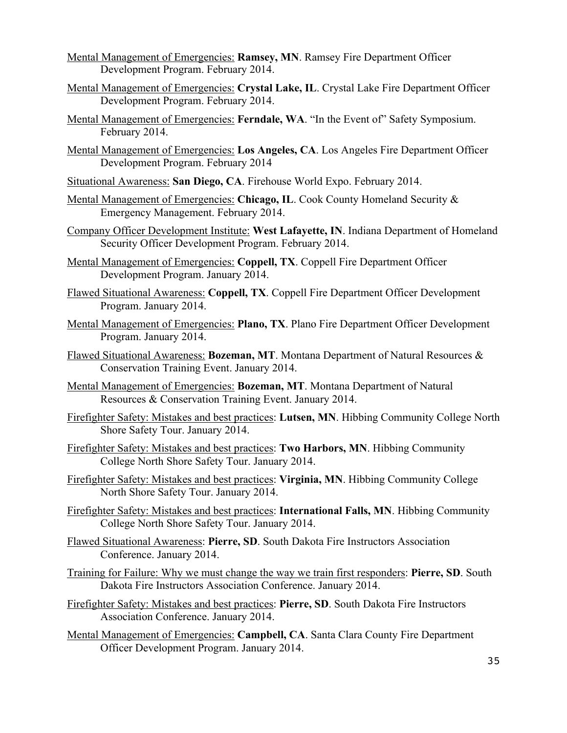<u>Mental Management of Emergencies:</u> **Ramsey, MN**. Ramsey Fire Department Officer Development Program. February 2014.

<u>Mental Management of Emergencies:</u> **Crystal Lake, IL**. Crystal Lake Fire Department Officer Development Program. February 2014.

<u>Mental Management of Emergencies:</u> **Ferndale, WA**. "In the Event of" Safety Symposium. February 2014.

<u>Mental Management of Emergencies:</u> **Los Angeles, CA**. Los Angeles Fire Department Officer Development Program. February 2014

<u>Situational Awareness:</u> **San Diego, CA**. Firehouse World Expo. February 2014.

<u>Mental Management of Emergencies:</u> **Chicago, IL**. Cook County Homeland Security & Emergency Management. February 2014.

<u>Company Officer Development Institute:</u> **West Lafayette, IN**. Indiana Department of Homeland Security Officer Development Program. February 2014.

<u>Mental Management of Emergencies:</u> **Coppell, TX**. Coppell Fire Department Officer Development Program. January 2014.

<u>Flawed Situational Awareness:</u> **Coppell, TX**. Coppell Fire Department Officer Development Program. January 2014.

<u>Mental Management of Emergencies:</u> **Plano, TX**. Plano Fire Department Officer Development Program. January 2014.

<u>Flawed Situational Awareness:</u> **Bozeman, MT**. Montana Department of Natural Resources & Conservation Training Event. January 2014.

<u>Mental Management of Emergencies:</u> **Bozeman, MT**. Montana Department of Natural Resources & Conservation Training Event. January 2014.

<u>Firefighter Safety: Mistakes and best practices</u>: **Lutsen, MN**. Hibbing Community College North Shore Safety Tour. January 2014.

<u>Firefighter Safety: Mistakes and best practices</u>: **Two Harbors, MN**. Hibbing Community College North Shore Safety Tour. January 2014.

<u>Firefighter Safety: Mistakes and best practices</u>: **Virginia, MN**. Hibbing Community College North Shore Safety Tour. January 2014.

<u>Firefighter Safety: Mistakes and best practices</u>: **International Falls, MN**. Hibbing Community College North Shore Safety Tour. January 2014.

<u>Flawed Situational Awareness</u>: **Pierre, SD**. South Dakota Fire Instructors Association Conference. January 2014.

<u>Training for Failure: Why we must change the way we train first responders</u>: **Pierre, SD**. South Dakota Fire Instructors Association Conference. January 2014.

<u>Firefighter Safety: Mistakes and best practices</u>: **Pierre, SD**. South Dakota Fire Instructors Association Conference. January 2014.

<u>Mental Management of Emergencies:</u> **Campbell, CA**. Santa Clara County Fire Department Officer Development Program. January 2014.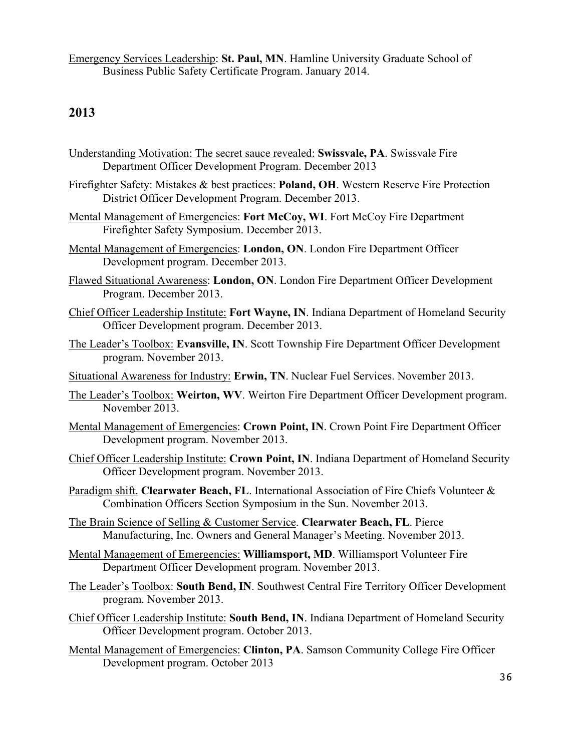<u>Emergency Services Leadership</u>: **St. Paul, MN**. Hamline University Graduate School of Business Public Safety Certificate Program. January 2014.

## 2013

<u>Understanding Motivation: The secret sauce revealed:</u> **Swissvale, PA**. Swissvale Fire Department Officer Development Program. December 2013

<u>Firefighter Safety: Mistakes & best practices:</u> **Poland, OH**. Western Reserve Fire Protection District Officer Development Program. December 2013.

<u>Mental Management of Emergencies:</u> **Fort McCoy, WI**. Fort McCoy Fire Department Firefighter Safety Symposium. December 2013.

<u>Mental Management of Emergencies</u>: **London, ON**. London Fire Department Officer Development program. December 2013.

<u>Flawed Situational Awareness</u>: **London, ON**. London Fire Department Officer Development Program. December 2013.

<u>Chief Officer Leadership Institute:</u> **Fort Wayne, IN**. Indiana Department of Homeland Security Officer Development program. December 2013.

<u>The Leader's Toolbox:</u> **Evansville, IN**. Scott Township Fire Department Officer Development program. November 2013.

<u>Situational Awareness for Industry:</u> **Erwin, TN**. Nuclear Fuel Services. November 2013.

<u>The Leader's Toolbox:</u> **Weirton, WV**. Weirton Fire Department Officer Development program. November 2013.

<u>Mental Management of Emergencies</u>: **Crown Point, IN**. Crown Point Fire Department Officer Development program. November 2013.

<u>Chief Officer Leadership Institute:</u> **Crown Point, IN**. Indiana Department of Homeland Security Officer Development program. November 2013.

<u>Paradigm shift.</u> **Clearwater Beach, FL**. International Association of Fire Chiefs Volunteer & Combination Officers Section Symposium in the Sun. November 2013.

<u>The Brain Science of Selling & Customer Service</u>. **Clearwater Beach, FL**. Pierce Manufacturing, Inc. Owners and General Manager's Meeting. November 2013.

<u>Mental Management of Emergencies:</u> **Williamsport, MD**. Williamsport Volunteer Fire Department Officer Development program. November 2013.

<u>The Leader's Toolbox</u>: **South Bend, IN**. Southwest Central Fire Territory Officer Development program. November 2013.

<u>Chief Officer Leadership Institute:</u> **South Bend, IN**. Indiana Department of Homeland Security Officer Development program. October 2013.

<u>Mental Management of Emergencies:</u> **Clinton, PA**. Samson Community College Fire Officer Development program. October 2013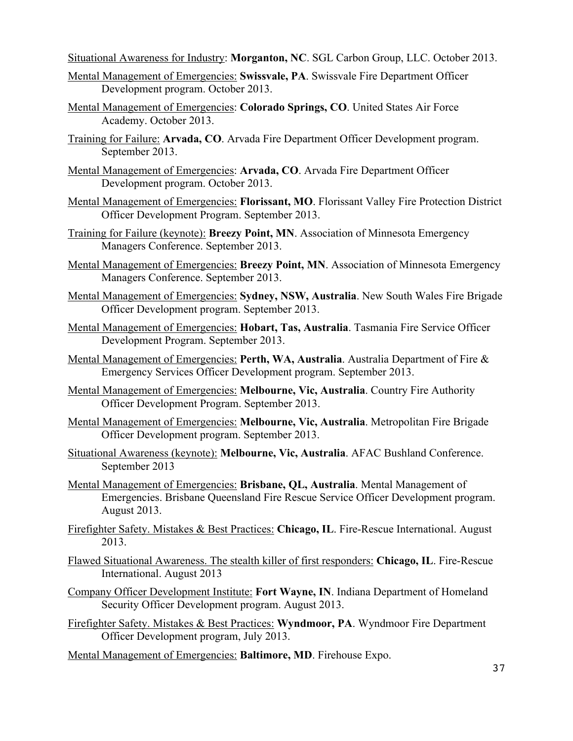<u>Situational Awareness for Industry</u>: **Morganton, NC**. SGL Carbon Group, LLC. October 2013.

<u>Mental Management of Emergencies:</u> **Swissvale, PA**. Swissvale Fire Department Officer Development program. October 2013.

<u>Mental Management of Emergencies</u>: **Colorado Springs, CO**. United States Air Force Academy. October 2013.

<u>Training for Failure:</u> **Arvada, CO**. Arvada Fire Department Officer Development program. September 2013.

<u>Mental Management of Emergencies</u>: **Arvada, CO**. Arvada Fire Department Officer Development program. October 2013.

<u>Mental Management of Emergencies:</u> **Florissant, MO**. Florissant Valley Fire Protection District Officer Development Program. September 2013.

<u>Training for Failure (keynote):</u> **Breezy Point, MN**. Association of Minnesota Emergency Managers Conference. September 2013.

<u>Mental Management of Emergencies:</u> **Breezy Point, MN**. Association of Minnesota Emergency Managers Conference. September 2013.

<u>Mental Management of Emergencies:</u> **Sydney, NSW, Australia**. New South Wales Fire Brigade Officer Development program. September 2013.

<u>Mental Management of Emergencies:</u> **Hobart, Tas, Australia**. Tasmania Fire Service Officer Development Program. September 2013.

<u>Mental Management of Emergencies:</u> **Perth, WA, Australia**. Australia Department of Fire & Emergency Services Officer Development program. September 2013.

<u>Mental Management of Emergencies:</u> **Melbourne, Vic, Australia**. Country Fire Authority Officer Development Program. September 2013.

<u>Mental Management of Emergencies:</u> **Melbourne, Vic, Australia**. Metropolitan Fire Brigade Officer Development program. September 2013.

<u>Situational Awareness (keynote):</u> **Melbourne, Vic, Australia**. AFAC Bushland Conference. September 2013

<u>Mental Management of Emergencies:</u> **Brisbane, QL, Australia**. Mental Management of Emergencies. Brisbane Queensland Fire Rescue Service Officer Development program. August 2013.

<u>Firefighter Safety. Mistakes & Best Practices:</u> **Chicago, IL**. Fire-Rescue International. August 2013.

<u>Flawed Situational Awareness. The stealth killer of first responders:</u> **Chicago, IL**. Fire-Rescue International. August 2013

<u>Company Officer Development Institute:</u> **Fort Wayne, IN**. Indiana Department of Homeland Security Officer Development program. August 2013.

<u>Firefighter Safety. Mistakes & Best Practices:</u> **Wyndmoor, PA**. Wyndmoor Fire Department Officer Development program, July 2013.

<u>Mental Management of Emergencies:</u> **Baltimore, MD**. Firehouse Expo.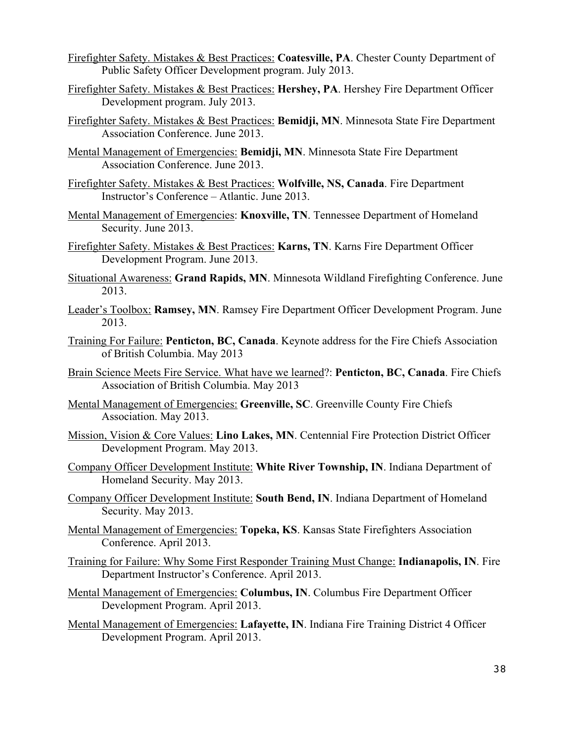Firefighter Safety. Mistakes & Best Practices: **Coatesville, PA**. Chester County Department of Public Safety Officer Development program. July 2013.

Firefighter Safety. Mistakes & Best Practices: **Hershey, PA**. Hershey Fire Department Officer Development program. July 2013.

Firefighter Safety. Mistakes & Best Practices: **Bemidji, MN**. Minnesota State Fire Department Association Conference. June 2013.

Mental Management of Emergencies: **Bemidji, MN**. Minnesota State Fire Department Association Conference. June 2013.

Firefighter Safety. Mistakes & Best Practices: **Wolfville, NS, Canada**. Fire Department Instructor's Conference – Atlantic. June 2013.

Mental Management of Emergencies: **Knoxville, TN**. Tennessee Department of Homeland Security. June 2013.

Firefighter Safety. Mistakes & Best Practices: **Karns, TN**. Karns Fire Department Officer Development Program. June 2013.

Situational Awareness: **Grand Rapids, MN**. Minnesota Wildland Firefighting Conference. June 2013.

Leader's Toolbox: **Ramsey, MN**. Ramsey Fire Department Officer Development Program. June 2013.

Training For Failure: **Penticton, BC, Canada**. Keynote address for the Fire Chiefs Association of British Columbia. May 2013

Brain Science Meets Fire Service. What have we learned?: **Penticton, BC, Canada**. Fire Chiefs Association of British Columbia. May 2013

Mental Management of Emergencies: **Greenville, SC**. Greenville County Fire Chiefs Association. May 2013.

Mission, Vision & Core Values: **Lino Lakes, MN**. Centennial Fire Protection District Officer Development Program. May 2013.

Company Officer Development Institute: **White River Township, IN**. Indiana Department of Homeland Security. May 2013.

Company Officer Development Institute: **South Bend, IN**. Indiana Department of Homeland Security. May 2013.

Mental Management of Emergencies: **Topeka, KS**. Kansas State Firefighters Association Conference. April 2013.

Training for Failure: Why Some First Responder Training Must Change: **Indianapolis, IN**. Fire Department Instructor's Conference. April 2013.

Mental Management of Emergencies: **Columbus, IN**. Columbus Fire Department Officer Development Program. April 2013.

Mental Management of Emergencies: **Lafayette, IN**. Indiana Fire Training District 4 Officer Development Program. April 2013.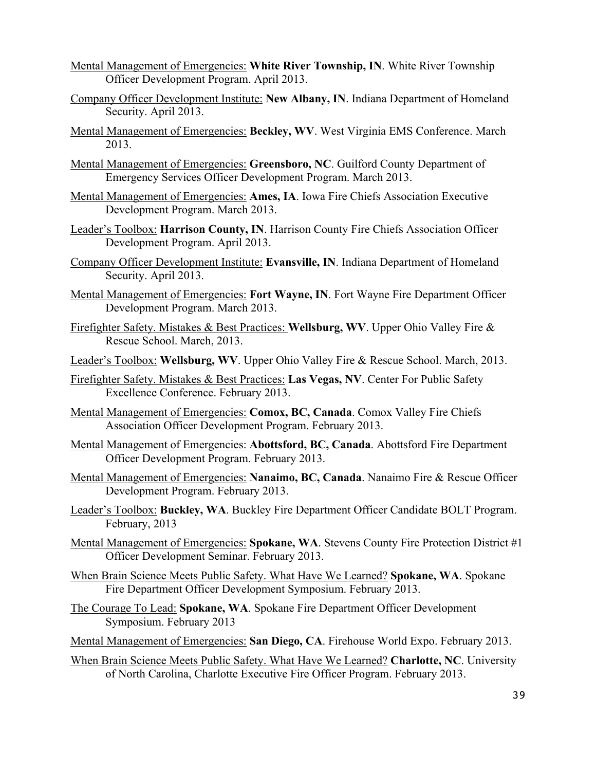<u>Mental Management of Emergencies:</u> **White River Township, IN**. White River Township Officer Development Program. April 2013.

<u>Company Officer Development Institute:</u> **New Albany, IN**. Indiana Department of Homeland Security. April 2013.

<u>Mental Management of Emergencies:</u> **Beckley, WV**. West Virginia EMS Conference. March 2013.

<u>Mental Management of Emergencies:</u> **Greensboro, NC**. Guilford County Department of Emergency Services Officer Development Program. March 2013.

<u>Mental Management of Emergencies:</u> **Ames, IA**. Iowa Fire Chiefs Association Executive Development Program. March 2013.

<u>Leader's Toolbox:</u> **Harrison County, IN**. Harrison County Fire Chiefs Association Officer Development Program. April 2013.

<u>Company Officer Development Institute:</u> **Evansville, IN**. Indiana Department of Homeland Security. April 2013.

<u>Mental Management of Emergencies:</u> **Fort Wayne, IN**. Fort Wayne Fire Department Officer Development Program. March 2013.

<u>Firefighter Safety. Mistakes & Best Practices:</u> **Wellsburg, WV**. Upper Ohio Valley Fire & Rescue School. March, 2013.

<u>Leader's Toolbox:</u> **Wellsburg, WV**. Upper Ohio Valley Fire & Rescue School. March, 2013.

<u>Firefighter Safety. Mistakes & Best Practices:</u> **Las Vegas, NV**. Center For Public Safety Excellence Conference. February 2013.

<u>Mental Management of Emergencies:</u> **Comox, BC, Canada**. Comox Valley Fire Chiefs Association Officer Development Program. February 2013.

<u>Mental Management of Emergencies:</u> **Abottsford, BC, Canada**. Abottsford Fire Department Officer Development Program. February 2013.

<u>Mental Management of Emergencies:</u> **Nanaimo, BC, Canada**. Nanaimo Fire & Rescue Officer Development Program. February 2013.

<u>Leader's Toolbox:</u> **Buckley, WA**. Buckley Fire Department Officer Candidate BOLT Program. February, 2013

<u>Mental Management of Emergencies:</u> **Spokane, WA**. Stevens County Fire Protection District #1 Officer Development Seminar. February 2013.

<u>When Brain Science Meets Public Safety. What Have We Learned?</u> **Spokane, WA**. Spokane Fire Department Officer Development Symposium. February 2013.

<u>The Courage To Lead:</u> **Spokane, WA**. Spokane Fire Department Officer Development Symposium. February 2013

<u>Mental Management of Emergencies:</u> **San Diego, CA**. Firehouse World Expo. February 2013.

<u>When Brain Science Meets Public Safety. What Have We Learned?</u> **Charlotte, NC**. University of North Carolina, Charlotte Executive Fire Officer Program. February 2013.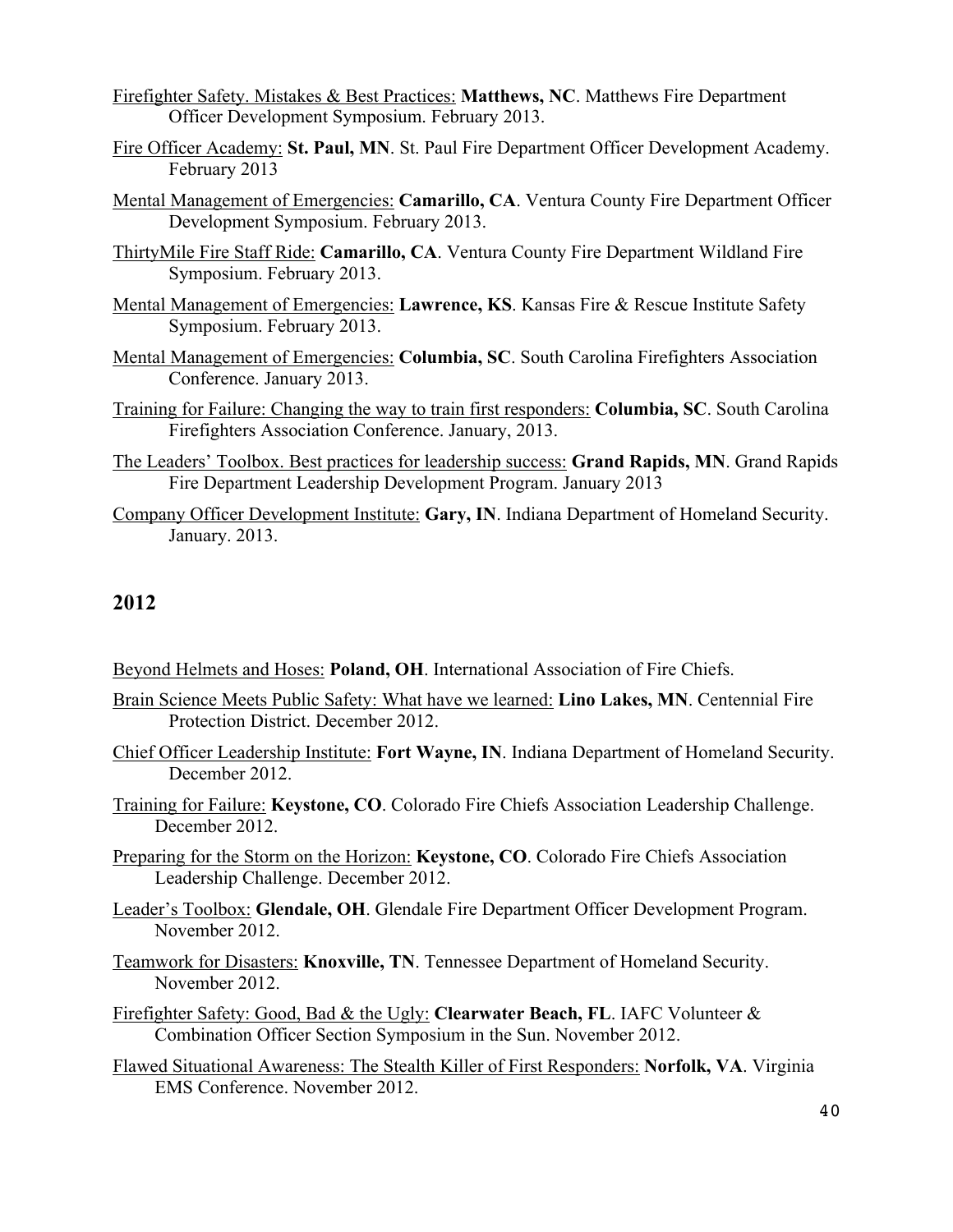Firefighter Safety. Mistakes & Best Practices: **Matthews, NC**. Matthews Fire Department Officer Development Symposium. February 2013.

Fire Officer Academy: **St. Paul, MN**. St. Paul Fire Department Officer Development Academy. February 2013

Mental Management of Emergencies: **Camarillo, CA**. Ventura County Fire Department Officer Development Symposium. February 2013.

ThirtyMile Fire Staff Ride: **Camarillo, CA**. Ventura County Fire Department Wildland Fire Symposium. February 2013.

Mental Management of Emergencies: **Lawrence, KS**. Kansas Fire & Rescue Institute Safety Symposium. February 2013.

Mental Management of Emergencies: **Columbia, SC**. South Carolina Firefighters Association Conference. January 2013.

Training for Failure: Changing the way to train first responders: **Columbia, SC**. South Carolina Firefighters Association Conference. January, 2013.

The Leaders' Toolbox. Best practices for leadership success: **Grand Rapids, MN**. Grand Rapids Fire Department Leadership Development Program. January 2013

Company Officer Development Institute: **Gary, IN**. Indiana Department of Homeland Security. January. 2013.

## 2012

Beyond Helmets and Hoses: **Poland, OH**. International Association of Fire Chiefs.

Brain Science Meets Public Safety: What have we learned: **Lino Lakes, MN**. Centennial Fire Protection District. December 2012.

Chief Officer Leadership Institute: **Fort Wayne, IN**. Indiana Department of Homeland Security. December 2012.

Training for Failure: **Keystone, CO**. Colorado Fire Chiefs Association Leadership Challenge. December 2012.

Preparing for the Storm on the Horizon: **Keystone, CO**. Colorado Fire Chiefs Association Leadership Challenge. December 2012.

Leader's Toolbox: **Glendale, OH**. Glendale Fire Department Officer Development Program. November 2012.

Teamwork for Disasters: **Knoxville, TN**. Tennessee Department of Homeland Security. November 2012.

Firefighter Safety: Good, Bad & the Ugly: **Clearwater Beach, FL**. IAFC Volunteer & Combination Officer Section Symposium in the Sun. November 2012.

Flawed Situational Awareness: The Stealth Killer of First Responders: **Norfolk, VA**. Virginia EMS Conference. November 2012.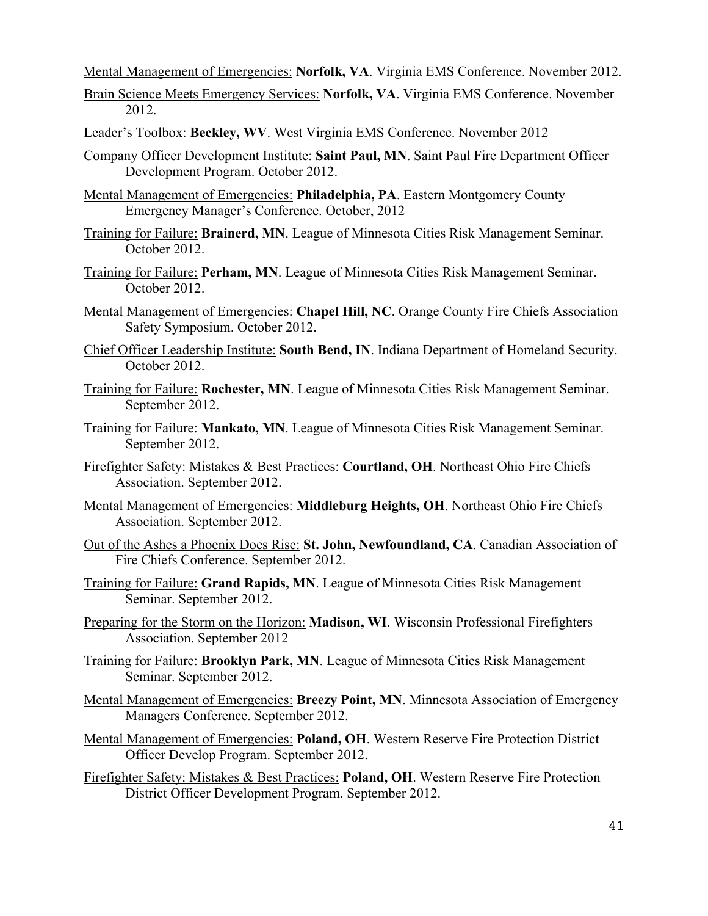<u>Mental Management of Emergencies:</u> **Norfolk, VA**. Virginia EMS Conference. November 2012.

<u>Brain Science Meets Emergency Services:</u> **Norfolk, VA**. Virginia EMS Conference. November 2012.

<u>Leader's Toolbox:</u> **Beckley, WV**. West Virginia EMS Conference. November 2012

<u>Company Officer Development Institute:</u> **Saint Paul, MN**. Saint Paul Fire Department Officer Development Program. October 2012.

<u>Mental Management of Emergencies:</u> **Philadelphia, PA**. Eastern Montgomery County Emergency Manager's Conference. October, 2012

<u>Training for Failure:</u> **Brainerd, MN**. League of Minnesota Cities Risk Management Seminar. October 2012.

<u>Training for Failure:</u> **Perham, MN**. League of Minnesota Cities Risk Management Seminar. October 2012.

<u>Mental Management of Emergencies:</u> **Chapel Hill, NC**. Orange County Fire Chiefs Association Safety Symposium. October 2012.

<u>Chief Officer Leadership Institute:</u> **South Bend, IN**. Indiana Department of Homeland Security. October 2012.

<u>Training for Failure:</u> **Rochester, MN**. League of Minnesota Cities Risk Management Seminar. September 2012.

<u>Training for Failure:</u> **Mankato, MN**. League of Minnesota Cities Risk Management Seminar. September 2012.

<u>Firefighter Safety: Mistakes & Best Practices:</u> **Courtland, OH**. Northeast Ohio Fire Chiefs Association. September 2012.

<u>Mental Management of Emergencies:</u> **Middleburg Heights, OH**. Northeast Ohio Fire Chiefs Association. September 2012.

<u>Out of the Ashes a Phoenix Does Rise:</u> **St. John, Newfoundland, CA**. Canadian Association of Fire Chiefs Conference. September 2012.

<u>Training for Failure:</u> **Grand Rapids, MN**. League of Minnesota Cities Risk Management Seminar. September 2012.

<u>Preparing for the Storm on the Horizon:</u> **Madison, WI**. Wisconsin Professional Firefighters Association. September 2012

<u>Training for Failure:</u> **Brooklyn Park, MN**. League of Minnesota Cities Risk Management Seminar. September 2012.

<u>Mental Management of Emergencies:</u> **Breezy Point, MN**. Minnesota Association of Emergency Managers Conference. September 2012.

<u>Mental Management of Emergencies:</u> **Poland, OH**. Western Reserve Fire Protection District Officer Develop Program. September 2012.

<u>Firefighter Safety: Mistakes & Best Practices:</u> **Poland, OH**. Western Reserve Fire Protection District Officer Development Program. September 2012.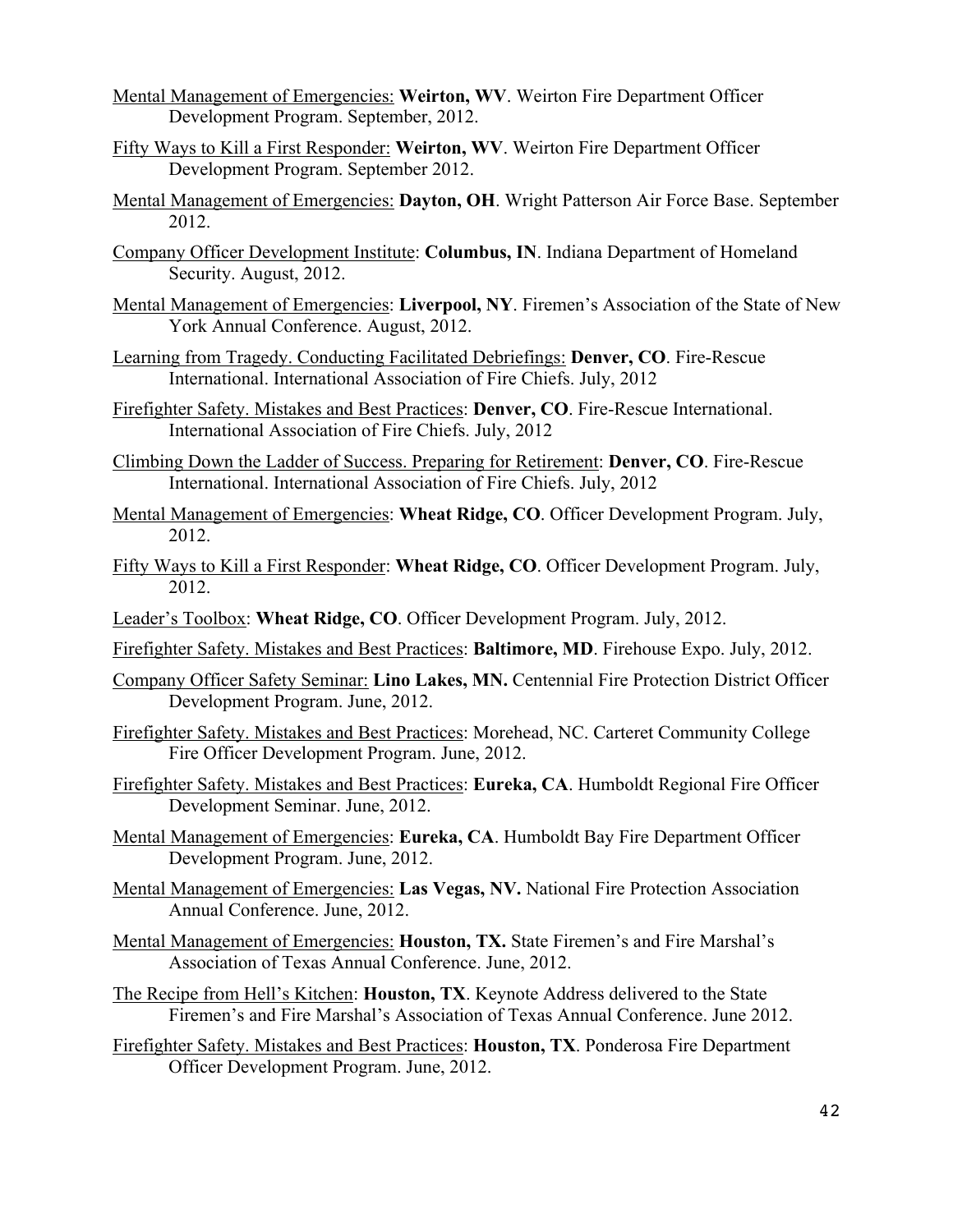<u>Mental Management of Emergencies:</u> **Weirton, WV**. Weirton Fire Department Officer Development Program. September, 2012.

<u>Fifty Ways to Kill a First Responder:</u> **Weirton, WV**. Weirton Fire Department Officer Development Program. September 2012.

<u>Mental Management of Emergencies:</u> **Dayton, OH**. Wright Patterson Air Force Base. September 2012.

<u>Company Officer Development Institute</u>: **Columbus, IN**. Indiana Department of Homeland Security. August, 2012.

<u>Mental Management of Emergencies</u>: **Liverpool, NY**. Firemen's Association of the State of New York Annual Conference. August, 2012.

<u>Learning from Tragedy. Conducting Facilitated Debriefings:</u> **Denver, CO**. Fire-Rescue International. International Association of Fire Chiefs. July, 2012

<u>Firefighter Safety. Mistakes and Best Practices</u>: **Denver, CO**. Fire-Rescue International. International Association of Fire Chiefs. July, 2012

<u>Climbing Down the Ladder of Success. Preparing for Retirement</u>: **Denver, CO**. Fire-Rescue International. International Association of Fire Chiefs. July, 2012

<u>Mental Management of Emergencies</u>: **Wheat Ridge, CO**. Officer Development Program. July, 2012.

<u>Fifty Ways to Kill a First Responder</u>: **Wheat Ridge, CO**. Officer Development Program. July, 2012.

<u>Leader's Toolbox</u>: **Wheat Ridge, CO**. Officer Development Program. July, 2012.

<u>Firefighter Safety. Mistakes and Best Practices</u>: **Baltimore, MD**. Firehouse Expo. July, 2012.

<u>Company Officer Safety Seminar:</u> **Lino Lakes, MN.** Centennial Fire Protection District Officer Development Program. June, 2012.

<u>Firefighter Safety. Mistakes and Best Practices</u>: Morehead, NC. Carteret Community College Fire Officer Development Program. June, 2012.

<u>Firefighter Safety. Mistakes and Best Practices</u>: **Eureka, CA**. Humboldt Regional Fire Officer Development Seminar. June, 2012.

<u>Mental Management of Emergencies</u>: **Eureka, CA**. Humboldt Bay Fire Department Officer Development Program. June, 2012.

<u>Mental Management of Emergencies:</u> **Las Vegas, NV.** National Fire Protection Association Annual Conference. June, 2012.

<u>Mental Management of Emergencies:</u> **Houston, TX.** State Firemen's and Fire Marshal's Association of Texas Annual Conference. June, 2012.

<u>The Recipe from Hell's Kitchen</u>: **Houston, TX**. Keynote Address delivered to the State Firemen's and Fire Marshal's Association of Texas Annual Conference. June 2012.

<u>Firefighter Safety. Mistakes and Best Practices</u>: **Houston, TX**. Ponderosa Fire Department Officer Development Program. June, 2012.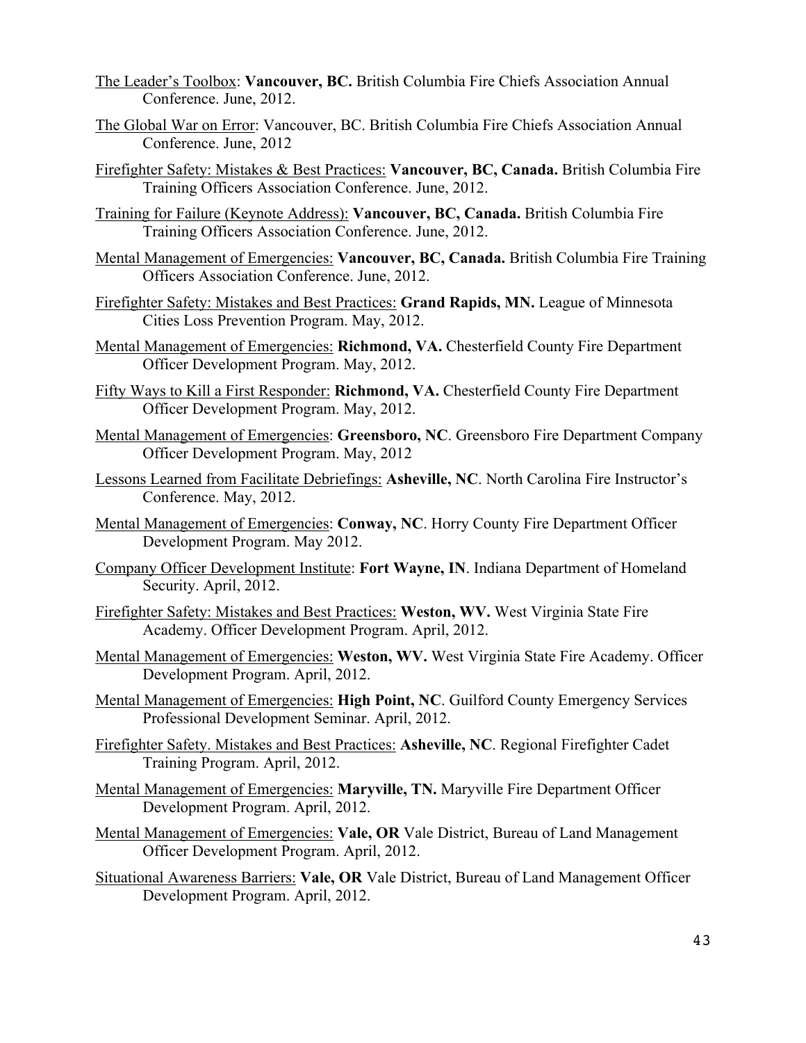<u>The Leader's Toolbox</u>: **Vancouver, BC.** British Columbia Fire Chiefs Association Annual Conference. June, 2012.

<u>The Global War on Error</u>: Vancouver, BC. British Columbia Fire Chiefs Association Annual Conference. June, 2012

<u>Firefighter Safety: Mistakes & Best Practices:</u> **Vancouver, BC, Canada.** British Columbia Fire Training Officers Association Conference. June, 2012.

<u>Training for Failure (Keynote Address):</u> **Vancouver, BC, Canada.** British Columbia Fire Training Officers Association Conference. June, 2012.

<u>Mental Management of Emergencies:</u> **Vancouver, BC, Canada.** British Columbia Fire Training Officers Association Conference. June, 2012.

<u>Firefighter Safety: Mistakes and Best Practices:</u> **Grand Rapids, MN.** League of Minnesota Cities Loss Prevention Program. May, 2012.

<u>Mental Management of Emergencies:</u> **Richmond, VA.** Chesterfield County Fire Department Officer Development Program. May, 2012.

<u>Fifty Ways to Kill a First Responder:</u> **Richmond, VA.** Chesterfield County Fire Department Officer Development Program. May, 2012.

<u>Mental Management of Emergencies</u>: **Greensboro, NC**. Greensboro Fire Department Company Officer Development Program. May, 2012

<u>Lessons Learned from Facilitate Debriefings:</u> **Asheville, NC**. North Carolina Fire Instructor's Conference. May, 2012.

<u>Mental Management of Emergencies</u>: **Conway, NC**. Horry County Fire Department Officer Development Program. May 2012.

<u>Company Officer Development Institute</u>: **Fort Wayne, IN**. Indiana Department of Homeland Security. April, 2012.

<u>Firefighter Safety: Mistakes and Best Practices:</u> **Weston, WV.** West Virginia State Fire Academy. Officer Development Program. April, 2012.

<u>Mental Management of Emergencies:</u> **Weston, WV.** West Virginia State Fire Academy. Officer Development Program. April, 2012.

<u>Mental Management of Emergencies:</u> **High Point, NC**. Guilford County Emergency Services Professional Development Seminar. April, 2012.

<u>Firefighter Safety. Mistakes and Best Practices:</u> **Asheville, NC**. Regional Firefighter Cadet Training Program. April, 2012.

<u>Mental Management of Emergencies:</u> **Maryville, TN.** Maryville Fire Department Officer Development Program. April, 2012.

<u>Mental Management of Emergencies:</u> **Vale, OR** Vale District, Bureau of Land Management Officer Development Program. April, 2012.

<u>Situational Awareness Barriers:</u> **Vale, OR** Vale District, Bureau of Land Management Officer Development Program. April, 2012.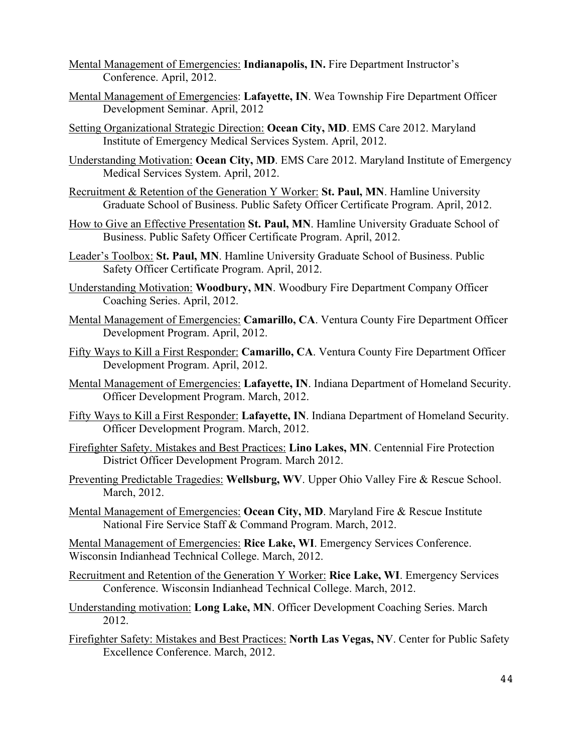<u>Mental Management of Emergencies:</u> **Indianapolis, IN.** Fire Department Instructor's Conference. April, 2012.

<u>Mental Management of Emergencies</u>: **Lafayette, IN**. Wea Township Fire Department Officer Development Seminar. April, 2012

<u>Setting Organizational Strategic Direction:</u> **Ocean City, MD**. EMS Care 2012. Maryland Institute of Emergency Medical Services System. April, 2012.

<u>Understanding Motivation:</u> **Ocean City, MD**. EMS Care 2012. Maryland Institute of Emergency Medical Services System. April, 2012.

<u>Recruitment & Retention of the Generation Y Worker:</u> **St. Paul, MN**. Hamline University Graduate School of Business. Public Safety Officer Certificate Program. April, 2012.

<u>How to Give an Effective Presentation</u> **St. Paul, MN**. Hamline University Graduate School of Business. Public Safety Officer Certificate Program. April, 2012.

<u>Leader's Toolbox:</u> **St. Paul, MN**. Hamline University Graduate School of Business. Public Safety Officer Certificate Program. April, 2012.

<u>Understanding Motivation:</u> **Woodbury, MN**. Woodbury Fire Department Company Officer Coaching Series. April, 2012.

<u>Mental Management of Emergencies:</u> **Camarillo, CA**. Ventura County Fire Department Officer Development Program. April, 2012.

<u>Fifty Ways to Kill a First Responder:</u> **Camarillo, CA**. Ventura County Fire Department Officer Development Program. April, 2012.

<u>Mental Management of Emergencies:</u> **Lafayette, IN**. Indiana Department of Homeland Security. Officer Development Program. March, 2012.

<u>Fifty Ways to Kill a First Responder:</u> **Lafayette, IN**. Indiana Department of Homeland Security. Officer Development Program. March, 2012.

<u>Firefighter Safety. Mistakes and Best Practices:</u> **Lino Lakes, MN**. Centennial Fire Protection District Officer Development Program. March 2012.

<u>Preventing Predictable Tragedies:</u> **Wellsburg, WV**. Upper Ohio Valley Fire & Rescue School. March, 2012.

<u>Mental Management of Emergencies:</u> **Ocean City, MD**. Maryland Fire & Rescue Institute National Fire Service Staff & Command Program. March, 2012.

<u>Mental Management of Emergencies:</u> **Rice Lake, WI**. Emergency Services Conference. Wisconsin Indianhead Technical College. March, 2012.

<u>Recruitment and Retention of the Generation Y Worker:</u> **Rice Lake, WI**. Emergency Services Conference. Wisconsin Indianhead Technical College. March, 2012.

<u>Understanding motivation:</u> **Long Lake, MN**. Officer Development Coaching Series. March 2012.

<u>Firefighter Safety: Mistakes and Best Practices:</u> **North Las Vegas, NV**. Center for Public Safety Excellence Conference. March, 2012.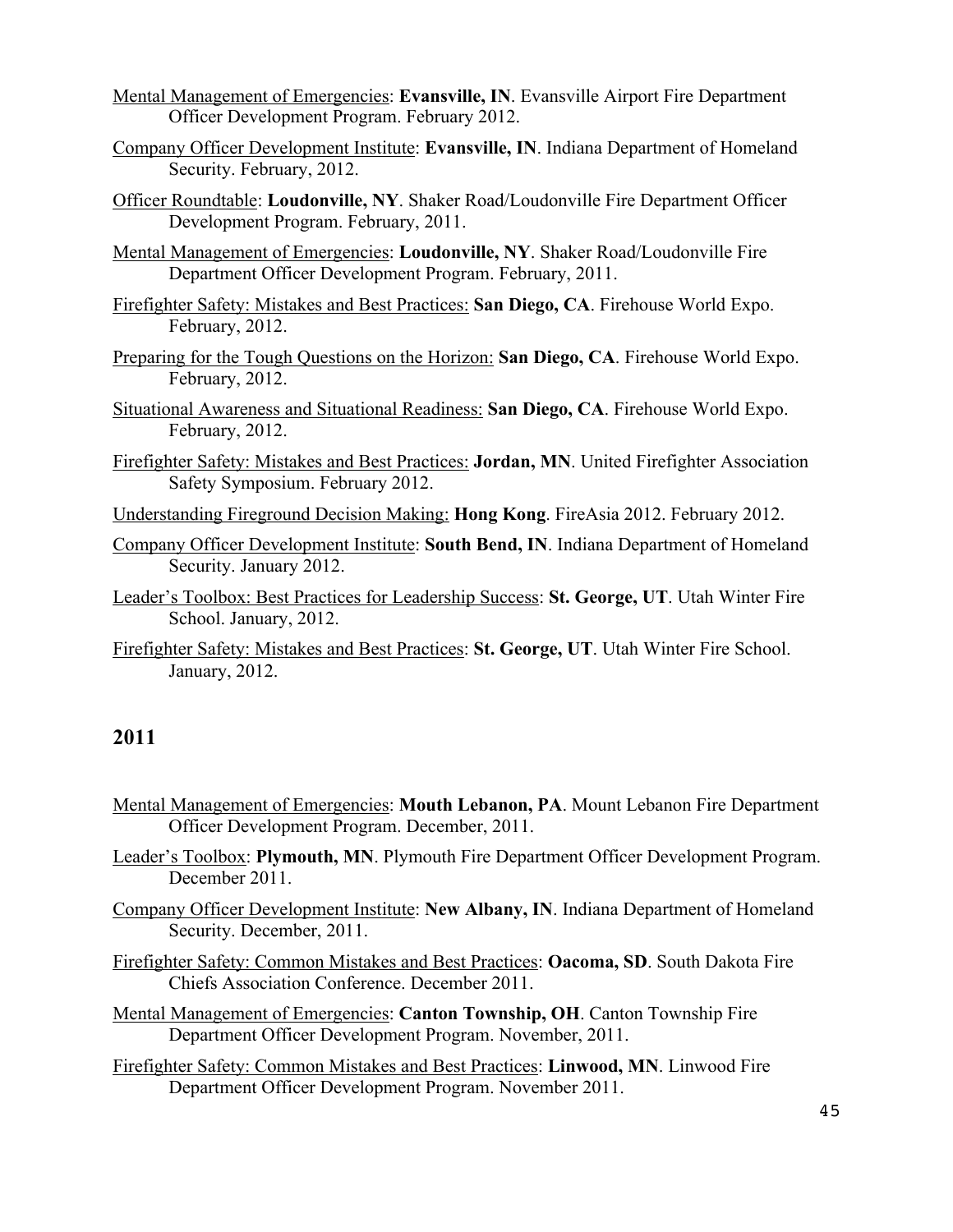<u>Mental Management of Emergencies</u>: **Evansville, IN**. Evansville Airport Fire Department Officer Development Program. February 2012.

<u>Company Officer Development Institute</u>: **Evansville, IN**. Indiana Department of Homeland Security. February, 2012.

<u>Officer Roundtable</u>: **Loudonville, NY**. Shaker Road/Loudonville Fire Department Officer Development Program. February, 2011.

<u>Mental Management of Emergencies</u>: **Loudonville, NY**. Shaker Road/Loudonville Fire Department Officer Development Program. February, 2011.

<u>Firefighter Safety: Mistakes and Best Practices:</u> **San Diego, CA**. Firehouse World Expo. February, 2012.

<u>Preparing for the Tough Questions on the Horizon:</u> **San Diego, CA**. Firehouse World Expo. February, 2012.

<u>Situational Awareness and Situational Readiness:</u> **San Diego, CA**. Firehouse World Expo. February, 2012.

<u>Firefighter Safety: Mistakes and Best Practices:</u> **Jordan, MN**. United Firefighter Association Safety Symposium. February 2012.

<u>Understanding Fireground Decision Making:</u> **Hong Kong**. FireAsia 2012. February 2012.

<u>Company Officer Development Institute</u>: **South Bend, IN**. Indiana Department of Homeland Security. January 2012.

<u>Leader's Toolbox: Best Practices for Leadership Success</u>: **St. George, UT**. Utah Winter Fire School. January, 2012.

<u>Firefighter Safety: Mistakes and Best Practices</u>: **St. George, UT**. Utah Winter Fire School. January, 2012.

## 2011

<u>Mental Management of Emergencies</u>: **Mouth Lebanon, PA**. Mount Lebanon Fire Department Officer Development Program. December, 2011.

<u>Leader's Toolbox</u>: **Plymouth, MN**. Plymouth Fire Department Officer Development Program. December 2011.

<u>Company Officer Development Institute</u>: **New Albany, IN**. Indiana Department of Homeland Security. December, 2011.

<u>Firefighter Safety: Common Mistakes and Best Practices</u>: **Oacoma, SD**. South Dakota Fire Chiefs Association Conference. December 2011.

<u>Mental Management of Emergencies</u>: **Canton Township, OH**. Canton Township Fire Department Officer Development Program. November, 2011.

<u>Firefighter Safety: Common Mistakes and Best Practices</u>: **Linwood, MN**. Linwood Fire Department Officer Development Program. November 2011.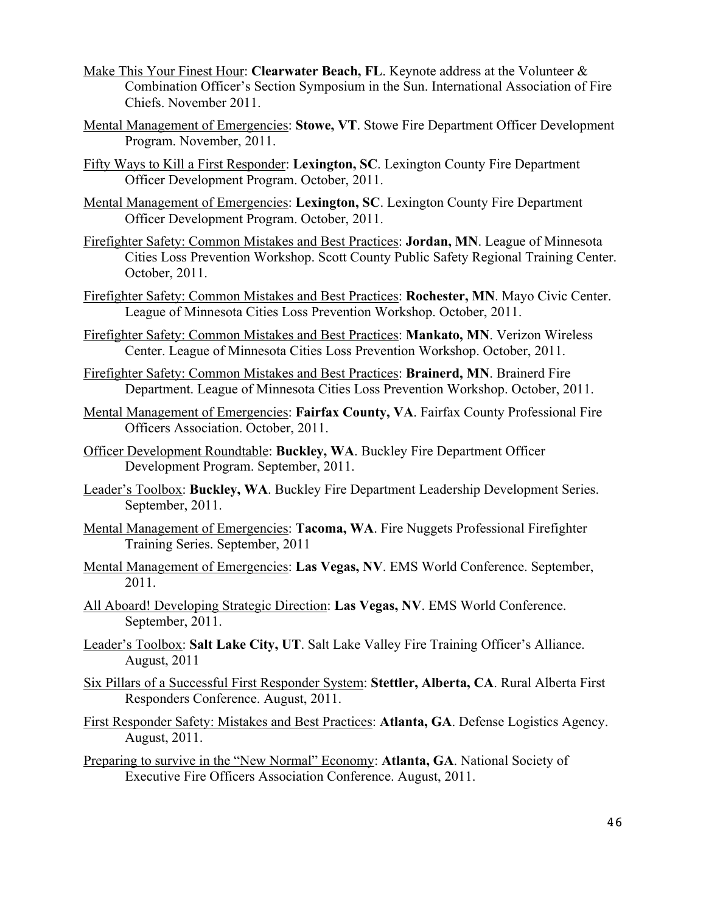Make This Your Finest Hour: **Clearwater Beach, FL**. Keynote address at the Volunteer & Combination Officer's Section Symposium in the Sun. International Association of Fire Chiefs. November 2011.

Mental Management of Emergencies: **Stowe, VT**. Stowe Fire Department Officer Development Program. November, 2011.

Fifty Ways to Kill a First Responder: **Lexington, SC**. Lexington County Fire Department Officer Development Program. October, 2011.

Mental Management of Emergencies: **Lexington, SC**. Lexington County Fire Department Officer Development Program. October, 2011.

Firefighter Safety: Common Mistakes and Best Practices: **Jordan, MN**. League of Minnesota Cities Loss Prevention Workshop. Scott County Public Safety Regional Training Center. October, 2011.

Firefighter Safety: Common Mistakes and Best Practices: **Rochester, MN**. Mayo Civic Center. League of Minnesota Cities Loss Prevention Workshop. October, 2011.

Firefighter Safety: Common Mistakes and Best Practices: **Mankato, MN**. Verizon Wireless Center. League of Minnesota Cities Loss Prevention Workshop. October, 2011.

Firefighter Safety: Common Mistakes and Best Practices: **Brainerd, MN**. Brainerd Fire Department. League of Minnesota Cities Loss Prevention Workshop. October, 2011.

Mental Management of Emergencies: **Fairfax County, VA**. Fairfax County Professional Fire Officers Association. October, 2011.

Officer Development Roundtable: **Buckley, WA**. Buckley Fire Department Officer Development Program. September, 2011.

Leader's Toolbox: **Buckley, WA**. Buckley Fire Department Leadership Development Series. September, 2011.

Mental Management of Emergencies: **Tacoma, WA**. Fire Nuggets Professional Firefighter Training Series. September, 2011

Mental Management of Emergencies: **Las Vegas, NV**. EMS World Conference. September, 2011.

All Aboard! Developing Strategic Direction: **Las Vegas, NV**. EMS World Conference. September, 2011.

Leader's Toolbox: **Salt Lake City, UT**. Salt Lake Valley Fire Training Officer's Alliance. August, 2011

Six Pillars of a Successful First Responder System: **Stettler, Alberta, CA**. Rural Alberta First Responders Conference. August, 2011.

First Responder Safety: Mistakes and Best Practices: **Atlanta, GA**. Defense Logistics Agency. August, 2011.

Preparing to survive in the "New Normal" Economy: **Atlanta, GA**. National Society of Executive Fire Officers Association Conference. August, 2011.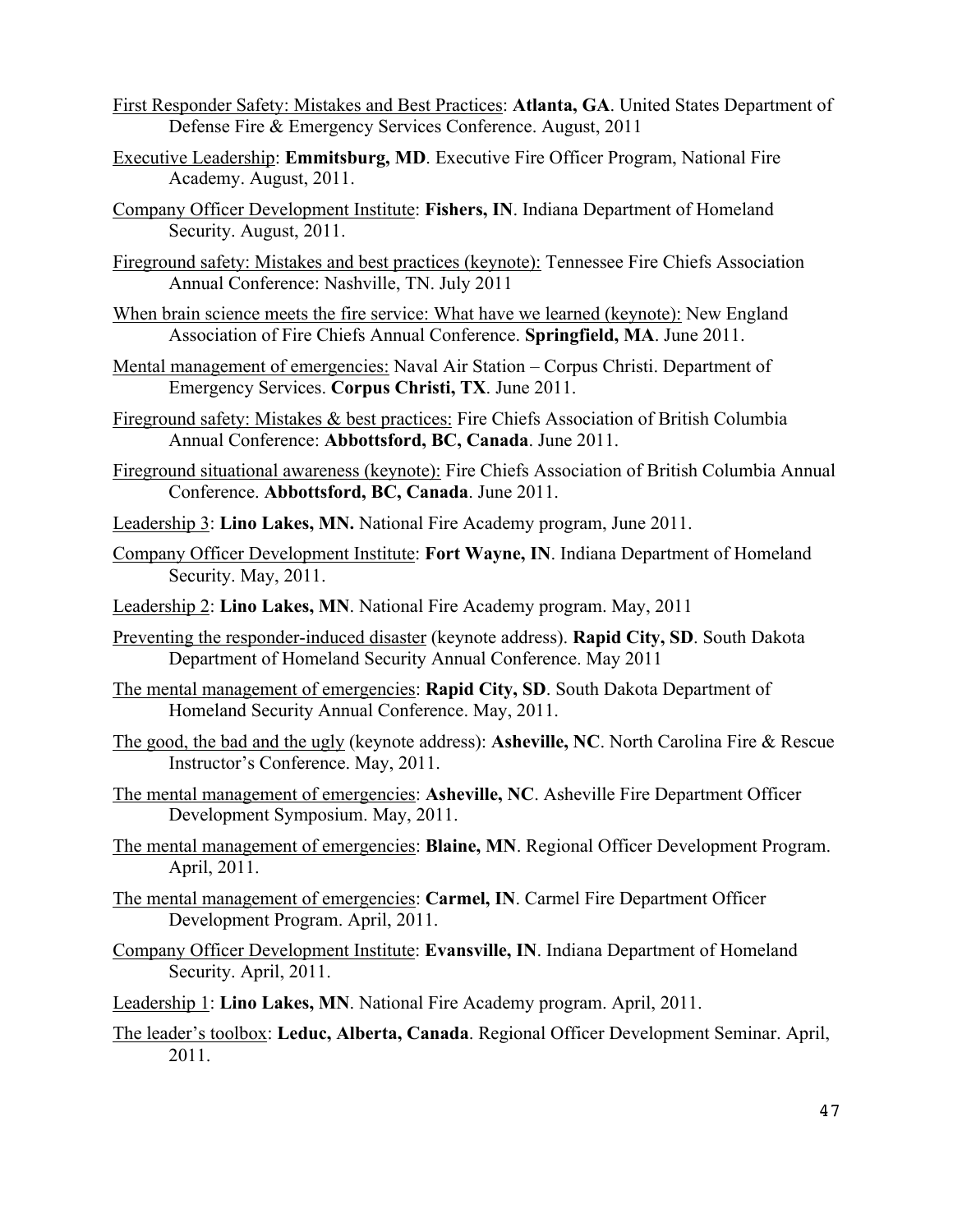First Responder Safety: Mistakes and Best Practices: **Atlanta, GA**. United States Department of Defense Fire & Emergency Services Conference. August, 2011

Executive Leadership: **Emmitsburg, MD**. Executive Fire Officer Program, National Fire Academy. August, 2011.

Company Officer Development Institute: **Fishers, IN**. Indiana Department of Homeland Security. August, 2011.

Fireground safety: Mistakes and best practices (keynote): Tennessee Fire Chiefs Association Annual Conference: Nashville, TN. July 2011

When brain science meets the fire service: What have we learned (keynote): New England Association of Fire Chiefs Annual Conference. **Springfield, MA**. June 2011.

Mental management of emergencies: Naval Air Station – Corpus Christi. Department of Emergency Services. **Corpus Christi, TX**. June 2011.

Fireground safety: Mistakes & best practices: Fire Chiefs Association of British Columbia Annual Conference: **Abbottsford, BC, Canada**. June 2011.

Fireground situational awareness (keynote): Fire Chiefs Association of British Columbia Annual Conference. **Abbottsford, BC, Canada**. June 2011.

Leadership 3: **Lino Lakes, MN.** National Fire Academy program, June 2011.

Company Officer Development Institute: **Fort Wayne, IN**. Indiana Department of Homeland Security. May, 2011.

Leadership 2: **Lino Lakes, MN**. National Fire Academy program. May, 2011

Preventing the responder-induced disaster (keynote address). **Rapid City, SD**. South Dakota Department of Homeland Security Annual Conference. May 2011

The mental management of emergencies: **Rapid City, SD**. South Dakota Department of Homeland Security Annual Conference. May, 2011.

The good, the bad and the ugly (keynote address): **Asheville, NC**. North Carolina Fire & Rescue Instructor's Conference. May, 2011.

The mental management of emergencies: **Asheville, NC**. Asheville Fire Department Officer Development Symposium. May, 2011.

The mental management of emergencies: **Blaine, MN**. Regional Officer Development Program. April, 2011.

The mental management of emergencies: **Carmel, IN**. Carmel Fire Department Officer Development Program. April, 2011.

Company Officer Development Institute: **Evansville, IN**. Indiana Department of Homeland Security. April, 2011.

Leadership 1: **Lino Lakes, MN**. National Fire Academy program. April, 2011.

The leader's toolbox: **Leduc, Alberta, Canada**. Regional Officer Development Seminar. April, 2011.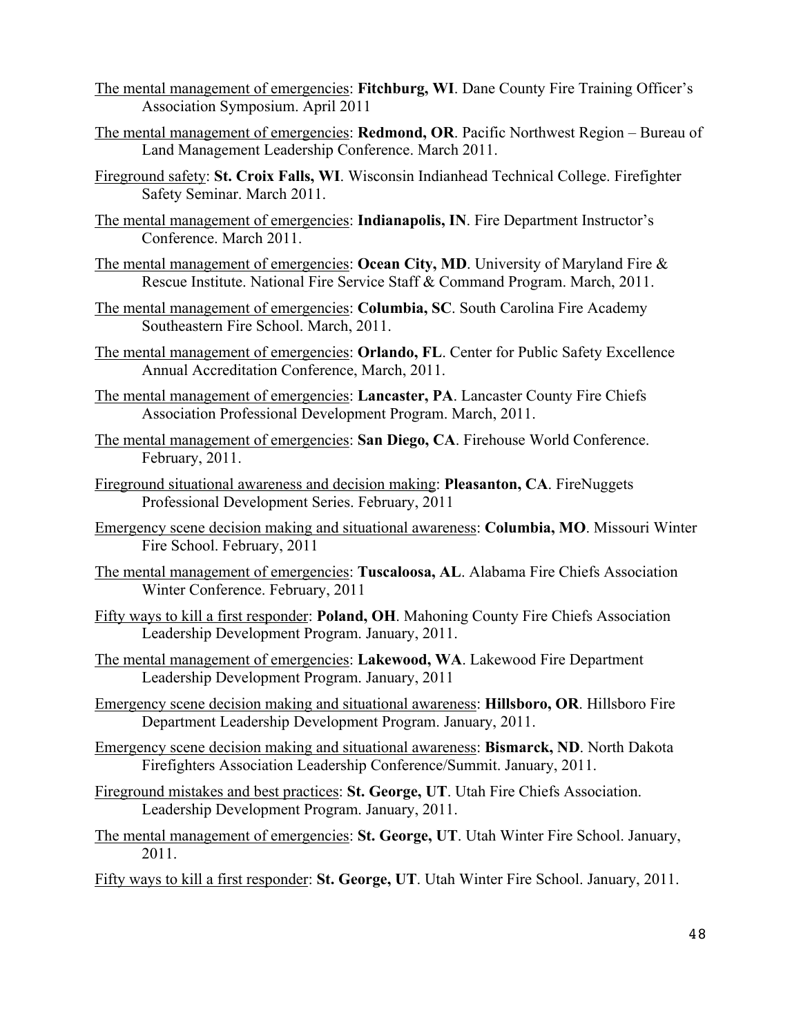<u>The mental management of emergencies</u>: **Fitchburg, WI**. Dane County Fire Training Officer's Association Symposium. April 2011

<u>The mental management of emergencies</u>: **Redmond, OR**. Pacific Northwest Region – Bureau of Land Management Leadership Conference. March 2011.

<u>Fireground safety</u>: **St. Croix Falls, WI**. Wisconsin Indianhead Technical College. Firefighter Safety Seminar. March 2011.

<u>The mental management of emergencies</u>: **Indianapolis, IN**. Fire Department Instructor's Conference. March 2011.

<u>The mental management of emergencies</u>: **Ocean City, MD**. University of Maryland Fire & Rescue Institute. National Fire Service Staff & Command Program. March, 2011.

<u>The mental management of emergencies</u>: **Columbia, SC**. South Carolina Fire Academy Southeastern Fire School. March, 2011.

<u>The mental management of emergencies</u>: **Orlando, FL**. Center for Public Safety Excellence Annual Accreditation Conference, March, 2011.

<u>The mental management of emergencies</u>: **Lancaster, PA**. Lancaster County Fire Chiefs Association Professional Development Program. March, 2011.

<u>The mental management of emergencies</u>: **San Diego, CA**. Firehouse World Conference. February, 2011.

<u>Fireground situational awareness and decision making</u>: **Pleasanton, CA**. FireNuggets Professional Development Series. February, 2011

<u>Emergency scene decision making and situational awareness</u>: **Columbia, MO**. Missouri Winter Fire School. February, 2011

<u>The mental management of emergencies</u>: **Tuscaloosa, AL**. Alabama Fire Chiefs Association Winter Conference. February, 2011

<u>Fifty ways to kill a first responder</u>: **Poland, OH**. Mahoning County Fire Chiefs Association Leadership Development Program. January, 2011.

<u>The mental management of emergencies</u>: **Lakewood, WA**. Lakewood Fire Department Leadership Development Program. January, 2011

<u>Emergency scene decision making and situational awareness</u>: **Hillsboro, OR**. Hillsboro Fire Department Leadership Development Program. January, 2011.

<u>Emergency scene decision making and situational awareness</u>: **Bismarck, ND**. North Dakota Firefighters Association Leadership Conference/Summit. January, 2011.

<u>Fireground mistakes and best practices</u>: **St. George, UT**. Utah Fire Chiefs Association. Leadership Development Program. January, 2011.

<u>The mental management of emergencies</u>: **St. George, UT**. Utah Winter Fire School. January, 2011.

<u>Fifty ways to kill a first responder</u>: **St. George, UT**. Utah Winter Fire School. January, 2011.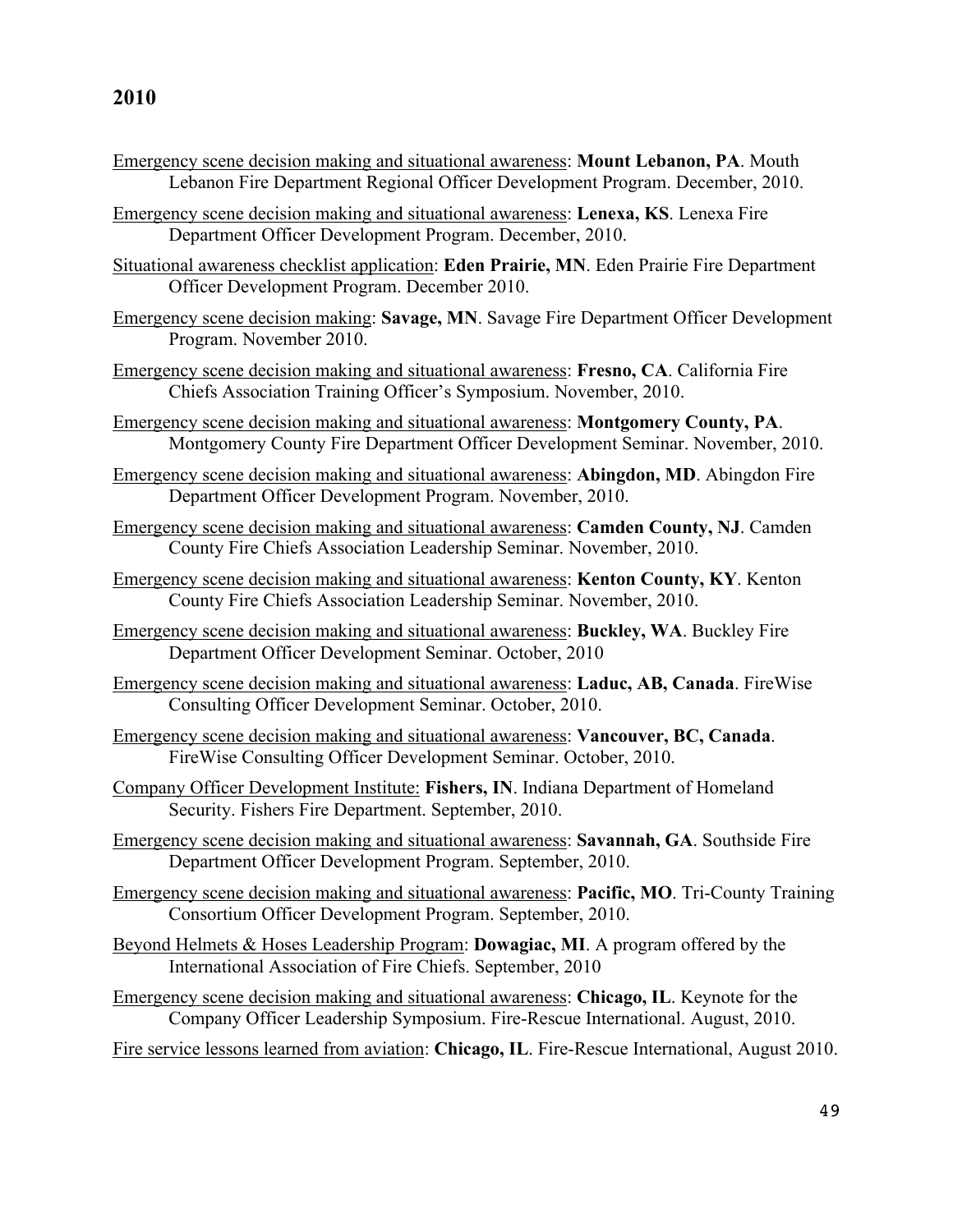## 2010

<u>Emergency scene decision making and situational awareness</u>: **Mount Lebanon, PA**. Mouth Lebanon Fire Department Regional Officer Development Program. December, 2010.

<u>Emergency scene decision making and situational awareness</u>: **Lenexa, KS**. Lenexa Fire Department Officer Development Program. December, 2010.

<u>Situational awareness checklist application</u>: **Eden Prairie, MN**. Eden Prairie Fire Department Officer Development Program. December 2010.

<u>Emergency scene decision making</u>: **Savage, MN**. Savage Fire Department Officer Development Program. November 2010.

<u>Emergency scene decision making and situational awareness</u>: **Fresno, CA**. California Fire Chiefs Association Training Officer's Symposium. November, 2010.

<u>Emergency scene decision making and situational awareness</u>: **Montgomery County, PA**. Montgomery County Fire Department Officer Development Seminar. November, 2010.

<u>Emergency scene decision making and situational awareness</u>: **Abingdon, MD**. Abingdon Fire Department Officer Development Program. November, 2010.

<u>Emergency scene decision making and situational awareness</u>: **Camden County, NJ**. Camden County Fire Chiefs Association Leadership Seminar. November, 2010.

<u>Emergency scene decision making and situational awareness</u>: **Kenton County, KY**. Kenton County Fire Chiefs Association Leadership Seminar. November, 2010.

<u>Emergency scene decision making and situational awareness</u>: **Buckley, WA**. Buckley Fire Department Officer Development Seminar. October, 2010

<u>Emergency scene decision making and situational awareness</u>: **Laduc, AB, Canada**. FireWise Consulting Officer Development Seminar. October, 2010.

<u>Emergency scene decision making and situational awareness</u>: **Vancouver, BC, Canada**. FireWise Consulting Officer Development Seminar. October, 2010.

<u>Company Officer Development Institute:</u> **Fishers, IN**. Indiana Department of Homeland Security. Fishers Fire Department. September, 2010.

<u>Emergency scene decision making and situational awareness</u>: **Savannah, GA**. Southside Fire Department Officer Development Program. September, 2010.

<u>Emergency scene decision making and situational awareness</u>: **Pacific, MO**. Tri-County Training Consortium Officer Development Program. September, 2010.

<u>Beyond Helmets & Hoses Leadership Program</u>: **Dowagiac, MI**. A program offered by the International Association of Fire Chiefs. September, 2010

<u>Emergency scene decision making and situational awareness</u>: **Chicago, IL**. Keynote for the Company Officer Leadership Symposium. Fire-Rescue International. August, 2010.

<u>Fire service lessons learned from aviation</u>: **Chicago, IL**. Fire-Rescue International, August 2010.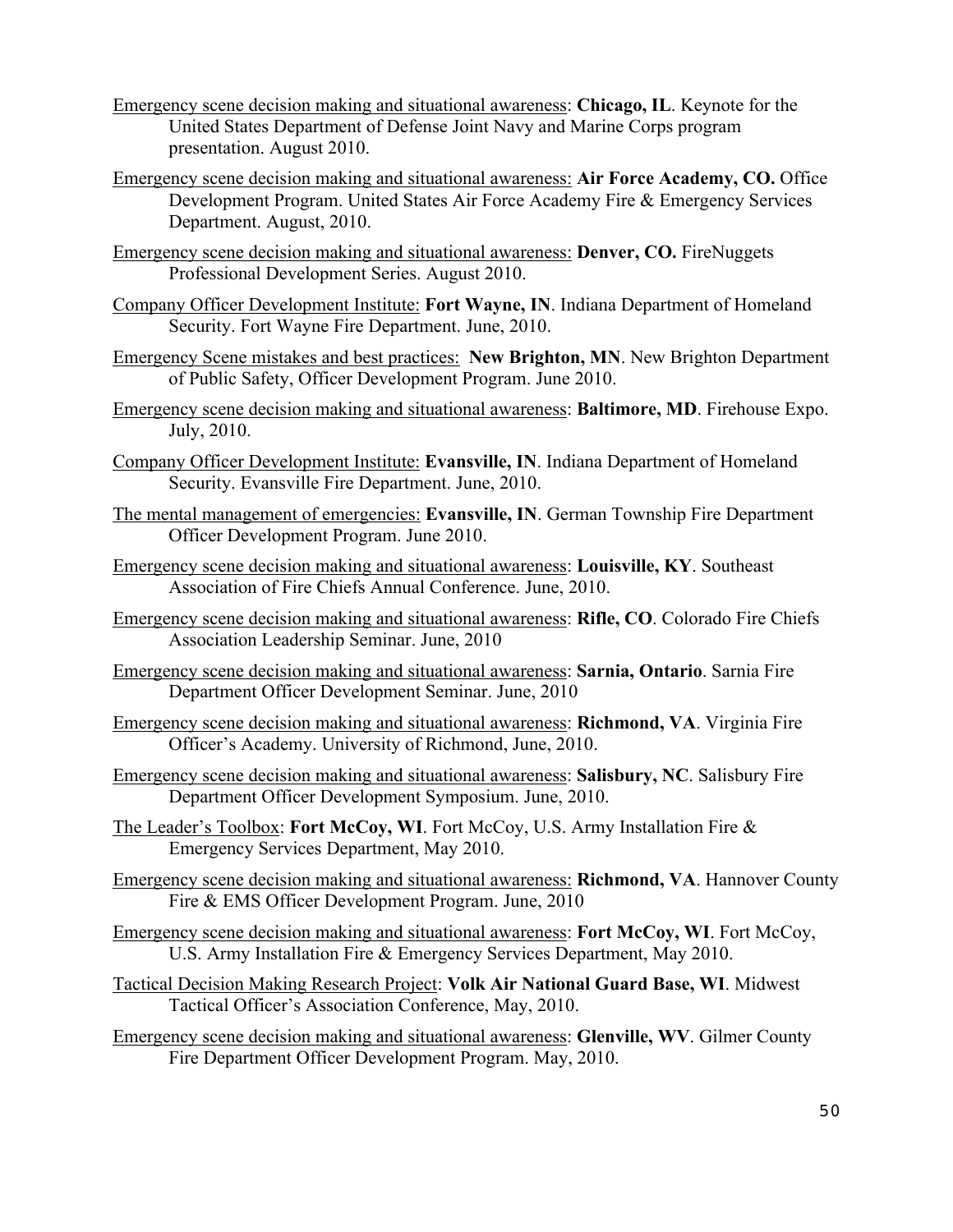Emergency scene decision making and situational awareness: **Chicago, IL**. Keynote for the United States Department of Defense Joint Navy and Marine Corps program presentation. August 2010.

Emergency scene decision making and situational awareness: **Air Force Academy, CO.** Office Development Program. United States Air Force Academy Fire & Emergency Services Department. August, 2010.

Emergency scene decision making and situational awareness: **Denver, CO.** FireNuggets Professional Development Series. August 2010.

Company Officer Development Institute: **Fort Wayne, IN**. Indiana Department of Homeland Security. Fort Wayne Fire Department. June, 2010.

Emergency Scene mistakes and best practices: **New Brighton, MN**. New Brighton Department of Public Safety, Officer Development Program. June 2010.

Emergency scene decision making and situational awareness: **Baltimore, MD**. Firehouse Expo. July, 2010.

Company Officer Development Institute: **Evansville, IN**. Indiana Department of Homeland Security. Evansville Fire Department. June, 2010.

The mental management of emergencies: **Evansville, IN**. German Township Fire Department Officer Development Program. June 2010.

Emergency scene decision making and situational awareness: **Louisville, KY**. Southeast Association of Fire Chiefs Annual Conference. June, 2010.

Emergency scene decision making and situational awareness: **Rifle, CO**. Colorado Fire Chiefs Association Leadership Seminar. June, 2010

Emergency scene decision making and situational awareness: **Sarnia, Ontario**. Sarnia Fire Department Officer Development Seminar. June, 2010

Emergency scene decision making and situational awareness: **Richmond, VA**. Virginia Fire Officer's Academy. University of Richmond, June, 2010.

Emergency scene decision making and situational awareness: **Salisbury, NC**. Salisbury Fire Department Officer Development Symposium. June, 2010.

The Leader's Toolbox: **Fort McCoy, WI**. Fort McCoy, U.S. Army Installation Fire & Emergency Services Department, May 2010.

Emergency scene decision making and situational awareness: **Richmond, VA**. Hannover County Fire & EMS Officer Development Program. June, 2010

Emergency scene decision making and situational awareness: **Fort McCoy, WI**. Fort McCoy, U.S. Army Installation Fire & Emergency Services Department, May 2010.

Tactical Decision Making Research Project: **Volk Air National Guard Base, WI**. Midwest Tactical Officer's Association Conference, May, 2010.

Emergency scene decision making and situational awareness: **Glenville, WV**. Gilmer County Fire Department Officer Development Program. May, 2010.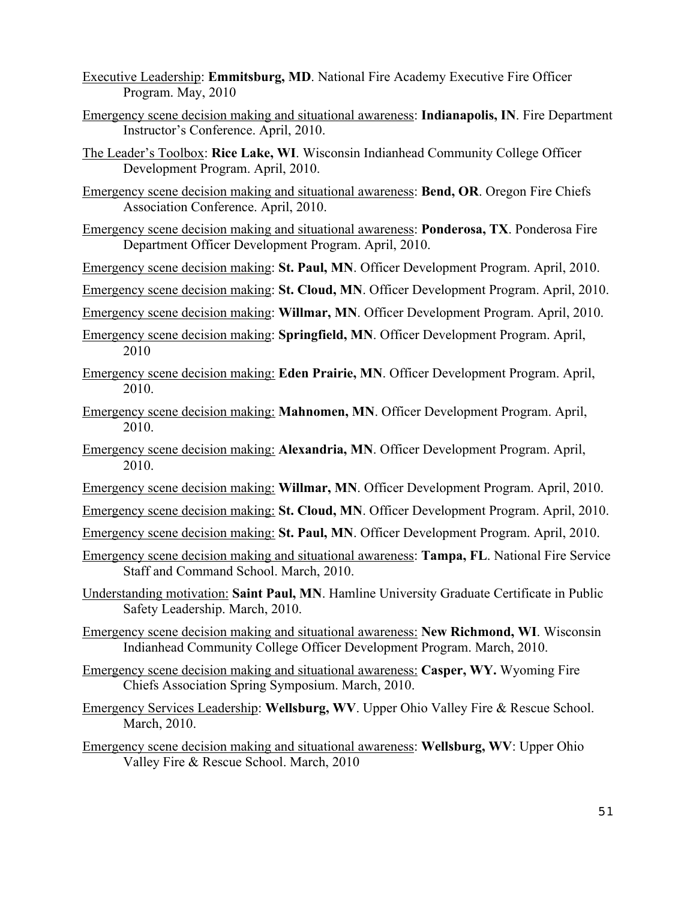Emergency scene decision making and situational awareness: **Indianapolis, IN**. Fire Department Instructor's Conference. April, 2010.

<u>Executive Leadership</u>: **Emmitsburg, MD**. National Fire Academy Executive Fire Officer Program. May, 2010

<u>Emergency scene decision making and situational awareness</u>: **Indianapolis, IN**. Fire Department Instructor's Conference. April, 2010.

<u>The Leader's Toolbox</u>: **Rice Lake, WI**. Wisconsin Indianhead Community College Officer Development Program. April, 2010.

<u>Emergency scene decision making and situational awareness</u>: **Bend, OR**. Oregon Fire Chiefs Association Conference. April, 2010.

<u>Emergency scene decision making and situational awareness</u>: **Ponderosa, TX**. Ponderosa Fire Department Officer Development Program. April, 2010.

<u>Emergency scene decision making</u>: **St. Paul, MN**. Officer Development Program. April, 2010.

<u>Emergency scene decision making</u>: **St. Cloud, MN**. Officer Development Program. April, 2010.

<u>Emergency scene decision making</u>: **Willmar, MN**. Officer Development Program. April, 2010.

<u>Emergency scene decision making</u>: **Springfield, MN**. Officer Development Program. April, 2010

<u>Emergency scene decision making:</u> **Eden Prairie, MN**. Officer Development Program. April, 2010.

<u>Emergency scene decision making:</u> **Mahnomen, MN**. Officer Development Program. April, 2010.

<u>Emergency scene decision making:</u> **Alexandria, MN**. Officer Development Program. April, 2010.

<u>Emergency scene decision making:</u> **Willmar, MN**. Officer Development Program. April, 2010.

<u>Emergency scene decision making:</u> **St. Cloud, MN**. Officer Development Program. April, 2010.

<u>Emergency scene decision making:</u> **St. Paul, MN**. Officer Development Program. April, 2010.

<u>Emergency scene decision making and situational awareness</u>: **Tampa, FL**. National Fire Service Staff and Command School. March, 2010.

<u>Understanding motivation:</u> **Saint Paul, MN**. Hamline University Graduate Certificate in Public Safety Leadership. March, 2010.

<u>Emergency scene decision making and situational awareness:</u> **New Richmond, WI**. Wisconsin Indianhead Community College Officer Development Program. March, 2010.

<u>Emergency scene decision making and situational awareness:</u> **Casper, WY.** Wyoming Fire Chiefs Association Spring Symposium. March, 2010.

<u>Emergency Services Leadership</u>: **Wellsburg, WV**. Upper Ohio Valley Fire & Rescue School. March, 2010.

<u>Emergency scene decision making and situational awareness</u>: **Wellsburg, WV**: Upper Ohio Valley Fire & Rescue School. March, 2010

<u>Executive Leadership</u>: **Emmitsburg, MD**. National Fire Academy Executive Fire Officer Program. May, 2010

<u>Emergency scene decision making and situational awareness</u>: **Indianapolis, IN**. Fire Department Instructor's Conference. April, 2010.

<u>The Leader's Toolbox</u>: **Rice Lake, WI**. Wisconsin Indianhead Community College Officer Development Program. April, 2010.

<u>Emergency scene decision making and situational awareness</u>: **Bend, OR**. Oregon Fire Chiefs Association Conference. April, 2010.

<u>Emergency scene decision making and situational awareness</u>: **Ponderosa, TX**. Ponderosa Fire Department Officer Development Program. April, 2010.

<u>Emergency scene decision making</u>: **St. Paul, MN**. Officer Development Program. April, 2010.

<u>Emergency scene decision making</u>: **St. Cloud, MN**. Officer Development Program. April, 2010.

<u>Emergency scene decision making</u>: **Willmar, MN**. Officer Development Program. April, 2010.

<u>Emergency scene decision making</u>: **Springfield, MN**. Officer Development Program. April, 2010

<u>Emergency scene decision making:</u> **Eden Prairie, MN**. Officer Development Program. April, 2010.

<u>Emergency scene decision making:</u> **Mahnomen, MN**. Officer Development Program. April, 2010.

<u>Emergency scene decision making:</u> **Alexandria, MN**. Officer Development Program. April, 2010.

<u>Emergency scene decision making:</u> **Willmar, MN**. Officer Development Program. April, 2010.

<u>Emergency scene decision making:</u> **St. Cloud, MN**. Officer Development Program. April, 2010.

<u>Emergency scene decision making:</u> **St. Paul, MN**. Officer Development Program. April, 2010.

<u>Emergency scene decision making and situational awareness</u>: **Tampa, FL**. National Fire Service Staff and Command School. March, 2010.

<u>Understanding motivation:</u> **Saint Paul, MN**. Hamline University Graduate Certificate in Public Safety Leadership. March, 2010.

<u>Emergency scene decision making and situational awareness:</u> **New Richmond, WI**. Wisconsin Indianhead Community College Officer Development Program. March, 2010.

<u>Emergency scene decision making and situational awareness:</u> **Casper, WY.** Wyoming Fire Chiefs Association Spring Symposium. March, 2010.

<u>Emergency Services Leadership</u>: **Wellsburg, WV**. Upper Ohio Valley Fire & Rescue School. March, 2010.

<u>Emergency scene decision making and situational awareness</u>: **Wellsburg, WV**: Upper Ohio Valley Fire & Rescue School. March, 2010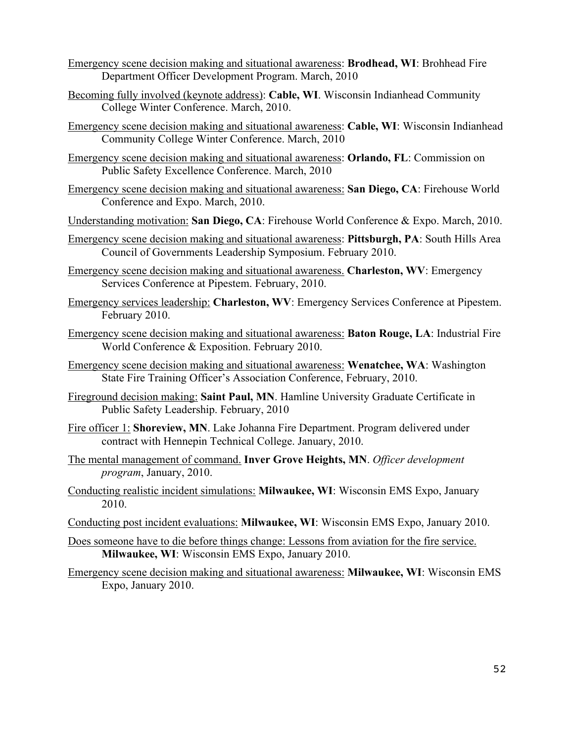<u>Emergency scene decision making and situational awareness</u>: **Brodhead, WI**: Brohhead Fire Department Officer Development Program. March, 2010

<u>Becoming fully involved (keynote address)</u>: **Cable, WI**. Wisconsin Indianhead Community College Winter Conference. March, 2010.

<u>Emergency scene decision making and situational awareness</u>: **Cable, WI**: Wisconsin Indianhead Community College Winter Conference. March, 2010

<u>Emergency scene decision making and situational awareness</u>: **Orlando, FL**: Commission on Public Safety Excellence Conference. March, 2010

<u>Emergency scene decision making and situational awareness:</u> **San Diego, CA**: Firehouse World Conference and Expo. March, 2010.

<u>Understanding motivation:</u> **San Diego, CA**: Firehouse World Conference & Expo. March, 2010.

<u>Emergency scene decision making and situational awareness</u>: **Pittsburgh, PA**: South Hills Area Council of Governments Leadership Symposium. February 2010.

<u>Emergency scene decision making and situational awareness.</u> **Charleston, WV**: Emergency Services Conference at Pipestem. February, 2010.

<u>Emergency services leadership:</u> **Charleston, WV**: Emergency Services Conference at Pipestem. February 2010.

<u>Emergency scene decision making and situational awareness:</u> **Baton Rouge, LA**: Industrial Fire World Conference & Exposition. February 2010.

<u>Emergency scene decision making and situational awareness:</u> **Wenatchee, WA**: Washington State Fire Training Officer's Association Conference, February, 2010.

<u>Fireground decision making:</u> **Saint Paul, MN**. Hamline University Graduate Certificate in Public Safety Leadership. February, 2010

<u>Fire officer 1:</u> **Shoreview, MN**. Lake Johanna Fire Department. Program delivered under contract with Hennepin Technical College. January, 2010.

<u>The mental management of command.</u> **Inver Grove Heights, MN**. *Officer development program*, January, 2010.

<u>Conducting realistic incident simulations:</u> **Milwaukee, WI**: Wisconsin EMS Expo, January 2010.

<u>Conducting post incident evaluations:</u> **Milwaukee, WI**: Wisconsin EMS Expo, January 2010.

<u>Does someone have to die before things change: Lessons from aviation for the fire service.</u> **Milwaukee, WI**: Wisconsin EMS Expo, January 2010.

<u>Emergency scene decision making and situational awareness:</u> **Milwaukee, WI**: Wisconsin EMS Expo, January 2010.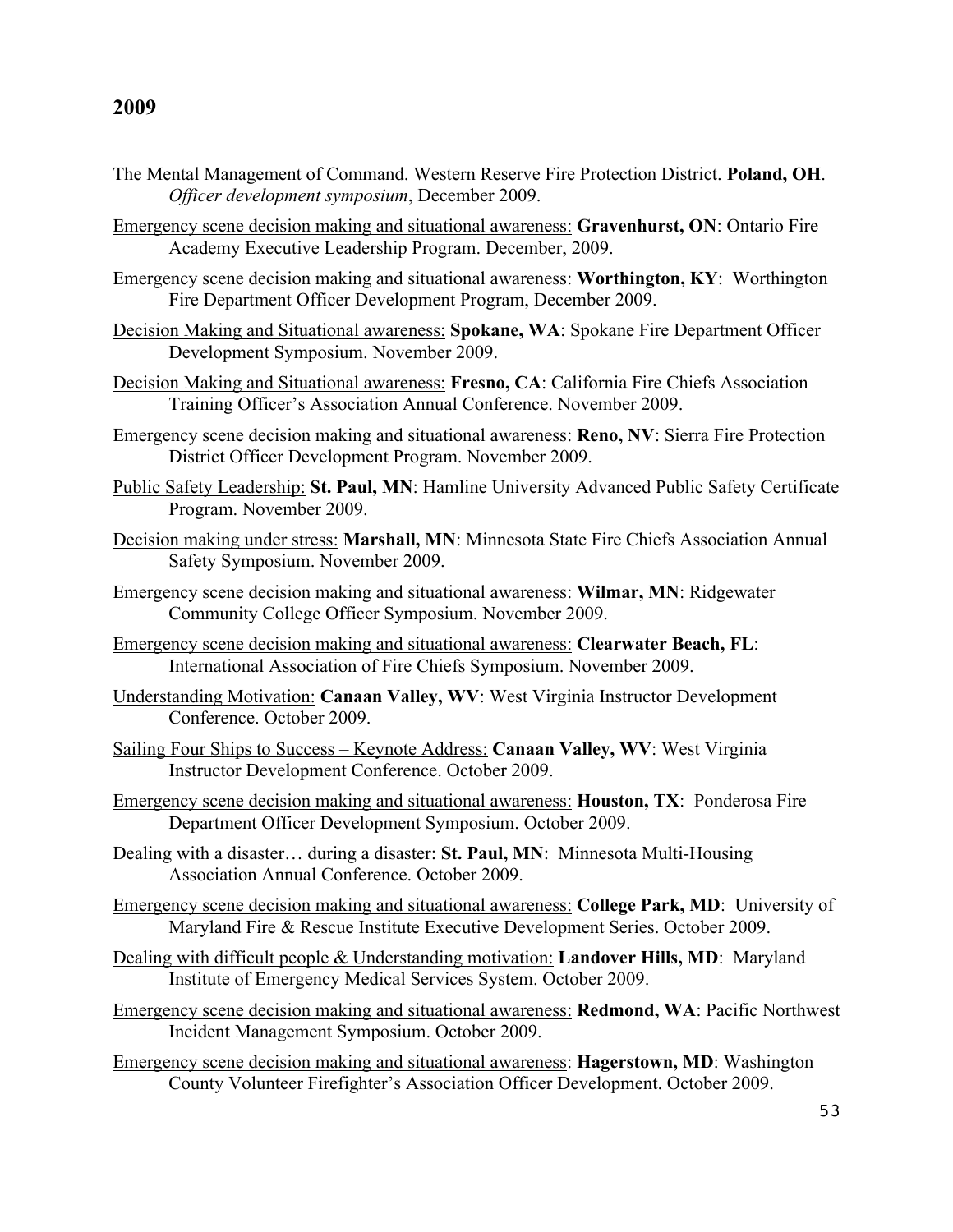## 2009

<u>The Mental Management of Command.</u> Western Reserve Fire Protection District. **Poland, OH**. *Officer development symposium*, December 2009.

<u>Emergency scene decision making and situational awareness:</u> **Gravenhurst, ON**: Ontario Fire Academy Executive Leadership Program. December, 2009.

<u>Emergency scene decision making and situational awareness:</u> **Worthington, KY**: Worthington Fire Department Officer Development Program, December 2009.

<u>Decision Making and Situational awareness:</u> **Spokane, WA**: Spokane Fire Department Officer Development Symposium. November 2009.

<u>Decision Making and Situational awareness:</u> **Fresno, CA**: California Fire Chiefs Association Training Officer's Association Annual Conference. November 2009.

<u>Emergency scene decision making and situational awareness:</u> **Reno, NV**: Sierra Fire Protection District Officer Development Program. November 2009.

<u>Public Safety Leadership:</u> **St. Paul, MN**: Hamline University Advanced Public Safety Certificate Program. November 2009.

<u>Decision making under stress:</u> **Marshall, MN**: Minnesota State Fire Chiefs Association Annual Safety Symposium. November 2009.

<u>Emergency scene decision making and situational awareness:</u> **Wilmar, MN**: Ridgewater Community College Officer Symposium. November 2009.

<u>Emergency scene decision making and situational awareness:</u> **Clearwater Beach, FL**: International Association of Fire Chiefs Symposium. November 2009.

<u>Understanding Motivation:</u> **Canaan Valley, WV**: West Virginia Instructor Development Conference. October 2009.

<u>Sailing Four Ships to Success – Keynote Address:</u> **Canaan Valley, WV**: West Virginia Instructor Development Conference. October 2009.

<u>Emergency scene decision making and situational awareness:</u> **Houston, TX**: Ponderosa Fire Department Officer Development Symposium. October 2009.

<u>Dealing with a disaster… during a disaster:</u> **St. Paul, MN**: Minnesota Multi-Housing Association Annual Conference. October 2009.

<u>Emergency scene decision making and situational awareness:</u> **College Park, MD**: University of Maryland Fire & Rescue Institute Executive Development Series. October 2009.

<u>Dealing with difficult people & Understanding motivation:</u> **Landover Hills, MD**: Maryland Institute of Emergency Medical Services System. October 2009.

<u>Emergency scene decision making and situational awareness:</u> **Redmond, WA**: Pacific Northwest Incident Management Symposium. October 2009.

<u>Emergency scene decision making and situational awareness</u>: **Hagerstown, MD**: Washington County Volunteer Firefighter's Association Officer Development. October 2009.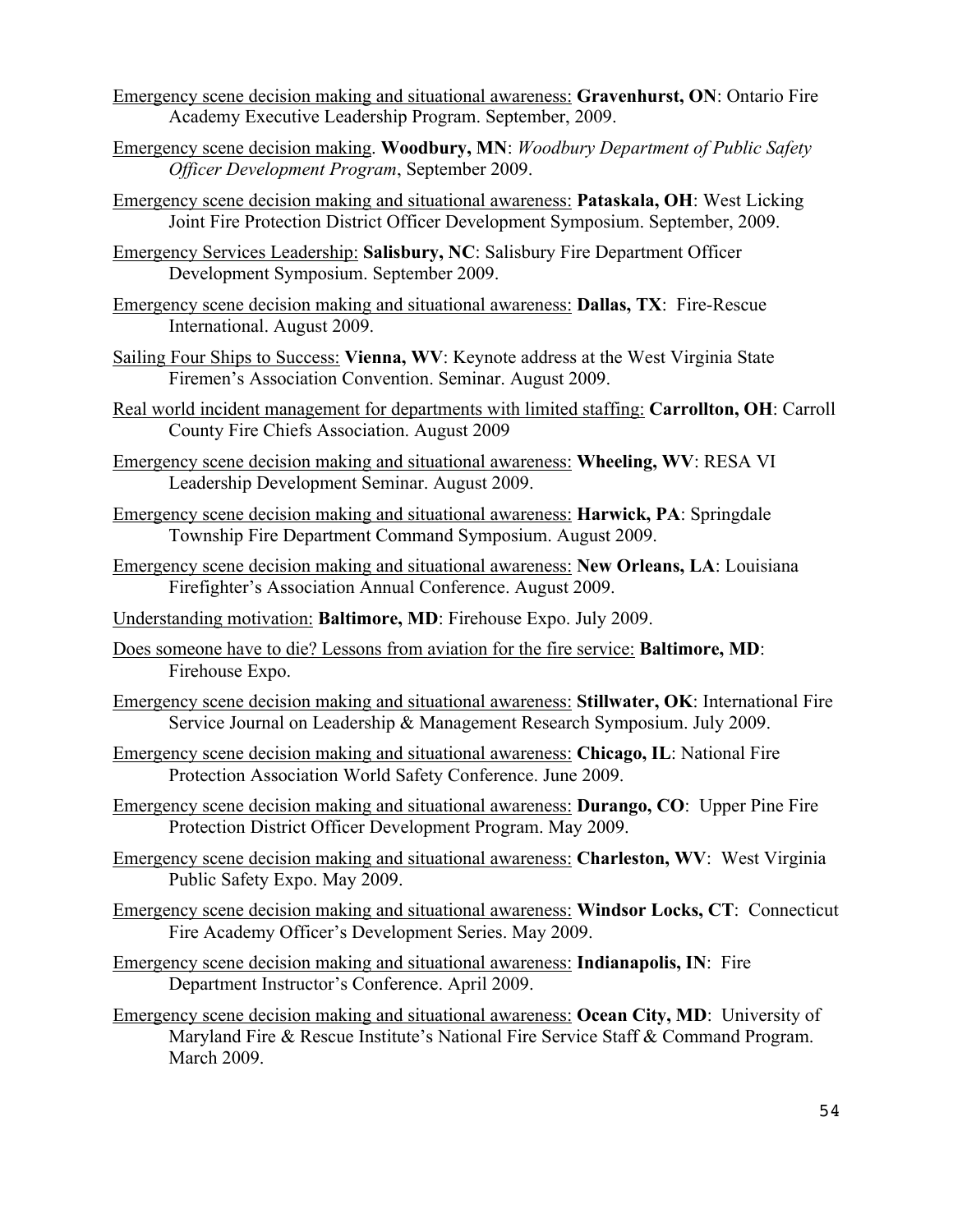<u>Emergency scene decision making and situational awareness:</u> **Gravenhurst, ON**: Ontario Fire Academy Executive Leadership Program. September, 2009.

<u>Emergency scene decision making</u>. **Woodbury, MN**: *Woodbury Department of Public Safety Officer Development Program*, September 2009.

<u>Emergency scene decision making and situational awareness:</u> **Pataskala, OH**: West Licking Joint Fire Protection District Officer Development Symposium. September, 2009.

<u>Emergency Services Leadership:</u> **Salisbury, NC**: Salisbury Fire Department Officer Development Symposium. September 2009.

<u>Emergency scene decision making and situational awareness:</u> **Dallas, TX**: Fire-Rescue International. August 2009.

<u>Sailing Four Ships to Success:</u> **Vienna, WV**: Keynote address at the West Virginia State Firemen's Association Convention. Seminar. August 2009.

<u>Real world incident management for departments with limited staffing:</u> **Carrollton, OH**: Carroll County Fire Chiefs Association. August 2009

<u>Emergency scene decision making and situational awareness:</u> **Wheeling, WV**: RESA VI Leadership Development Seminar. August 2009.

<u>Emergency scene decision making and situational awareness:</u> **Harwick, PA**: Springdale Township Fire Department Command Symposium. August 2009.

<u>Emergency scene decision making and situational awareness:</u> **New Orleans, LA**: Louisiana Firefighter's Association Annual Conference. August 2009.

<u>Understanding motivation:</u> **Baltimore, MD**: Firehouse Expo. July 2009.

<u>Does someone have to die? Lessons from aviation for the fire service:</u> **Baltimore, MD**: Firehouse Expo.

<u>Emergency scene decision making and situational awareness:</u> **Stillwater, OK**: International Fire Service Journal on Leadership & Management Research Symposium. July 2009.

<u>Emergency scene decision making and situational awareness:</u> **Chicago, IL**: National Fire Protection Association World Safety Conference. June 2009.

<u>Emergency scene decision making and situational awareness:</u> **Durango, CO**: Upper Pine Fire Protection District Officer Development Program. May 2009.

<u>Emergency scene decision making and situational awareness:</u> **Charleston, WV**: West Virginia Public Safety Expo. May 2009.

<u>Emergency scene decision making and situational awareness:</u> **Windsor Locks, CT**: Connecticut Fire Academy Officer's Development Series. May 2009.

<u>Emergency scene decision making and situational awareness:</u> **Indianapolis, IN**: Fire Department Instructor's Conference. April 2009.

<u>Emergency scene decision making and situational awareness:</u> **Ocean City, MD**: University of Maryland Fire & Rescue Institute's National Fire Service Staff & Command Program. March 2009.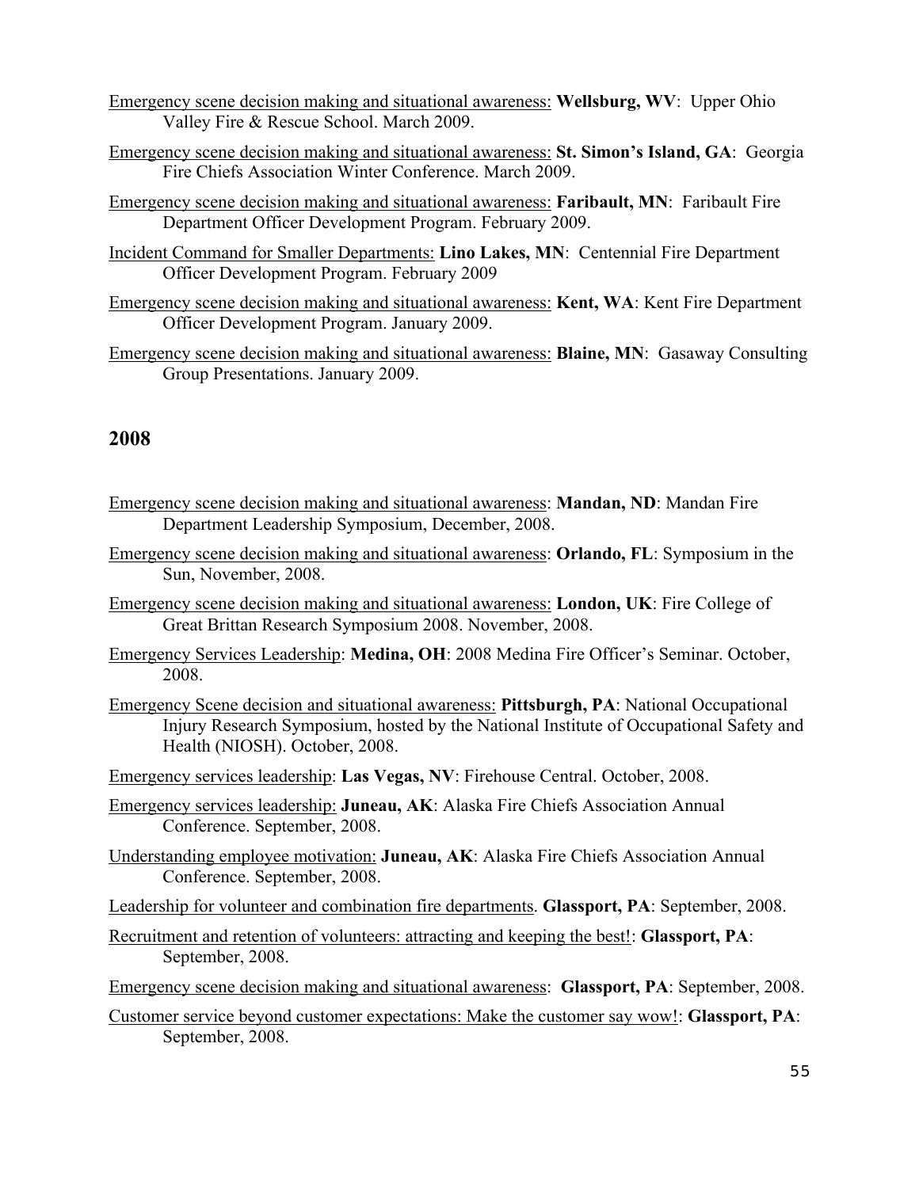<u>Emergency scene decision making and situational awareness:</u> **Wellsburg, WV**: Upper Ohio Valley Fire & Rescue School. March 2009.

<u>Emergency scene decision making and situational awareness:</u> **St. Simon's Island, GA**: Georgia Fire Chiefs Association Winter Conference. March 2009.

<u>Emergency scene decision making and situational awareness:</u> **Faribault, MN**: Faribault Fire Department Officer Development Program. February 2009.

<u>Incident Command for Smaller Departments:</u> **Lino Lakes, MN**: Centennial Fire Department Officer Development Program. February 2009

<u>Emergency scene decision making and situational awareness:</u> **Kent, WA**: Kent Fire Department Officer Development Program. January 2009.

<u>Emergency scene decision making and situational awareness:</u> **Blaine, MN**: Gasaway Consulting Group Presentations. January 2009.

## 2008

<u>Emergency scene decision making and situational awareness</u>: **Mandan, ND**: Mandan Fire Department Leadership Symposium, December, 2008.

<u>Emergency scene decision making and situational awareness</u>: **Orlando, FL**: Symposium in the Sun, November, 2008.

<u>Emergency scene decision making and situational awareness:</u> **London, UK**: Fire College of Great Brittan Research Symposium 2008. November, 2008.

<u>Emergency Services Leadership</u>: **Medina, OH**: 2008 Medina Fire Officer's Seminar. October, 2008.

<u>Emergency Scene decision and situational awareness:</u> **Pittsburgh, PA**: National Occupational Injury Research Symposium, hosted by the National Institute of Occupational Safety and Health (NIOSH). October, 2008.

<u>Emergency services leadership</u>: **Las Vegas, NV**: Firehouse Central. October, 2008.

<u>Emergency services leadership:</u> **Juneau, AK**: Alaska Fire Chiefs Association Annual Conference. September, 2008.

<u>Understanding employee motivation:</u> **Juneau, AK**: Alaska Fire Chiefs Association Annual Conference. September, 2008.

<u>Leadership for volunteer and combination fire departments</u>. **Glassport, PA**: September, 2008.

<u>Recruitment and retention of volunteers: attracting and keeping the best!</u>: **Glassport, PA**: September, 2008.

<u>Emergency scene decision making and situational awareness</u>: **Glassport, PA**: September, 2008.

<u>Customer service beyond customer expectations: Make the customer say wow!</u>: **Glassport, PA**: September, 2008.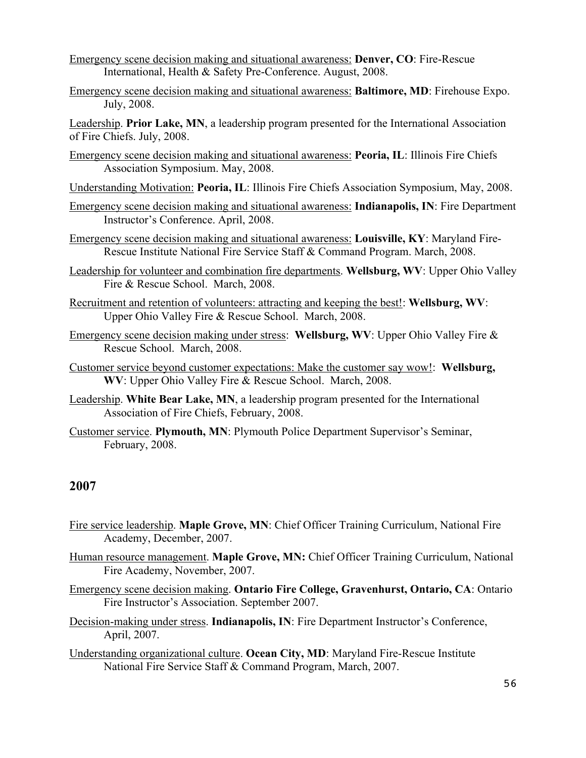Emergency scene decision making and situational awareness: **Denver, CO**: Fire-Rescue International, Health & Safety Pre-Conference. August, 2008.

Emergency scene decision making and situational awareness: **Baltimore, MD**: Firehouse Expo. July, 2008.

Leadership. **Prior Lake, MN**, a leadership program presented for the International Association of Fire Chiefs. July, 2008.

Emergency scene decision making and situational awareness: **Peoria, IL**: Illinois Fire Chiefs Association Symposium. May, 2008.

Understanding Motivation: **Peoria, IL**: Illinois Fire Chiefs Association Symposium, May, 2008.

Emergency scene decision making and situational awareness: **Indianapolis, IN**: Fire Department Instructor's Conference. April, 2008.

Emergency scene decision making and situational awareness: **Louisville, KY**: Maryland Fire-Rescue Institute National Fire Service Staff & Command Program. March, 2008.

Leadership for volunteer and combination fire departments. **Wellsburg, WV**: Upper Ohio Valley Fire & Rescue School. March, 2008.

Recruitment and retention of volunteers: attracting and keeping the best!: **Wellsburg, WV**: Upper Ohio Valley Fire & Rescue School. March, 2008.

Emergency scene decision making under stress: **Wellsburg, WV**: Upper Ohio Valley Fire & Rescue School. March, 2008.

Customer service beyond customer expectations: Make the customer say wow!: **Wellsburg, WV**: Upper Ohio Valley Fire & Rescue School. March, 2008.

Leadership. **White Bear Lake, MN**, a leadership program presented for the International Association of Fire Chiefs, February, 2008.

Customer service. **Plymouth, MN**: Plymouth Police Department Supervisor's Seminar, February, 2008.

## 2007

Fire service leadership. **Maple Grove, MN**: Chief Officer Training Curriculum, National Fire Academy, December, 2007.

Human resource management. **Maple Grove, MN:** Chief Officer Training Curriculum, National Fire Academy, November, 2007.

Emergency scene decision making. **Ontario Fire College, Gravenhurst, Ontario, CA**: Ontario Fire Instructor's Association. September 2007.

Decision-making under stress. **Indianapolis, IN**: Fire Department Instructor's Conference, April, 2007.

Understanding organizational culture. **Ocean City, MD**: Maryland Fire-Rescue Institute National Fire Service Staff & Command Program, March, 2007.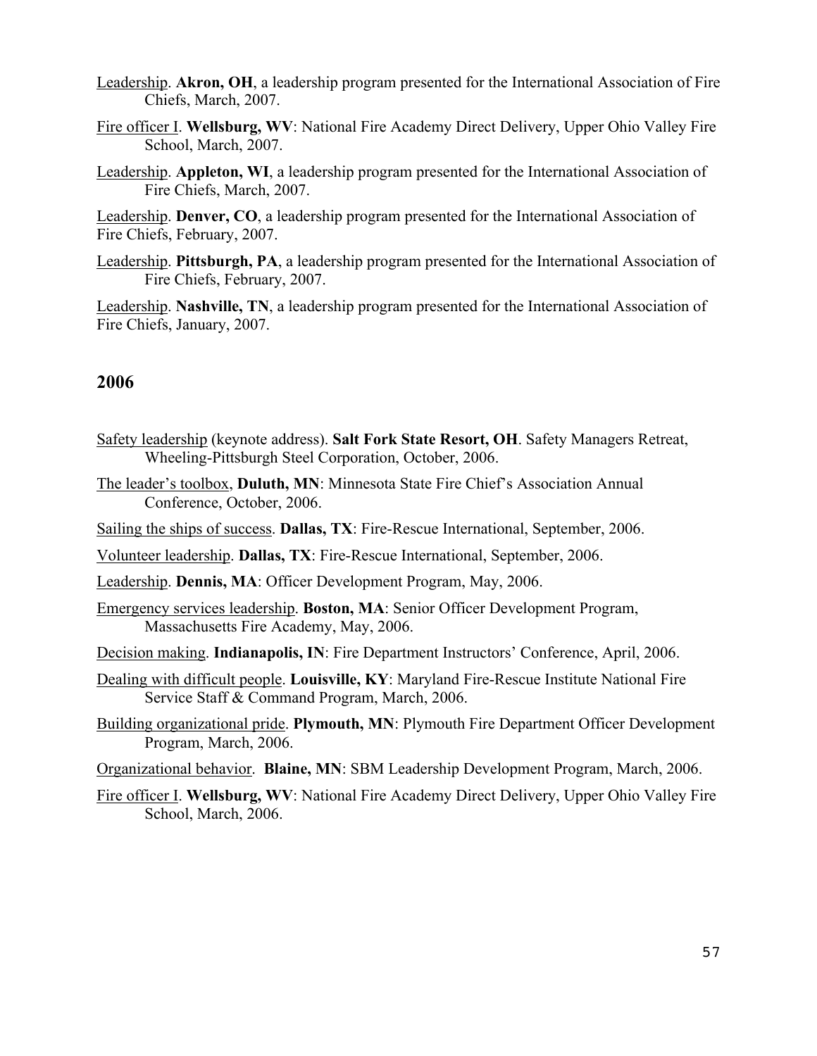<u>Leadership</u>. **Akron, OH**, a leadership program presented for the International Association of Fire Chiefs, March, 2007.

<u>Fire officer I</u>. **Wellsburg, WV**: National Fire Academy Direct Delivery, Upper Ohio Valley Fire School, March, 2007.

<u>Leadership</u>. **Appleton, WI**, a leadership program presented for the International Association of Fire Chiefs, March, 2007.

<u>Leadership</u>. **Denver, CO**, a leadership program presented for the International Association of Fire Chiefs, February, 2007.

<u>Leadership</u>. **Pittsburgh, PA**, a leadership program presented for the International Association of Fire Chiefs, February, 2007.

<u>Leadership</u>. **Nashville, TN**, a leadership program presented for the International Association of Fire Chiefs, January, 2007.

## 2006

<u>Safety leadership</u> (keynote address). **Salt Fork State Resort, OH**. Safety Managers Retreat, Wheeling-Pittsburgh Steel Corporation, October, 2006.

<u>The leader's toolbox,</u> **Duluth, MN**: Minnesota State Fire Chief's Association Annual Conference, October, 2006.

<u>Sailing the ships of success</u>. **Dallas, TX**: Fire-Rescue International, September, 2006.

<u>Volunteer leadership</u>. **Dallas, TX**: Fire-Rescue International, September, 2006.

<u>Leadership</u>. **Dennis, MA**: Officer Development Program, May, 2006.

<u>Emergency services leadership</u>. **Boston, MA**: Senior Officer Development Program, Massachusetts Fire Academy, May, 2006.

<u>Decision making</u>. **Indianapolis, IN**: Fire Department Instructors' Conference, April, 2006.

<u>Dealing with difficult people</u>. **Louisville, KY**: Maryland Fire-Rescue Institute National Fire Service Staff & Command Program, March, 2006.

<u>Building organizational pride</u>. **Plymouth, MN**: Plymouth Fire Department Officer Development Program, March, 2006.

<u>Organizational behavior</u>. **Blaine, MN**: SBM Leadership Development Program, March, 2006.

<u>Fire officer I</u>. **Wellsburg, WV**: National Fire Academy Direct Delivery, Upper Ohio Valley Fire School, March, 2006.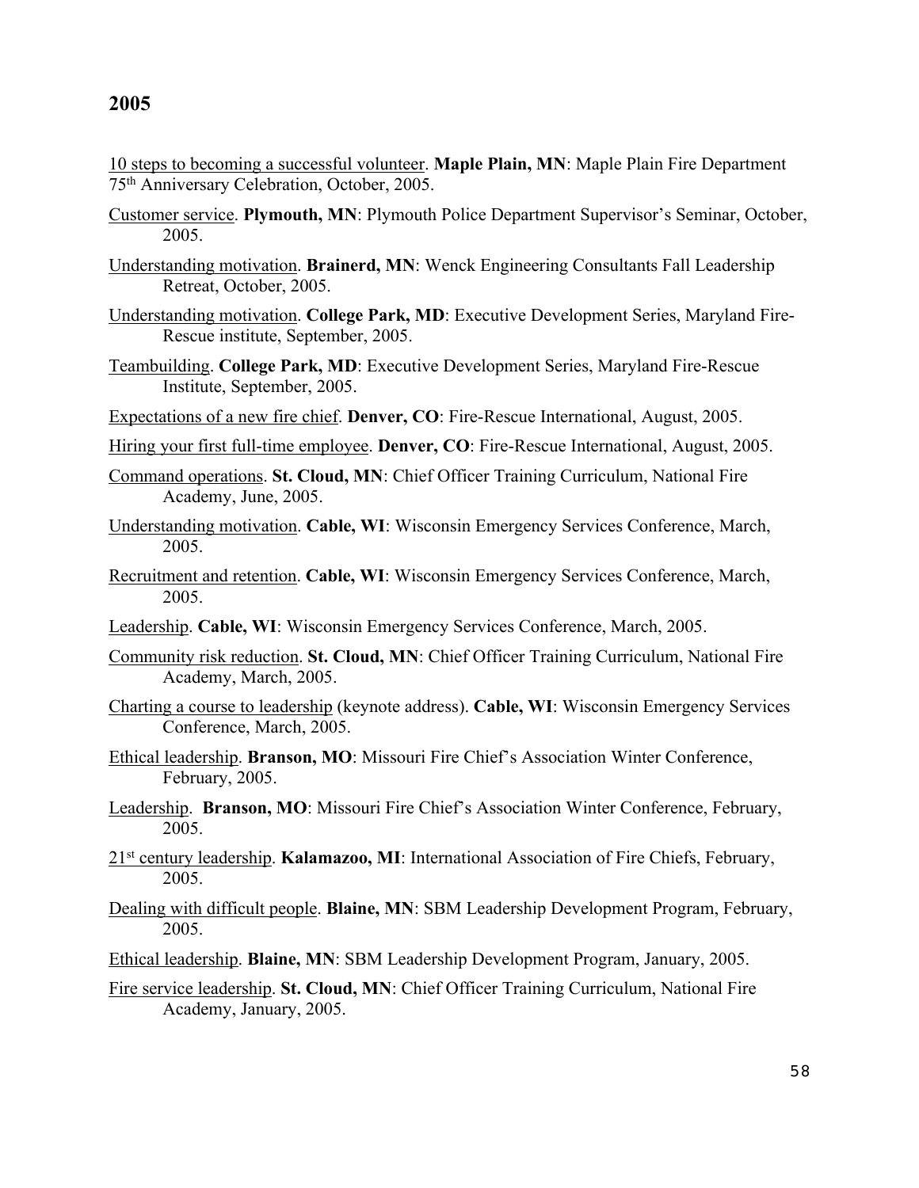## 2005

<u>10 steps to becoming a successful volunteer</u>. **Maple Plain, MN**: Maple Plain Fire Department 75th Anniversary Celebration, October, 2005.

<u>Customer service</u>. **Plymouth, MN**: Plymouth Police Department Supervisor's Seminar, October, 2005.

<u>Understanding motivation</u>. **Brainerd, MN**: Wenck Engineering Consultants Fall Leadership Retreat, October, 2005.

<u>Understanding motivation</u>. **College Park, MD**: Executive Development Series, Maryland Fire-Rescue institute, September, 2005.

<u>Teambuilding</u>. **College Park, MD**: Executive Development Series, Maryland Fire-Rescue Institute, September, 2005.

<u>Expectations of a new fire chief</u>. **Denver, CO**: Fire-Rescue International, August, 2005.

<u>Hiring your first full-time employee</u>. **Denver, CO**: Fire-Rescue International, August, 2005.

<u>Command operations</u>. **St. Cloud, MN**: Chief Officer Training Curriculum, National Fire Academy, June, 2005.

<u>Understanding motivation</u>. **Cable, WI**: Wisconsin Emergency Services Conference, March, 2005.

<u>Recruitment and retention</u>. **Cable, WI**: Wisconsin Emergency Services Conference, March, 2005.

<u>Leadership</u>. **Cable, WI**: Wisconsin Emergency Services Conference, March, 2005.

<u>Community risk reduction</u>. **St. Cloud, MN**: Chief Officer Training Curriculum, National Fire Academy, March, 2005.

<u>Charting a course to leadership</u> (keynote address). **Cable, WI**: Wisconsin Emergency Services Conference, March, 2005.

<u>Ethical leadership</u>. **Branson, MO**: Missouri Fire Chief's Association Winter Conference, February, 2005.

<u>Leadership</u>. **Branson, MO**: Missouri Fire Chief's Association Winter Conference, February, 2005.

<u>21st century leadership</u>. **Kalamazoo, MI**: International Association of Fire Chiefs, February, 2005.

<u>Dealing with difficult people</u>. **Blaine, MN**: SBM Leadership Development Program, February, 2005.

<u>Ethical leadership</u>. **Blaine, MN**: SBM Leadership Development Program, January, 2005.

<u>Fire service leadership</u>. **St. Cloud, MN**: Chief Officer Training Curriculum, National Fire Academy, January, 2005.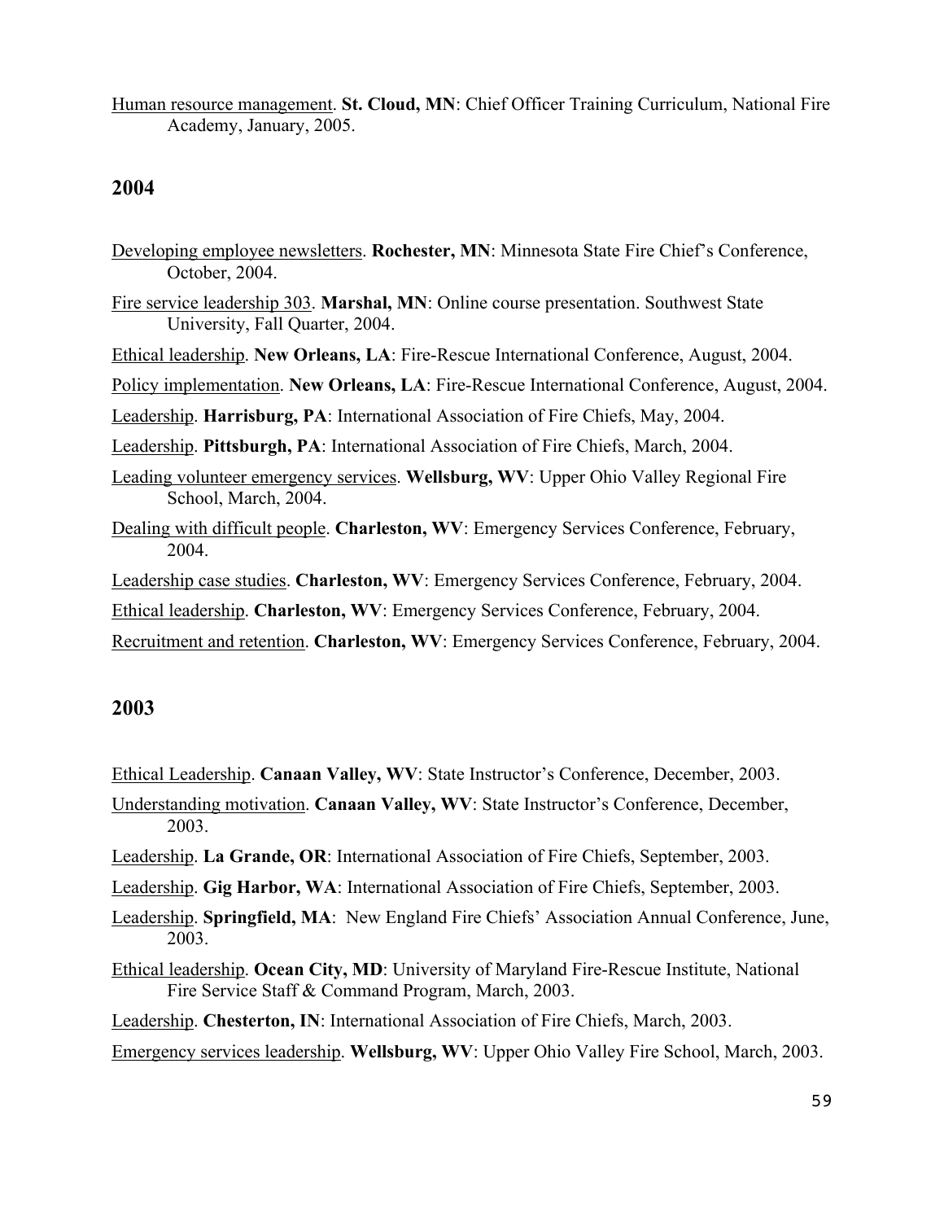Human resource management. **St. Cloud, MN**: Chief Officer Training Curriculum, National Fire Academy, January, 2005.

## 2004

Developing employee newsletters. **Rochester, MN**: Minnesota State Fire Chief's Conference, October, 2004.

Fire service leadership 303. **Marshal, MN**: Online course presentation. Southwest State University, Fall Quarter, 2004.

Ethical leadership. **New Orleans, LA**: Fire-Rescue International Conference, August, 2004.

Policy implementation. **New Orleans, LA**: Fire-Rescue International Conference, August, 2004.

Leadership. **Harrisburg, PA**: International Association of Fire Chiefs, May, 2004.

Leadership. **Pittsburgh, PA**: International Association of Fire Chiefs, March, 2004.

Leading volunteer emergency services. **Wellsburg, WV**: Upper Ohio Valley Regional Fire School, March, 2004.

Dealing with difficult people. **Charleston, WV**: Emergency Services Conference, February, 2004.

Leadership case studies. **Charleston, WV**: Emergency Services Conference, February, 2004.

Ethical leadership. **Charleston, WV**: Emergency Services Conference, February, 2004.

Recruitment and retention. **Charleston, WV**: Emergency Services Conference, February, 2004.

## 2003

Ethical Leadership. **Canaan Valley, WV**: State Instructor's Conference, December, 2003.

Understanding motivation. **Canaan Valley, WV**: State Instructor's Conference, December, 2003.

Leadership. **La Grande, OR**: International Association of Fire Chiefs, September, 2003.

Leadership. **Gig Harbor, WA**: International Association of Fire Chiefs, September, 2003.

Leadership. **Springfield, MA**: New England Fire Chiefs' Association Annual Conference, June, 2003.

Ethical leadership. **Ocean City, MD**: University of Maryland Fire-Rescue Institute, National Fire Service Staff & Command Program, March, 2003.

Leadership. **Chesterton, IN**: International Association of Fire Chiefs, March, 2003.

Emergency services leadership. **Wellsburg, WV**: Upper Ohio Valley Fire School, March, 2003.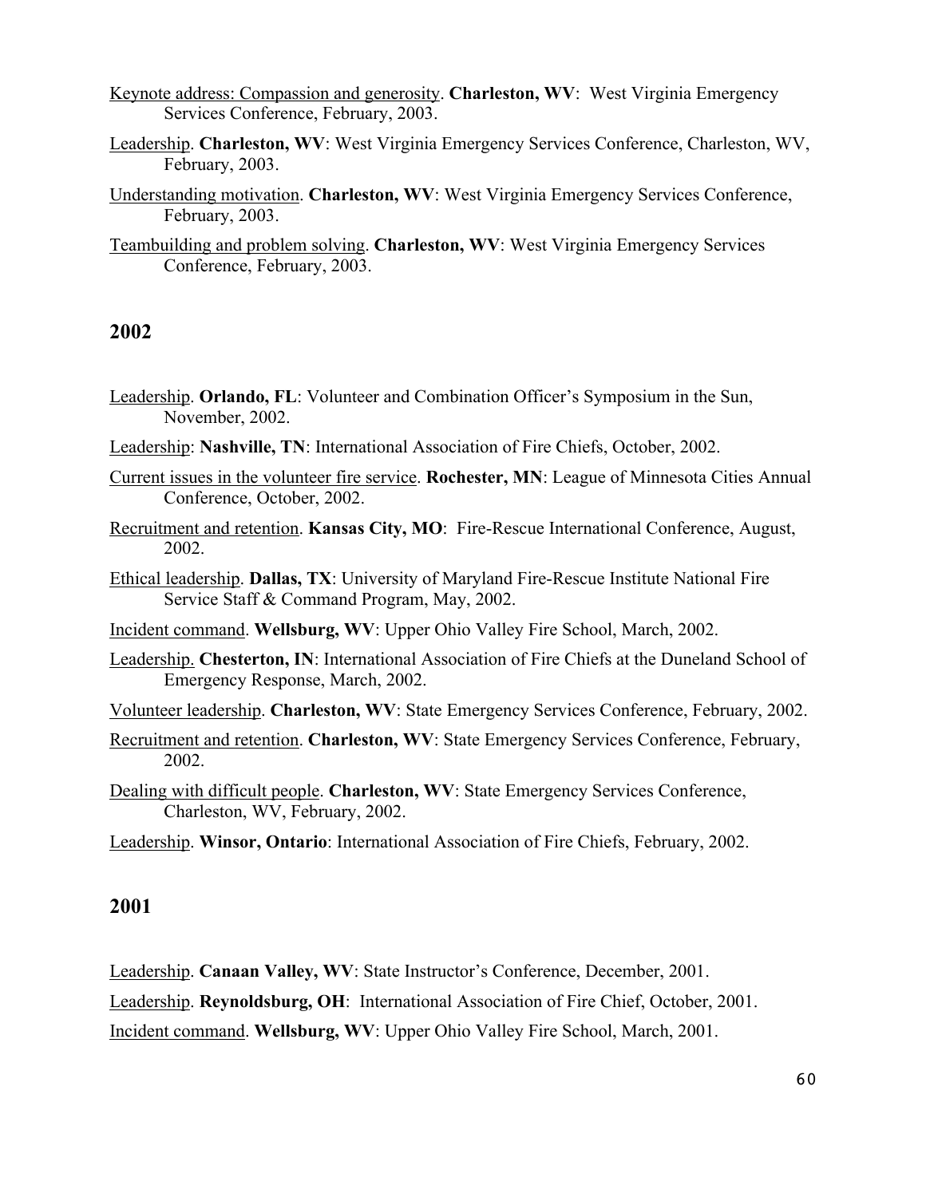<u>Keynote address: Compassion and generosity</u>. **Charleston, WV**: West Virginia Emergency Services Conference, February, 2003.

<u>Leadership</u>. **Charleston, WV**: West Virginia Emergency Services Conference, Charleston, WV, February, 2003.

<u>Understanding motivation</u>. **Charleston, WV**: West Virginia Emergency Services Conference, February, 2003.

<u>Teambuilding and problem solving</u>. **Charleston, WV**: West Virginia Emergency Services Conference, February, 2003.

## 2002

<u>Leadership</u>. **Orlando, FL**: Volunteer and Combination Officer's Symposium in the Sun, November, 2002.

<u>Leadership</u>: **Nashville, TN**: International Association of Fire Chiefs, October, 2002.

<u>Current issues in the volunteer fire service</u>. **Rochester, MN**: League of Minnesota Cities Annual Conference, October, 2002.

<u>Recruitment and retention</u>. **Kansas City, MO**: Fire-Rescue International Conference, August, 2002.

<u>Ethical leadership</u>. **Dallas, TX**: University of Maryland Fire-Rescue Institute National Fire Service Staff & Command Program, May, 2002.

<u>Incident command</u>. **Wellsburg, WV**: Upper Ohio Valley Fire School, March, 2002.

<u>Leadership.</u> **Chesterton, IN**: International Association of Fire Chiefs at the Duneland School of Emergency Response, March, 2002.

<u>Volunteer leadership</u>. **Charleston, WV**: State Emergency Services Conference, February, 2002.

<u>Recruitment and retention</u>. **Charleston, WV**: State Emergency Services Conference, February, 2002.

<u>Dealing with difficult people</u>. **Charleston, WV**: State Emergency Services Conference, Charleston, WV, February, 2002.

<u>Leadership</u>. **Winsor, Ontario**: International Association of Fire Chiefs, February, 2002.

## 2001

<u>Leadership</u>. **Canaan Valley, WV**: State Instructor's Conference, December, 2001.

<u>Leadership</u>. **Reynoldsburg, OH**: International Association of Fire Chief, October, 2001.

<u>Incident command</u>. **Wellsburg, WV**: Upper Ohio Valley Fire School, March, 2001.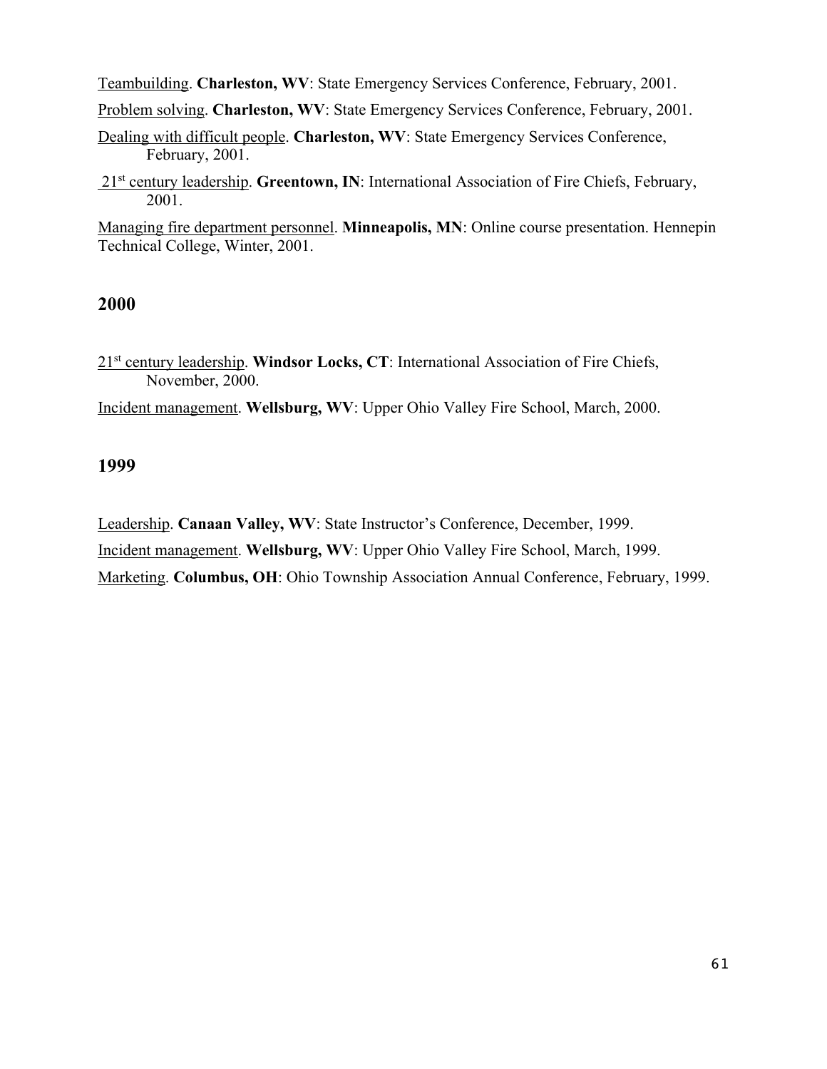<u>Teambuilding</u>. **Charleston, WV**: State Emergency Services Conference, February, 2001.

<u>Problem solving</u>. **Charleston, WV**: State Emergency Services Conference, February, 2001.

<u>Dealing with difficult people</u>. **Charleston, WV**: State Emergency Services Conference, February, 2001.

<u>21st century leadership</u>. **Greentown, IN**: International Association of Fire Chiefs, February, 2001.

<u>Managing fire department personnel</u>. **Minneapolis, MN**: Online course presentation. Hennepin Technical College, Winter, 2001.

## 2000

<u>21st century leadership</u>. **Windsor Locks, CT**: International Association of Fire Chiefs, November, 2000.

<u>Incident management</u>. **Wellsburg, WV**: Upper Ohio Valley Fire School, March, 2000.

## 1999

<u>Leadership</u>. **Canaan Valley, WV**: State Instructor's Conference, December, 1999.

<u>Incident management</u>. **Wellsburg, WV**: Upper Ohio Valley Fire School, March, 1999.

<u>Marketing</u>. **Columbus, OH**: Ohio Township Association Annual Conference, February, 1999.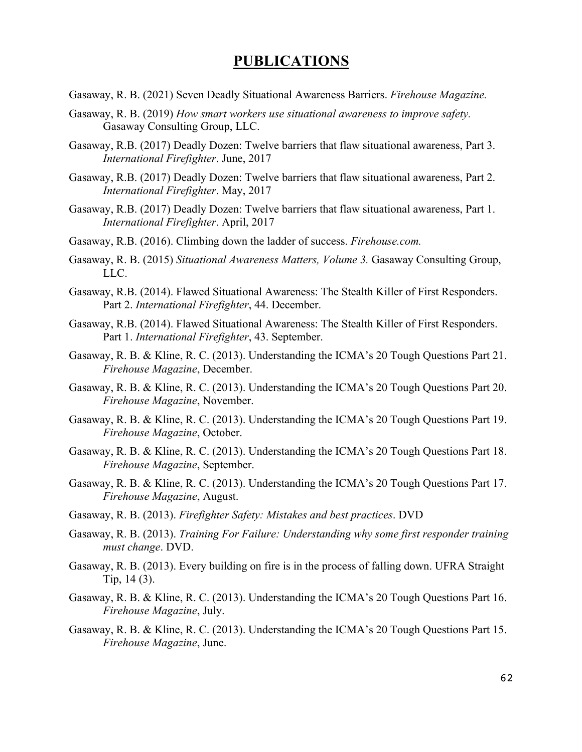# PUBLICATIONS

Gasaway, R. B. (2021) Seven Deadly Situational Awareness Barriers. *Firehouse Magazine.*

Gasaway, R. B. (2019) *How smart workers use situational awareness to improve safety.* Gasaway Consulting Group, LLC.

Gasaway, R.B. (2017) Deadly Dozen: Twelve barriers that flaw situational awareness, Part 3. *International Firefighter*. June, 2017

Gasaway, R.B. (2017) Deadly Dozen: Twelve barriers that flaw situational awareness, Part 2. *International Firefighter*. May, 2017

Gasaway, R.B. (2017) Deadly Dozen: Twelve barriers that flaw situational awareness, Part 1. *International Firefighter*. April, 2017

Gasaway, R.B. (2016). Climbing down the ladder of success. *Firehouse.com.*

Gasaway, R. B. (2015) *Situational Awareness Matters, Volume 3.* Gasaway Consulting Group, LLC.

Gasaway, R.B. (2014). Flawed Situational Awareness: The Stealth Killer of First Responders. Part 2. *International Firefighter*, 44. December.

Gasaway, R.B. (2014). Flawed Situational Awareness: The Stealth Killer of First Responders. Part 1. *International Firefighter*, 43. September.

Gasaway, R. B. & Kline, R. C. (2013). Understanding the ICMA's 20 Tough Questions Part 21. *Firehouse Magazine*, December.

Gasaway, R. B. & Kline, R. C. (2013). Understanding the ICMA's 20 Tough Questions Part 20. *Firehouse Magazine*, November.

Gasaway, R. B. & Kline, R. C. (2013). Understanding the ICMA's 20 Tough Questions Part 19. *Firehouse Magazine*, October.

Gasaway, R. B. & Kline, R. C. (2013). Understanding the ICMA's 20 Tough Questions Part 18. *Firehouse Magazine*, September.

Gasaway, R. B. & Kline, R. C. (2013). Understanding the ICMA's 20 Tough Questions Part 17. *Firehouse Magazine*, August.

Gasaway, R. B. (2013). *Firefighter Safety: Mistakes and best practices*. DVD

Gasaway, R. B. (2013). *Training For Failure: Understanding why some first responder training must change*. DVD.

Gasaway, R. B. (2013). Every building on fire is in the process of falling down. UFRA Straight Tip, 14 (3).

Gasaway, R. B. & Kline, R. C. (2013). Understanding the ICMA's 20 Tough Questions Part 16. *Firehouse Magazine*, July.

Gasaway, R. B. & Kline, R. C. (2013). Understanding the ICMA's 20 Tough Questions Part 15. *Firehouse Magazine*, June.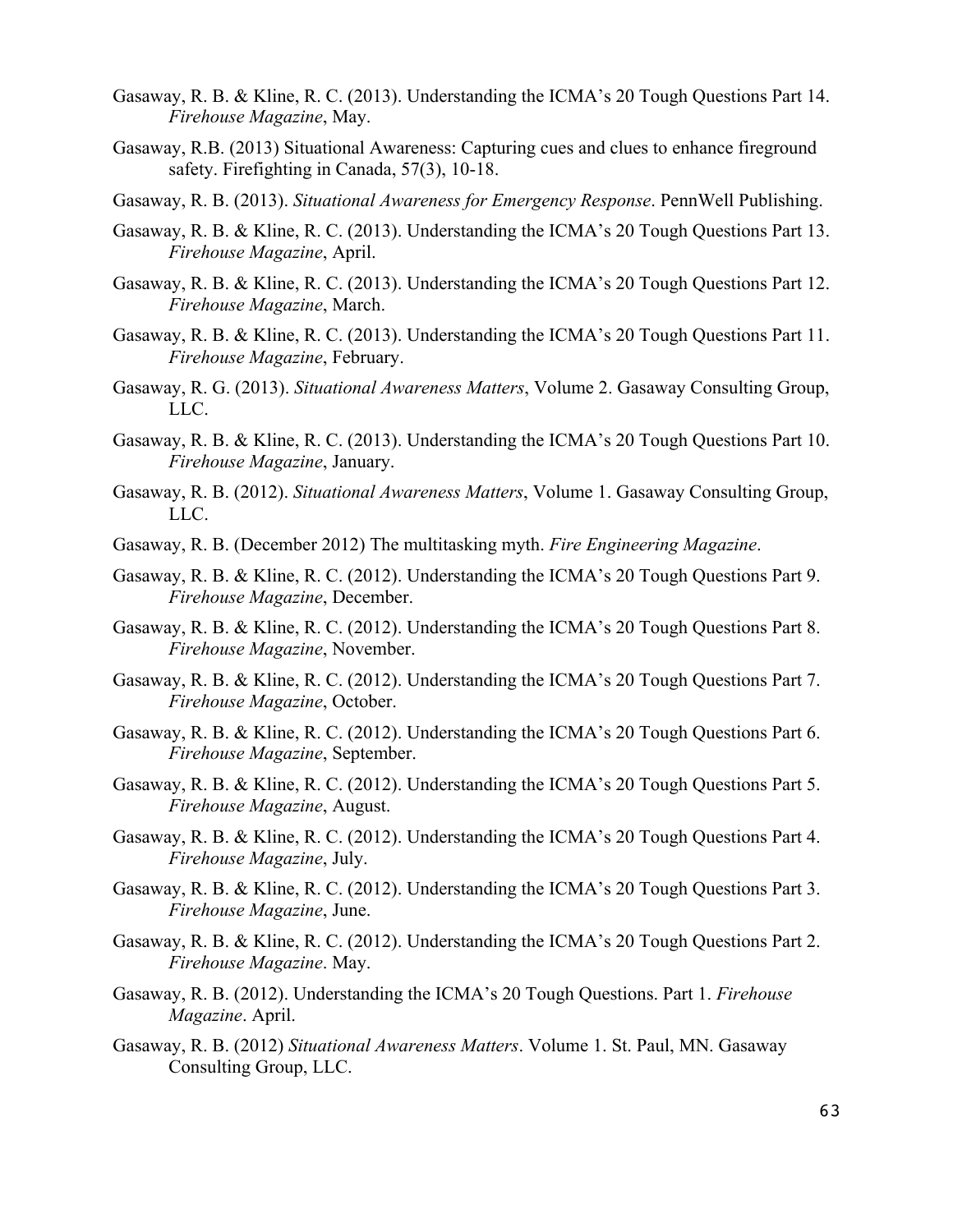Gasaway, R. B. & Kline, R. C. (2013). Understanding the ICMA's 20 Tough Questions Part 14. *Firehouse Magazine*, May.

Gasaway, R.B. (2013) Situational Awareness: Capturing cues and clues to enhance fireground safety. Firefighting in Canada, 57(3), 10-18.

Gasaway, R. B. (2013). *Situational Awareness for Emergency Response*. PennWell Publishing.

Gasaway, R. B. & Kline, R. C. (2013). Understanding the ICMA's 20 Tough Questions Part 13. *Firehouse Magazine*, April.

Gasaway, R. B. & Kline, R. C. (2013). Understanding the ICMA's 20 Tough Questions Part 12. *Firehouse Magazine*, March.

Gasaway, R. B. & Kline, R. C. (2013). Understanding the ICMA's 20 Tough Questions Part 11. *Firehouse Magazine*, February.

Gasaway, R. G. (2013). *Situational Awareness Matters*, Volume 2. Gasaway Consulting Group, LLC.

Gasaway, R. B. & Kline, R. C. (2013). Understanding the ICMA's 20 Tough Questions Part 10. *Firehouse Magazine*, January.

Gasaway, R. B. (2012). *Situational Awareness Matters*, Volume 1. Gasaway Consulting Group, LLC.

Gasaway, R. B. (December 2012) The multitasking myth. *Fire Engineering Magazine*.

Gasaway, R. B. & Kline, R. C. (2012). Understanding the ICMA's 20 Tough Questions Part 9. *Firehouse Magazine*, December.

Gasaway, R. B. & Kline, R. C. (2012). Understanding the ICMA's 20 Tough Questions Part 8. *Firehouse Magazine*, November.

Gasaway, R. B. & Kline, R. C. (2012). Understanding the ICMA's 20 Tough Questions Part 7. *Firehouse Magazine*, October.

Gasaway, R. B. & Kline, R. C. (2012). Understanding the ICMA's 20 Tough Questions Part 6. *Firehouse Magazine*, September.

Gasaway, R. B. & Kline, R. C. (2012). Understanding the ICMA's 20 Tough Questions Part 5. *Firehouse Magazine*, August.

Gasaway, R. B. & Kline, R. C. (2012). Understanding the ICMA's 20 Tough Questions Part 4. *Firehouse Magazine*, July.

Gasaway, R. B. & Kline, R. C. (2012). Understanding the ICMA's 20 Tough Questions Part 3. *Firehouse Magazine*, June.

Gasaway, R. B. & Kline, R. C. (2012). Understanding the ICMA's 20 Tough Questions Part 2. *Firehouse Magazine*. May.

Gasaway, R. B. (2012). Understanding the ICMA's 20 Tough Questions. Part 1. *Firehouse Magazine*. April.

Gasaway, R. B. (2012) *Situational Awareness Matters*. Volume 1. St. Paul, MN. Gasaway Consulting Group, LLC.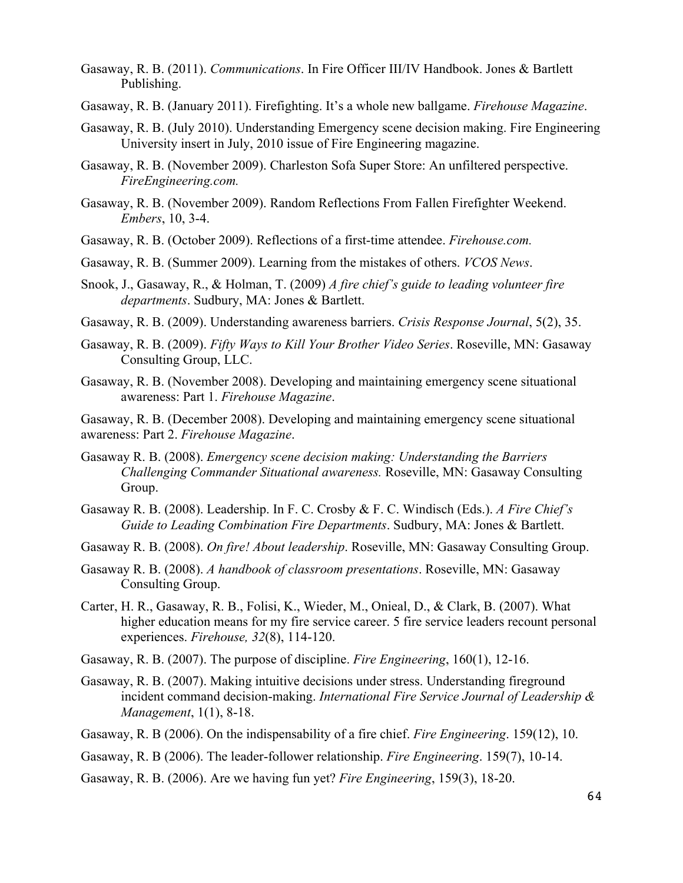Gasaway, R. B. (2011). *Communications*. In Fire Officer III/IV Handbook. Jones & Bartlett Publishing.

Gasaway, R. B. (January 2011). Firefighting. It's a whole new ballgame. *Firehouse Magazine*.

Gasaway, R. B. (July 2010). Understanding Emergency scene decision making. Fire Engineering University insert in July, 2010 issue of Fire Engineering magazine.

Gasaway, R. B. (November 2009). Charleston Sofa Super Store: An unfiltered perspective. *FireEngineering.com.*

Gasaway, R. B. (November 2009). Random Reflections From Fallen Firefighter Weekend. *Embers*, 10, 3-4.

Gasaway, R. B. (October 2009). Reflections of a first-time attendee. *Firehouse.com.*

Gasaway, R. B. (Summer 2009). Learning from the mistakes of others. *VCOS News*.

Snook, J., Gasaway, R., & Holman, T. (2009) *A fire chief's guide to leading volunteer fire departments*. Sudbury, MA: Jones & Bartlett.

Gasaway, R. B. (2009). Understanding awareness barriers. *Crisis Response Journal*, 5(2), 35.

Gasaway, R. B. (2009). *Fifty Ways to Kill Your Brother Video Series*. Roseville, MN: Gasaway Consulting Group, LLC.

Gasaway, R. B. (November 2008). Developing and maintaining emergency scene situational awareness: Part 1. *Firehouse Magazine*.

Gasaway, R. B. (December 2008). Developing and maintaining emergency scene situational awareness: Part 2. *Firehouse Magazine*.

Gasaway R. B. (2008). *Emergency scene decision making: Understanding the Barriers Challenging Commander Situational awareness.* Roseville, MN: Gasaway Consulting Group.

Gasaway R. B. (2008). Leadership. In F. C. Crosby & F. C. Windisch (Eds.). *A Fire Chief's Guide to Leading Combination Fire Departments*. Sudbury, MA: Jones & Bartlett.

Gasaway R. B. (2008). *On fire! About leadership*. Roseville, MN: Gasaway Consulting Group.

Gasaway R. B. (2008). *A handbook of classroom presentations*. Roseville, MN: Gasaway Consulting Group.

Carter, H. R., Gasaway, R. B., Folisi, K., Wieder, M., Onieal, D., & Clark, B. (2007). What higher education means for my fire service career. 5 fire service leaders recount personal experiences. *Firehouse, 32*(8), 114-120.

Gasaway, R. B. (2007). The purpose of discipline. *Fire Engineering*, 160(1), 12-16.

Gasaway, R. B. (2007). Making intuitive decisions under stress. Understanding fireground incident command decision-making. *International Fire Service Journal of Leadership & Management*, 1(1), 8-18.

Gasaway, R. B (2006). On the indispensability of a fire chief. *Fire Engineering*. 159(12), 10.

Gasaway, R. B (2006). The leader-follower relationship. *Fire Engineering*. 159(7), 10-14.

Gasaway, R. B. (2006). Are we having fun yet? *Fire Engineering*, 159(3), 18-20.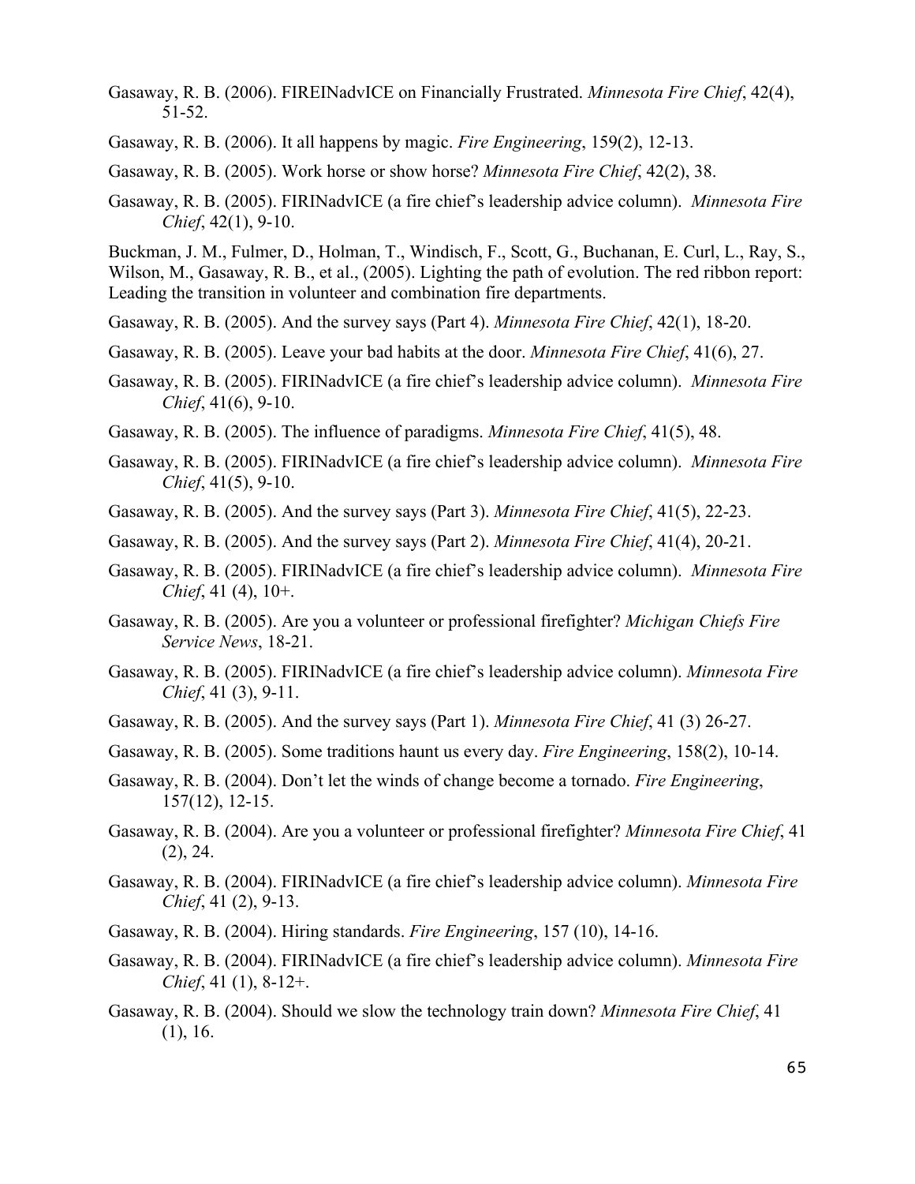Gasaway, R. B. (2006). FIREINadvICE on Financially Frustrated. *Minnesota Fire Chief*, 42(4), 51-52.

Gasaway, R. B. (2006). It all happens by magic. *Fire Engineering*, 159(2), 12-13.

Gasaway, R. B. (2005). Work horse or show horse? *Minnesota Fire Chief*, 42(2), 38.

Gasaway, R. B. (2005). FIRINadvICE (a fire chief's leadership advice column). *Minnesota Fire Chief*, 42(1), 9-10.

Buckman, J. M., Fulmer, D., Holman, T., Windisch, F., Scott, G., Buchanan, E. Curl, L., Ray, S., Wilson, M., Gasaway, R. B., et al., (2005). Lighting the path of evolution. The red ribbon report: Leading the transition in volunteer and combination fire departments.

Gasaway, R. B. (2005). And the survey says (Part 4). *Minnesota Fire Chief*, 42(1), 18-20.

Gasaway, R. B. (2005). Leave your bad habits at the door. *Minnesota Fire Chief*, 41(6), 27.

Gasaway, R. B. (2005). FIRINadvICE (a fire chief's leadership advice column). *Minnesota Fire Chief*, 41(6), 9-10.

Gasaway, R. B. (2005). The influence of paradigms. *Minnesota Fire Chief*, 41(5), 48.

Gasaway, R. B. (2005). FIRINadvICE (a fire chief's leadership advice column). *Minnesota Fire Chief*, 41(5), 9-10.

Gasaway, R. B. (2005). And the survey says (Part 3). *Minnesota Fire Chief*, 41(5), 22-23.

Gasaway, R. B. (2005). And the survey says (Part 2). *Minnesota Fire Chief*, 41(4), 20-21.

Gasaway, R. B. (2005). FIRINadvICE (a fire chief's leadership advice column). *Minnesota Fire Chief*, 41 (4), 10+.

Gasaway, R. B. (2005). Are you a volunteer or professional firefighter? *Michigan Chiefs Fire Service News*, 18-21.

Gasaway, R. B. (2005). FIRINadvICE (a fire chief's leadership advice column). *Minnesota Fire Chief*, 41 (3), 9-11.

Gasaway, R. B. (2005). And the survey says (Part 1). *Minnesota Fire Chief*, 41 (3) 26-27.

Gasaway, R. B. (2005). Some traditions haunt us every day. *Fire Engineering*, 158(2), 10-14.

Gasaway, R. B. (2004). Don't let the winds of change become a tornado. *Fire Engineering*, 157(12), 12-15.

Gasaway, R. B. (2004). Are you a volunteer or professional firefighter? *Minnesota Fire Chief*, 41 (2), 24.

Gasaway, R. B. (2004). FIRINadvICE (a fire chief's leadership advice column). *Minnesota Fire Chief*, 41 (2), 9-13.

Gasaway, R. B. (2004). Hiring standards. *Fire Engineering*, 157 (10), 14-16.

Gasaway, R. B. (2004). FIRINadvICE (a fire chief's leadership advice column). *Minnesota Fire Chief*, 41 (1), 8-12+.

Gasaway, R. B. (2004). Should we slow the technology train down? *Minnesota Fire Chief*, 41 (1), 16.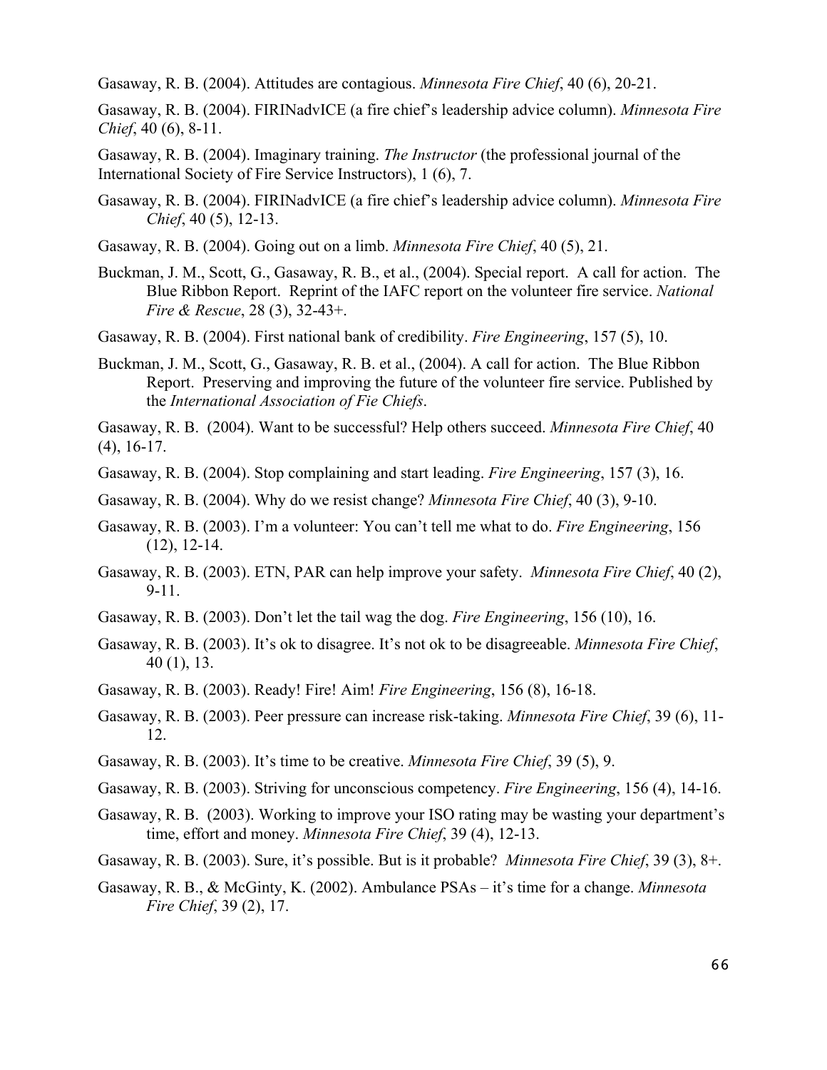Gasaway, R. B. (2004). Attitudes are contagious. *Minnesota Fire Chief*, 40 (6), 20-21.

Gasaway, R. B. (2004). FIRINadvICE (a fire chief's leadership advice column). *Minnesota Fire Chief*, 40 (6), 8-11.

Gasaway, R. B. (2004). Imaginary training. *The Instructor* (the professional journal of the International Society of Fire Service Instructors), 1 (6), 7.

Gasaway, R. B. (2004). FIRINadvICE (a fire chief's leadership advice column). *Minnesota Fire Chief*, 40 (5), 12-13.

Gasaway, R. B. (2004). Going out on a limb. *Minnesota Fire Chief*, 40 (5), 21.

Buckman, J. M., Scott, G., Gasaway, R. B., et al., (2004). Special report. A call for action. The Blue Ribbon Report. Reprint of the IAFC report on the volunteer fire service. *National Fire & Rescue*, 28 (3), 32-43+.

Gasaway, R. B. (2004). First national bank of credibility. *Fire Engineering*, 157 (5), 10.

Buckman, J. M., Scott, G., Gasaway, R. B. et al., (2004). A call for action. The Blue Ribbon Report. Preserving and improving the future of the volunteer fire service. Published by the *International Association of Fie Chiefs*.

Gasaway, R. B. (2004). Want to be successful? Help others succeed. *Minnesota Fire Chief*, 40 (4), 16-17.

Gasaway, R. B. (2004). Stop complaining and start leading. *Fire Engineering*, 157 (3), 16.

Gasaway, R. B. (2004). Why do we resist change? *Minnesota Fire Chief*, 40 (3), 9-10.

Gasaway, R. B. (2003). I'm a volunteer: You can't tell me what to do. *Fire Engineering*, 156 (12), 12-14.

Gasaway, R. B. (2003). ETN, PAR can help improve your safety. *Minnesota Fire Chief*, 40 (2), 9-11.

Gasaway, R. B. (2003). Don't let the tail wag the dog. *Fire Engineering*, 156 (10), 16.

Gasaway, R. B. (2003). It's ok to disagree. It's not ok to be disagreeable. *Minnesota Fire Chief*, 40 (1), 13.

Gasaway, R. B. (2003). Ready! Fire! Aim! *Fire Engineering*, 156 (8), 16-18.

Gasaway, R. B. (2003). Peer pressure can increase risk-taking. *Minnesota Fire Chief*, 39 (6), 11-12.

Gasaway, R. B. (2003). It's time to be creative. *Minnesota Fire Chief*, 39 (5), 9.

Gasaway, R. B. (2003). Striving for unconscious competency. *Fire Engineering*, 156 (4), 14-16.

Gasaway, R. B. (2003). Working to improve your ISO rating may be wasting your department's time, effort and money. *Minnesota Fire Chief*, 39 (4), 12-13.

Gasaway, R. B. (2003). Sure, it's possible. But is it probable? *Minnesota Fire Chief*, 39 (3), 8+.

Gasaway, R. B., & McGinty, K. (2002). Ambulance PSAs – it's time for a change. *Minnesota Fire Chief*, 39 (2), 17.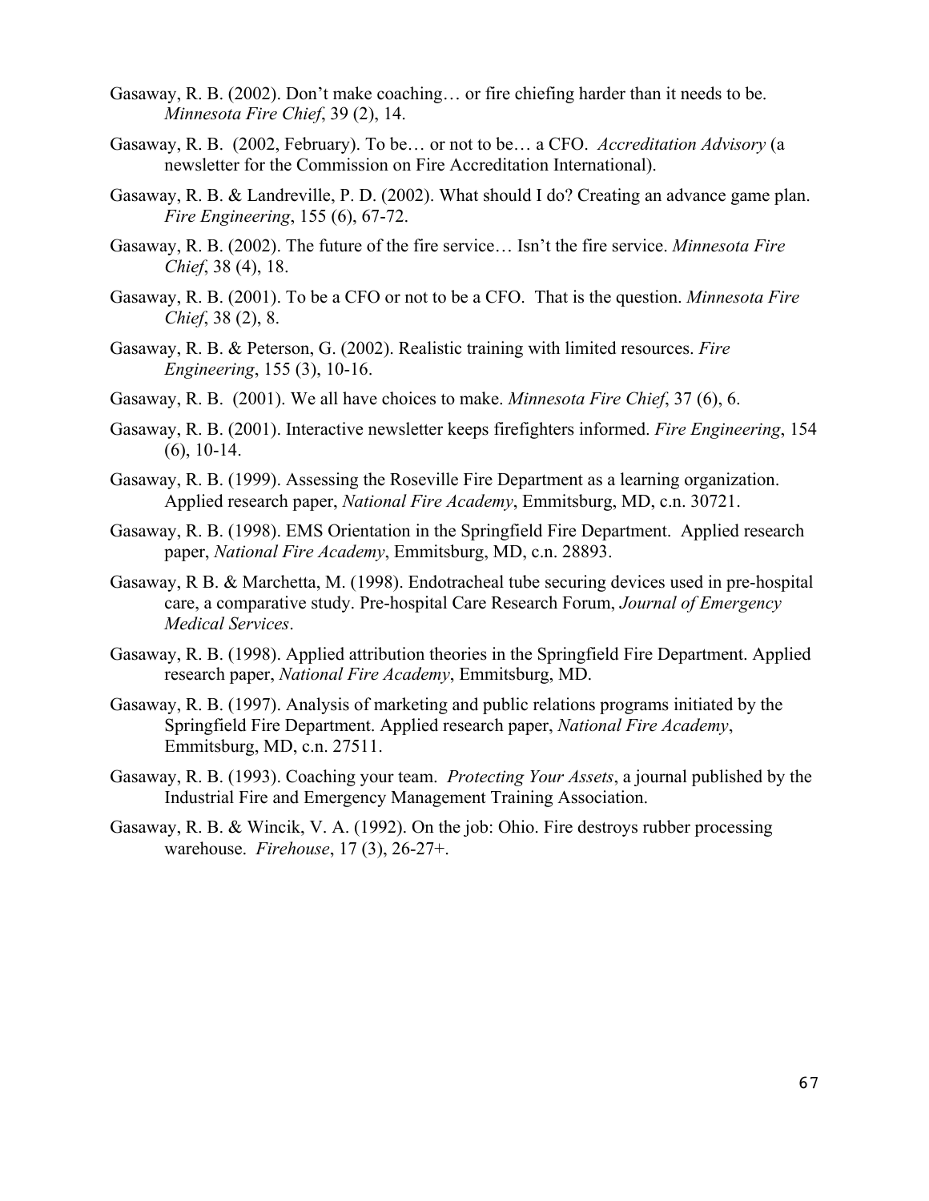Gasaway, R. B. (2002). Don't make coaching… or fire chiefing harder than it needs to be. *Minnesota Fire Chief*, 39 (2), 14.

Gasaway, R. B. (2002, February). To be… or not to be… a CFO. *Accreditation Advisory* (a newsletter for the Commission on Fire Accreditation International).

Gasaway, R. B. & Landreville, P. D. (2002). What should I do? Creating an advance game plan. *Fire Engineering*, 155 (6), 67-72.

Gasaway, R. B. (2002). The future of the fire service… Isn't the fire service. *Minnesota Fire Chief*, 38 (4), 18.

Gasaway, R. B. (2001). To be a CFO or not to be a CFO. That is the question. *Minnesota Fire Chief*, 38 (2), 8.

Gasaway, R. B. & Peterson, G. (2002). Realistic training with limited resources. *Fire Engineering*, 155 (3), 10-16.

Gasaway, R. B. (2001). We all have choices to make. *Minnesota Fire Chief*, 37 (6), 6.

Gasaway, R. B. (2001). Interactive newsletter keeps firefighters informed. *Fire Engineering*, 154 (6), 10-14.

Gasaway, R. B. (1999). Assessing the Roseville Fire Department as a learning organization. Applied research paper, *National Fire Academy*, Emmitsburg, MD, c.n. 30721.

Gasaway, R. B. (1998). EMS Orientation in the Springfield Fire Department. Applied research paper, *National Fire Academy*, Emmitsburg, MD, c.n. 28893.

Gasaway, R B. & Marchetta, M. (1998). Endotracheal tube securing devices used in pre-hospital care, a comparative study. Pre-hospital Care Research Forum, *Journal of Emergency Medical Services*.

Gasaway, R. B. (1998). Applied attribution theories in the Springfield Fire Department. Applied research paper, *National Fire Academy*, Emmitsburg, MD.

Gasaway, R. B. (1997). Analysis of marketing and public relations programs initiated by the Springfield Fire Department. Applied research paper, *National Fire Academy*, Emmitsburg, MD, c.n. 27511.

Gasaway, R. B. (1993). Coaching your team. *Protecting Your Assets*, a journal published by the Industrial Fire and Emergency Management Training Association.

Gasaway, R. B. & Wincik, V. A. (1992). On the job: Ohio. Fire destroys rubber processing warehouse. *Firehouse*, 17 (3), 26-27+.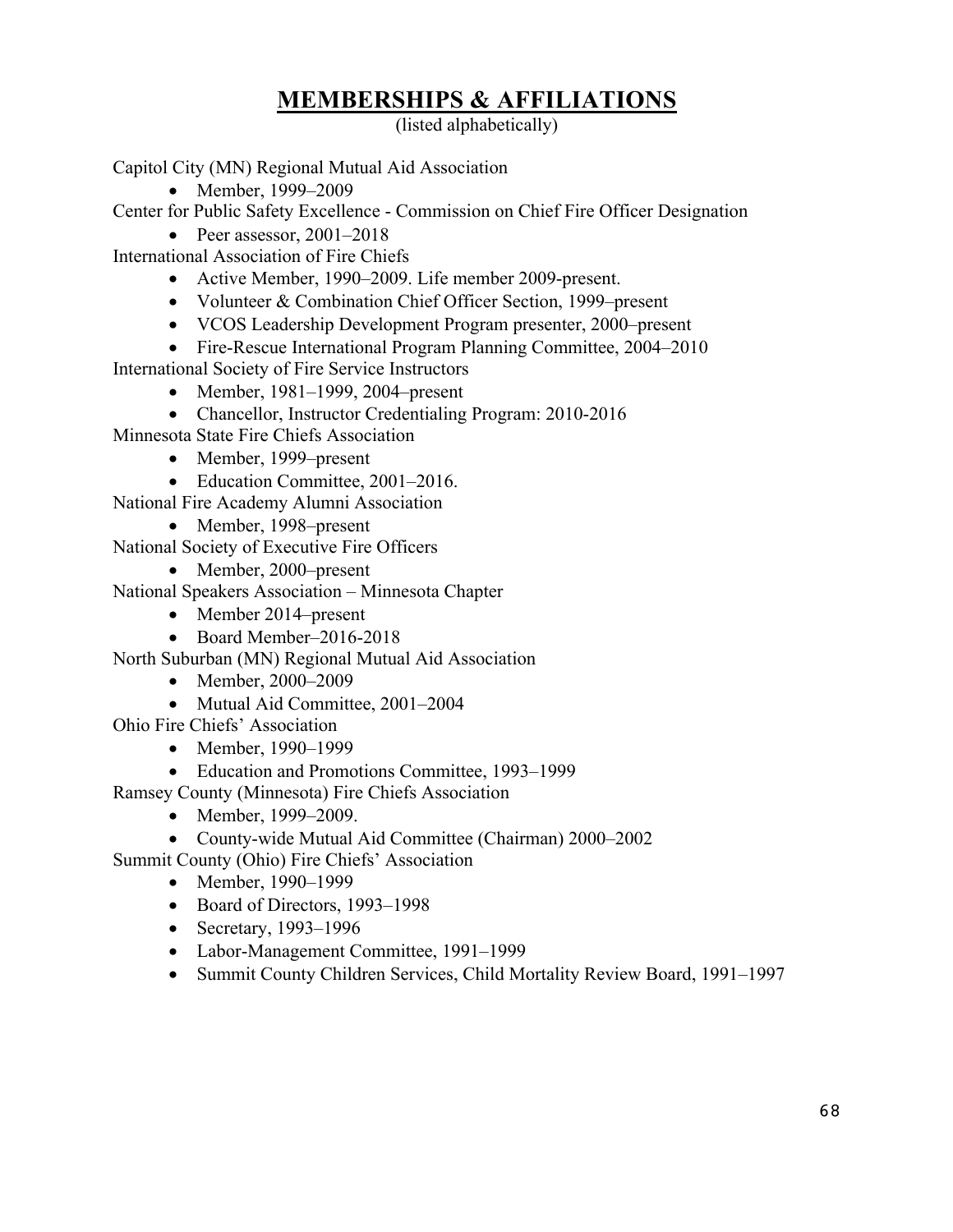# MEMBERSHIPS & AFFILIATIONS

(listed alphabetically)

Capitol City (MN) Regional Mutual Aid Association

- Member, 1999–2009

Center for Public Safety Excellence - Commission on Chief Fire Officer Designation

- Peer assessor, 2001–2018

International Association of Fire Chiefs

- Active Member, 1990–2009. Life member 2009-present.
- Volunteer & Combination Chief Officer Section, 1999–present
- VCOS Leadership Development Program presenter, 2000–present
- Fire-Rescue International Program Planning Committee, 2004–2010

International Society of Fire Service Instructors

- Member, 1981–1999, 2004–present
- Chancellor, Instructor Credentialing Program: 2010-2016

Minnesota State Fire Chiefs Association

- Member, 1999–present
- Education Committee, 2001–2016.

National Fire Academy Alumni Association

- Member, 1998–present

National Society of Executive Fire Officers

- Member, 2000–present

National Speakers Association – Minnesota Chapter

- Member 2014–present
- Board Member–2016-2018

North Suburban (MN) Regional Mutual Aid Association

- Member, 2000–2009
- Mutual Aid Committee, 2001–2004

Ohio Fire Chiefs' Association

- Member, 1990–1999
- Education and Promotions Committee, 1993–1999

Ramsey County (Minnesota) Fire Chiefs Association

- Member, 1999–2009.
- County-wide Mutual Aid Committee (Chairman) 2000–2002

Summit County (Ohio) Fire Chiefs' Association

- Member, 1990–1999
- Board of Directors, 1993–1998
- Secretary, 1993–1996
- Labor-Management Committee, 1991–1999
- Summit County Children Services, Child Mortality Review Board, 1991–1997